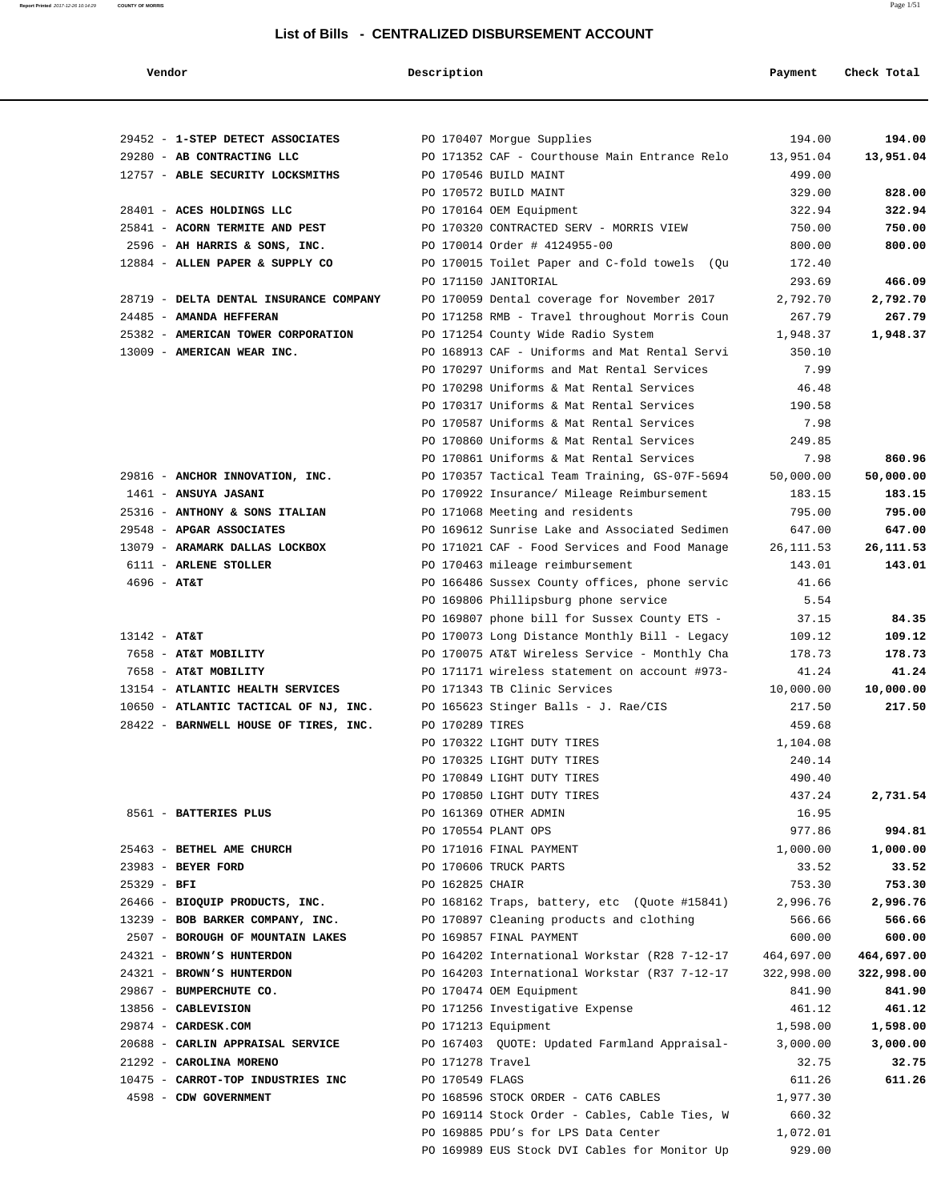# List of Bills - CENTRALIZED DISBURSEMENT ACCOUNT

| Vendor | Description | Payment | Check Total |
|---|---|---|---|
| 29452 - **1-STEP DETECT ASSOCIATES** | PO 170407 Morgue Supplies | 194.00 | **194.00** |
| 29280 - **AB CONTRACTING LLC** | PO 171352 CAF - Courthouse Main Entrance Relo | 13,951.04 | **13,951.04** |
| 12757 - **ABLE SECURITY LOCKSMITHS** | PO 170546 BUILD MAINT | 499.00 | |
| | PO 170572 BUILD MAINT | 329.00 | **828.00** |
| 28401 - **ACES HOLDINGS LLC** | PO 170164 OEM Equipment | 322.94 | **322.94** |
| 25841 - **ACORN TERMITE AND PEST** | PO 170320 CONTRACTED SERV - MORRIS VIEW | 750.00 | **750.00** |
| 2596 - **AH HARRIS & SONS, INC.** | PO 170014 Order # 4124955-00 | 800.00 | **800.00** |
| 12884 - **ALLEN PAPER & SUPPLY CO** | PO 170015 Toilet Paper and C-fold towels (Qu | 172.40 | |
| | PO 171150 JANITORIAL | 293.69 | **466.09** |
| 28719 - **DELTA DENTAL INSURANCE COMPANY** | PO 170059 Dental coverage for November 2017 | 2,792.70 | **2,792.70** |
| 24485 - **AMANDA HEFFERAN** | PO 171258 RMB - Travel throughout Morris Coun | 267.79 | **267.79** |
| 25382 - **AMERICAN TOWER CORPORATION** | PO 171254 County Wide Radio System | 1,948.37 | **1,948.37** |
| 13009 - **AMERICAN WEAR INC.** | PO 168913 CAF - Uniforms and Mat Rental Servi | 350.10 | |
| | PO 170297 Uniforms and Mat Rental Services | 7.99 | |
| | PO 170298 Uniforms & Mat Rental Services | 46.48 | |
| | PO 170317 Uniforms & Mat Rental Services | 190.58 | |
| | PO 170587 Uniforms & Mat Rental Services | 7.98 | |
| | PO 170860 Uniforms & Mat Rental Services | 249.85 | |
| | PO 170861 Uniforms & Mat Rental Services | 7.98 | **860.96** |
| 29816 - **ANCHOR INNOVATION, INC.** | PO 170357 Tactical Team Training, GS-07F-5694 | 50,000.00 | **50,000.00** |
| 1461 - **ANSUYA JASANI** | PO 170922 Insurance/ Mileage Reimbursement | 183.15 | **183.15** |
| 25316 - **ANTHONY & SONS ITALIAN** | PO 171068 Meeting and residents | 795.00 | **795.00** |
| 29548 - **APGAR ASSOCIATES** | PO 169612 Sunrise Lake and Associated Sedimen | 647.00 | **647.00** |
| 13079 - **ARAMARK DALLAS LOCKBOX** | PO 171021 CAF - Food Services and Food Manage | 26,111.53 | **26,111.53** |
| 6111 - **ARLENE STOLLER** | PO 170463 mileage reimbursement | 143.01 | **143.01** |
| 4696 - **AT&T** | PO 166486 Sussex County offices, phone servic | 41.66 | |
| | PO 169806 Phillipsburg phone service | 5.54 | |
| | PO 169807 phone bill for Sussex County ETS - | 37.15 | **84.35** |
| 13142 - **AT&T** | PO 170073 Long Distance Monthly Bill - Legacy | 109.12 | **109.12** |
| 7658 - **AT&T MOBILITY** | PO 170075 AT&T Wireless Service - Monthly Cha | 178.73 | **178.73** |
| 7658 - **AT&T MOBILITY** | PO 171171 wireless statement on account #973- | 41.24 | **41.24** |
| 13154 - **ATLANTIC HEALTH SERVICES** | PO 171343 TB Clinic Services | 10,000.00 | **10,000.00** |
| 10650 - **ATLANTIC TACTICAL OF NJ, INC.** | PO 165623 Stinger Balls - J. Rae/CIS | 217.50 | **217.50** |
| 28422 - **BARNWELL HOUSE OF TIRES, INC.** | PO 170289 TIRES | 459.68 | |
| | PO 170322 LIGHT DUTY TIRES | 1,104.08 | |
| | PO 170325 LIGHT DUTY TIRES | 240.14 | |
| | PO 170849 LIGHT DUTY TIRES | 490.40 | |
| | PO 170850 LIGHT DUTY TIRES | 437.24 | **2,731.54** |
| 8561 - **BATTERIES PLUS** | PO 161369 OTHER ADMIN | 16.95 | |
| | PO 170554 PLANT OPS | 977.86 | **994.81** |
| 25463 - **BETHEL AME CHURCH** | PO 171016 FINAL PAYMENT | 1,000.00 | **1,000.00** |
| 23983 - **BEYER FORD** | PO 170606 TRUCK PARTS | 33.52 | **33.52** |
| 25329 - **BFI** | PO 162825 CHAIR | 753.30 | **753.30** |
| 26466 - **BIOQUIP PRODUCTS, INC.** | PO 168162 Traps, battery, etc (Quote #15841) | 2,996.76 | **2,996.76** |
| 13239 - **BOB BARKER COMPANY, INC.** | PO 170897 Cleaning products and clothing | 566.66 | **566.66** |
| 2507 - **BOROUGH OF MOUNTAIN LAKES** | PO 169857 FINAL PAYMENT | 600.00 | **600.00** |
| 24321 - **BROWN'S HUNTERDON** | PO 164202 International Workstar (R28 7-12-17 | 464,697.00 | **464,697.00** |
| 24321 - **BROWN'S HUNTERDON** | PO 164203 International Workstar (R37 7-12-17 | 322,998.00 | **322,998.00** |
| 29867 - **BUMPERCHUTE CO.** | PO 170474 OEM Equipment | 841.90 | **841.90** |
| 13856 - **CABLEVISION** | PO 171256 Investigative Expense | 461.12 | **461.12** |
| 29874 - **CARDESK.COM** | PO 171213 Equipment | 1,598.00 | **1,598.00** |
| 20688 - **CARLIN APPRAISAL SERVICE** | PO 167403 QUOTE: Updated Farmland Appraisal- | 3,000.00 | **3,000.00** |
| 21292 - **CAROLINA MORENO** | PO 171278 Travel | 32.75 | **32.75** |
| 10475 - **CARROT-TOP INDUSTRIES INC** | PO 170549 FLAGS | 611.26 | **611.26** |
| 4598 - **CDW GOVERNMENT** | PO 168596 STOCK ORDER - CAT6 CABLES | 1,977.30 | |
| | PO 169114 Stock Order - Cables, Cable Ties, W | 660.32 | |
| | PO 169885 PDU's for LPS Data Center | 1,072.01 | |
| | PO 169989 EUS Stock DVI Cables for Monitor Up | 929.00 | |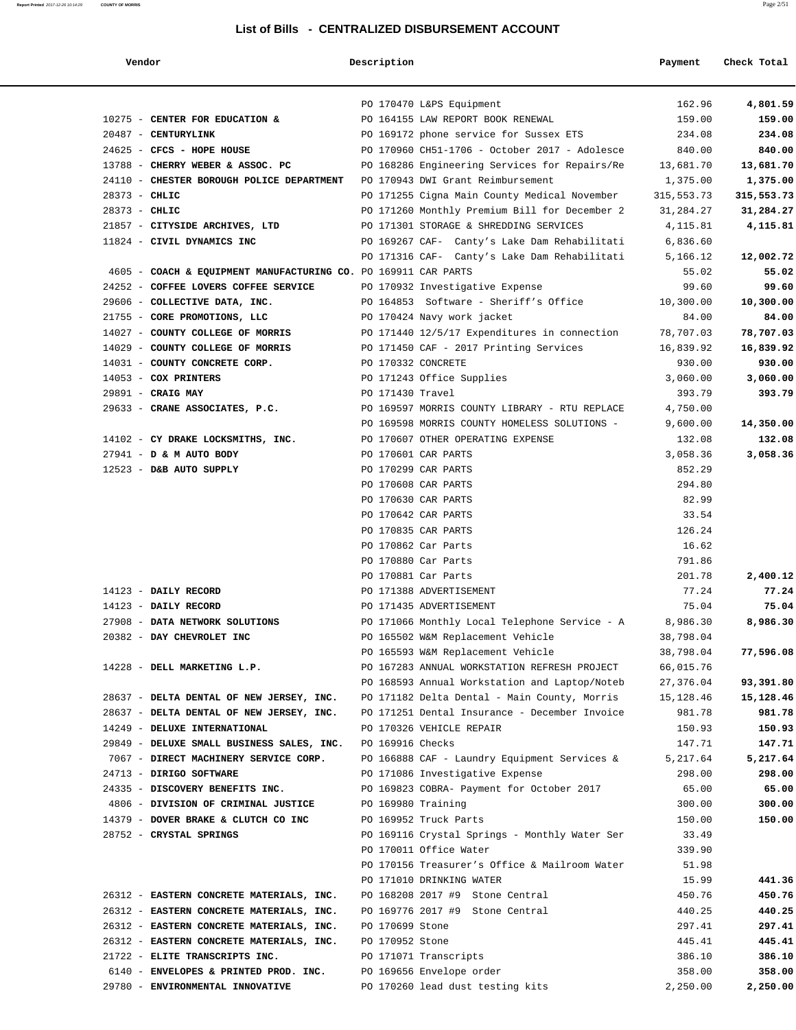## List of Bills - CENTRALIZED DISBURSEMENT ACCOUNT

| Vendor | Description | Payment | Check Total |
|---|---|---|---|
| | PO 170470 L&PS Equipment | 162.96 | **4,801.59** |
| 10275 - **CENTER FOR EDUCATION &** | PO 164155 LAW REPORT BOOK RENEWAL | 159.00 | **159.00** |
| 20487 - **CENTURYLINK** | PO 169172 phone service for Sussex ETS | 234.08 | **234.08** |
| 24625 - **CFCS - HOPE HOUSE** | PO 170960 CH51-1706 - October 2017 - Adolesce | 840.00 | **840.00** |
| 13788 - **CHERRY WEBER & ASSOC. PC** | PO 168286 Engineering Services for Repairs/Re | 13,681.70 | **13,681.70** |
| 24110 - **CHESTER BOROUGH POLICE DEPARTMENT** | PO 170943 DWI Grant Reimbursement | 1,375.00 | **1,375.00** |
| 28373 - **CHLIC** | PO 171255 Cigna Main County Medical November | 315,553.73 | **315,553.73** |
| 28373 - **CHLIC** | PO 171260 Monthly Premium Bill for December 2 | 31,284.27 | **31,284.27** |
| 21857 - **CITYSIDE ARCHIVES, LTD** | PO 171301 STORAGE & SHREDDING SERVICES | 4,115.81 | **4,115.81** |
| 11824 - **CIVIL DYNAMICS INC** | PO 169267 CAF- Canty's Lake Dam Rehabilitati | 6,836.60 | |
| | PO 171316 CAF- Canty's Lake Dam Rehabilitati | 5,166.12 | **12,002.72** |
| 4605 - **COACH & EQUIPMENT MANUFACTURING CO.** | PO 169911 CAR PARTS | 55.02 | **55.02** |
| 24252 - **COFFEE LOVERS COFFEE SERVICE** | PO 170932 Investigative Expense | 99.60 | **99.60** |
| 29606 - **COLLECTIVE DATA, INC.** | PO 164853 Software - Sheriff's Office | 10,300.00 | **10,300.00** |
| 21755 - **CORE PROMOTIONS, LLC** | PO 170424 Navy work jacket | 84.00 | **84.00** |
| 14027 - **COUNTY COLLEGE OF MORRIS** | PO 171440 12/5/17 Expenditures in connection | 78,707.03 | **78,707.03** |
| 14029 - **COUNTY COLLEGE OF MORRIS** | PO 171450 CAF - 2017 Printing Services | 16,839.92 | **16,839.92** |
| 14031 - **COUNTY CONCRETE CORP.** | PO 170332 CONCRETE | 930.00 | **930.00** |
| 14053 - **COX PRINTERS** | PO 171243 Office Supplies | 3,060.00 | **3,060.00** |
| 29891 - **CRAIG MAY** | PO 171430 Travel | 393.79 | **393.79** |
| 29633 - **CRANE ASSOCIATES, P.C.** | PO 169597 MORRIS COUNTY LIBRARY - RTU REPLACE | 4,750.00 | |
| | PO 169598 MORRIS COUNTY HOMELESS SOLUTIONS - | 9,600.00 | **14,350.00** |
| 14102 - **CY DRAKE LOCKSMITHS, INC.** | PO 170607 OTHER OPERATING EXPENSE | 132.08 | **132.08** |
| 27941 - **D & M AUTO BODY** | PO 170601 CAR PARTS | 3,058.36 | **3,058.36** |
| 12523 - **D&B AUTO SUPPLY** | PO 170299 CAR PARTS | 852.29 | |
| | PO 170608 CAR PARTS | 294.80 | |
| | PO 170630 CAR PARTS | 82.99 | |
| | PO 170642 CAR PARTS | 33.54 | |
| | PO 170835 CAR PARTS | 126.24 | |
| | PO 170862 Car Parts | 16.62 | |
| | PO 170880 Car Parts | 791.86 | |
| | PO 170881 Car Parts | 201.78 | **2,400.12** |
| 14123 - **DAILY RECORD** | PO 171388 ADVERTISEMENT | 77.24 | **77.24** |
| 14123 - **DAILY RECORD** | PO 171435 ADVERTISEMENT | 75.04 | **75.04** |
| 27908 - **DATA NETWORK SOLUTIONS** | PO 171066 Monthly Local Telephone Service - A | 8,986.30 | **8,986.30** |
| 20382 - **DAY CHEVROLET INC** | PO 165502 W&M Replacement Vehicle | 38,798.04 | |
| | PO 165593 W&M Replacement Vehicle | 38,798.04 | **77,596.08** |
| 14228 - **DELL MARKETING L.P.** | PO 167283 ANNUAL WORKSTATION REFRESH PROJECT | 66,015.76 | |
| | PO 168593 Annual Workstation and Laptop/Noteb | 27,376.04 | **93,391.80** |
| 28637 - **DELTA DENTAL OF NEW JERSEY, INC.** | PO 171182 Delta Dental - Main County, Morris | 15,128.46 | **15,128.46** |
| 28637 - **DELTA DENTAL OF NEW JERSEY, INC.** | PO 171251 Dental Insurance - December Invoice | 981.78 | **981.78** |
| 14249 - **DELUXE INTERNATIONAL** | PO 170326 VEHICLE REPAIR | 150.93 | **150.93** |
| 29849 - **DELUXE SMALL BUSINESS SALES, INC.** | PO 169916 Checks | 147.71 | **147.71** |
| 7067 - **DIRECT MACHINERY SERVICE CORP.** | PO 166888 CAF - Laundry Equipment Services & | 5,217.64 | **5,217.64** |
| 24713 - **DIRIGO SOFTWARE** | PO 171086 Investigative Expense | 298.00 | **298.00** |
| 24335 - **DISCOVERY BENEFITS INC.** | PO 169823 COBRA- Payment for October 2017 | 65.00 | **65.00** |
| 4806 - **DIVISION OF CRIMINAL JUSTICE** | PO 169980 Training | 300.00 | **300.00** |
| 14379 - **DOVER BRAKE & CLUTCH CO INC** | PO 169952 Truck Parts | 150.00 | **150.00** |
| 28752 - **CRYSTAL SPRINGS** | PO 169116 Crystal Springs - Monthly Water Ser | 33.49 | |
| | PO 170011 Office Water | 339.90 | |
| | PO 170156 Treasurer's Office & Mailroom Water | 51.98 | |
| | PO 171010 DRINKING WATER | 15.99 | **441.36** |
| 26312 - **EASTERN CONCRETE MATERIALS, INC.** | PO 168208 2017 #9 Stone Central | 450.76 | **450.76** |
| 26312 - **EASTERN CONCRETE MATERIALS, INC.** | PO 169776 2017 #9 Stone Central | 440.25 | **440.25** |
| 26312 - **EASTERN CONCRETE MATERIALS, INC.** | PO 170699 Stone | 297.41 | **297.41** |
| 26312 - **EASTERN CONCRETE MATERIALS, INC.** | PO 170952 Stone | 445.41 | **445.41** |
| 21722 - **ELITE TRANSCRIPTS INC.** | PO 171071 Transcripts | 386.10 | **386.10** |
| 6140 - **ENVELOPES & PRINTED PROD. INC.** | PO 169656 Envelope order | 358.00 | **358.00** |
| 29780 - **ENVIRONMENTAL INNOVATIVE** | PO 170260 lead dust testing kits | 2,250.00 | **2,250.00** |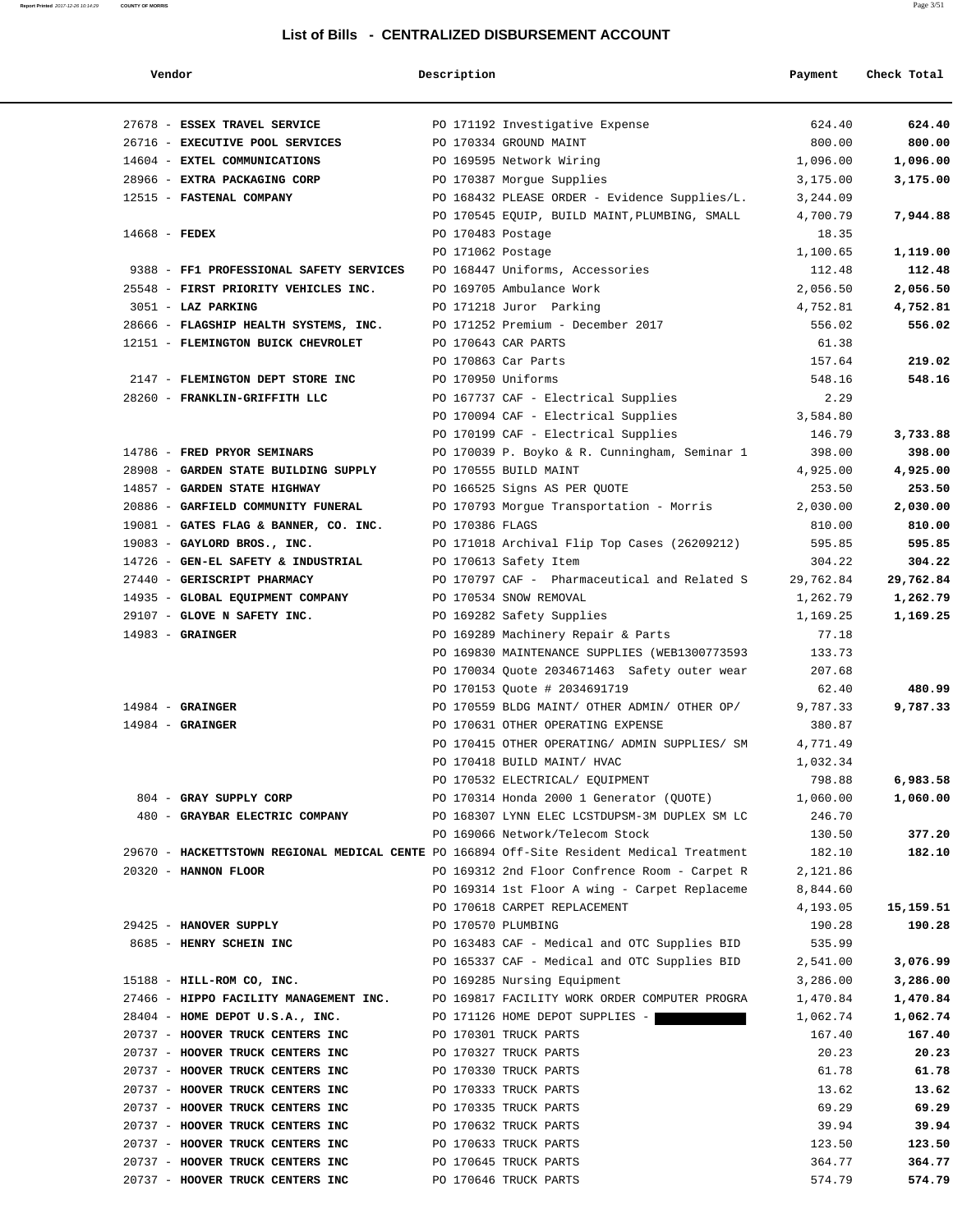## List of Bills - CENTRALIZED DISBURSEMENT ACCOUNT

| Vendor | Description | Payment | Check Total |
|---|---|---|---|
| 27678 - **ESSEX TRAVEL SERVICE** | PO 171192 Investigative Expense | 624.40 | **624.40** |
| 26716 - **EXECUTIVE POOL SERVICES** | PO 170334 GROUND MAINT | 800.00 | **800.00** |
| 14604 - **EXTEL COMMUNICATIONS** | PO 169595 Network Wiring | 1,096.00 | **1,096.00** |
| 28966 - **EXTRA PACKAGING CORP** | PO 170387 Morgue Supplies | 3,175.00 | **3,175.00** |
| 12515 - **FASTENAL COMPANY** | PO 168432 PLEASE ORDER - Evidence Supplies/L. | 3,244.09 | |
| | PO 170545 EQUIP, BUILD MAINT,PLUMBING, SMALL | 4,700.79 | **7,944.88** |
| 14668 - **FEDEX** | PO 170483 Postage | 18.35 | |
| | PO 171062 Postage | 1,100.65 | **1,119.00** |
| 9388 - **FF1 PROFESSIONAL SAFETY SERVICES** | PO 168447 Uniforms, Accessories | 112.48 | **112.48** |
| 25548 - **FIRST PRIORITY VEHICLES INC.** | PO 169705 Ambulance Work | 2,056.50 | **2,056.50** |
| 3051 - **LAZ PARKING** | PO 171218 Juror Parking | 4,752.81 | **4,752.81** |
| 28666 - **FLAGSHIP HEALTH SYSTEMS, INC.** | PO 171252 Premium - December 2017 | 556.02 | **556.02** |
| 12151 - **FLEMINGTON BUICK CHEVROLET** | PO 170643 CAR PARTS | 61.38 | |
| | PO 170863 Car Parts | 157.64 | **219.02** |
| 2147 - **FLEMINGTON DEPT STORE INC** | PO 170950 Uniforms | 548.16 | **548.16** |
| 28260 - **FRANKLIN-GRIFFITH LLC** | PO 167737 CAF - Electrical Supplies | 2.29 | |
| | PO 170094 CAF - Electrical Supplies | 3,584.80 | |
| | PO 170199 CAF - Electrical Supplies | 146.79 | **3,733.88** |
| 14786 - **FRED PRYOR SEMINARS** | PO 170039 P. Boyko & R. Cunningham, Seminar 1 | 398.00 | **398.00** |
| 28908 - **GARDEN STATE BUILDING SUPPLY** | PO 170555 BUILD MAINT | 4,925.00 | **4,925.00** |
| 14857 - **GARDEN STATE HIGHWAY** | PO 166525 Signs AS PER QUOTE | 253.50 | **253.50** |
| 20886 - **GARFIELD COMMUNITY FUNERAL** | PO 170793 Morgue Transportation - Morris | 2,030.00 | **2,030.00** |
| 19081 - **GATES FLAG & BANNER, CO. INC.** | PO 170386 FLAGS | 810.00 | **810.00** |
| 19083 - **GAYLORD BROS., INC.** | PO 171018 Archival Flip Top Cases (26209212) | 595.85 | **595.85** |
| 14726 - **GEN-EL SAFETY & INDUSTRIAL** | PO 170613 Safety Item | 304.22 | **304.22** |
| 27440 - **GERISCRIPT PHARMACY** | PO 170797 CAF - Pharmaceutical and Related S | 29,762.84 | **29,762.84** |
| 14935 - **GLOBAL EQUIPMENT COMPANY** | PO 170534 SNOW REMOVAL | 1,262.79 | **1,262.79** |
| 29107 - **GLOVE N SAFETY INC.** | PO 169282 Safety Supplies | 1,169.25 | **1,169.25** |
| 14983 - **GRAINGER** | PO 169289 Machinery Repair & Parts | 77.18 | |
| | PO 169830 MAINTENANCE SUPPLIES (WEB1300773593 | 133.73 | |
| | PO 170034 Quote 2034671463 Safety outer wear | 207.68 | |
| | PO 170153 Quote # 2034691719 | 62.40 | **480.99** |
| 14984 - **GRAINGER** | PO 170559 BLDG MAINT/ OTHER ADMIN/ OTHER OP/ | 9,787.33 | **9,787.33** |
| 14984 - **GRAINGER** | PO 170631 OTHER OPERATING EXPENSE | 380.87 | |
| | PO 170415 OTHER OPERATING/ ADMIN SUPPLIES/ SM | 4,771.49 | |
| | PO 170418 BUILD MAINT/ HVAC | 1,032.34 | |
| | PO 170532 ELECTRICAL/ EQUIPMENT | 798.88 | **6,983.58** |
| 804 - **GRAY SUPPLY CORP** | PO 170314 Honda 2000 1 Generator (QUOTE) | 1,060.00 | **1,060.00** |
| 480 - **GRAYBAR ELECTRIC COMPANY** | PO 168307 LYNN ELEC LCSTDUPSM-3M DUPLEX SM LC | 246.70 | |
| | PO 169066 Network/Telecom Stock | 130.50 | **377.20** |
| 29670 - **HACKETTSTOWN REGIONAL MEDICAL CENTE** | PO 166894 Off-Site Resident Medical Treatment | 182.10 | **182.10** |
| 20320 - **HANNON FLOOR** | PO 169312 2nd Floor Confrence Room - Carpet R | 2,121.86 | |
| | PO 169314 1st Floor A wing - Carpet Replaceme | 8,844.60 | |
| | PO 170618 CARPET REPLACEMENT | 4,193.05 | **15,159.51** |
| 29425 - **HANOVER SUPPLY** | PO 170570 PLUMBING | 190.28 | **190.28** |
| 8685 - **HENRY SCHEIN INC** | PO 163483 CAF - Medical and OTC Supplies BID | 535.99 | |
| | PO 165337 CAF - Medical and OTC Supplies BID | 2,541.00 | **3,076.99** |
| 15188 - **HILL-ROM CO, INC.** | PO 169285 Nursing Equipment | 3,286.00 | **3,286.00** |
| 27466 - **HIPPO FACILITY MANAGEMENT INC.** | PO 169817 FACILITY WORK ORDER COMPUTER PROGRA | 1,470.84 | **1,470.84** |
| 28404 - **HOME DEPOT U.S.A., INC.** | PO 171126 HOME DEPOT SUPPLIES - | 1,062.74 | **1,062.74** |
| 20737 - **HOOVER TRUCK CENTERS INC** | PO 170301 TRUCK PARTS | 167.40 | **167.40** |
| 20737 - **HOOVER TRUCK CENTERS INC** | PO 170327 TRUCK PARTS | 20.23 | **20.23** |
| 20737 - **HOOVER TRUCK CENTERS INC** | PO 170330 TRUCK PARTS | 61.78 | **61.78** |
| 20737 - **HOOVER TRUCK CENTERS INC** | PO 170333 TRUCK PARTS | 13.62 | **13.62** |
| 20737 - **HOOVER TRUCK CENTERS INC** | PO 170335 TRUCK PARTS | 69.29 | **69.29** |
| 20737 - **HOOVER TRUCK CENTERS INC** | PO 170632 TRUCK PARTS | 39.94 | **39.94** |
| 20737 - **HOOVER TRUCK CENTERS INC** | PO 170633 TRUCK PARTS | 123.50 | **123.50** |
| 20737 - **HOOVER TRUCK CENTERS INC** | PO 170645 TRUCK PARTS | 364.77 | **364.77** |
| 20737 - **HOOVER TRUCK CENTERS INC** | PO 170646 TRUCK PARTS | 574.79 | **574.79** |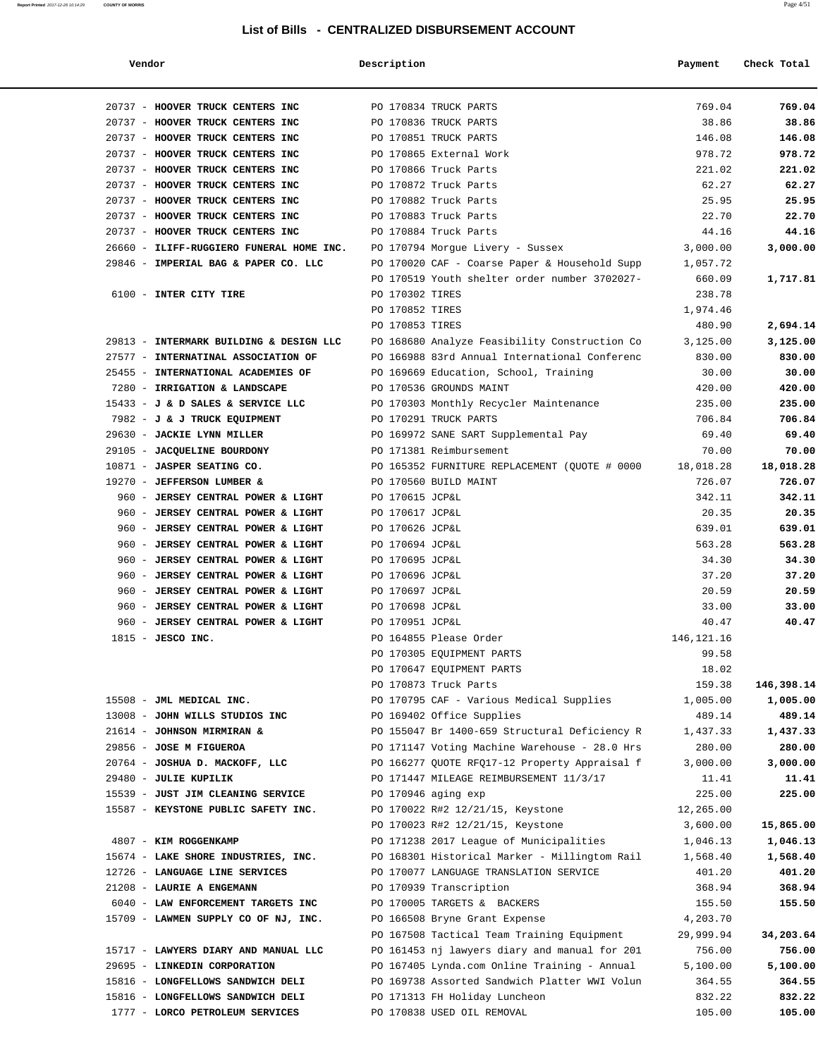## List of Bills - CENTRALIZED DISBURSEMENT ACCOUNT

| Vendor | Description | Payment | Check Total |
|---|---|---|---|
| 20737 - **HOOVER TRUCK CENTERS INC** | PO 170834 TRUCK PARTS | 769.04 | **769.04** |
| 20737 - **HOOVER TRUCK CENTERS INC** | PO 170836 TRUCK PARTS | 38.86 | **38.86** |
| 20737 - **HOOVER TRUCK CENTERS INC** | PO 170851 TRUCK PARTS | 146.08 | **146.08** |
| 20737 - **HOOVER TRUCK CENTERS INC** | PO 170865 External Work | 978.72 | **978.72** |
| 20737 - **HOOVER TRUCK CENTERS INC** | PO 170866 Truck Parts | 221.02 | **221.02** |
| 20737 - **HOOVER TRUCK CENTERS INC** | PO 170872 Truck Parts | 62.27 | **62.27** |
| 20737 - **HOOVER TRUCK CENTERS INC** | PO 170882 Truck Parts | 25.95 | **25.95** |
| 20737 - **HOOVER TRUCK CENTERS INC** | PO 170883 Truck Parts | 22.70 | **22.70** |
| 20737 - **HOOVER TRUCK CENTERS INC** | PO 170884 Truck Parts | 44.16 | **44.16** |
| 26660 - **ILIFF-RUGGIERO FUNERAL HOME INC.** | PO 170794 Morgue Livery - Sussex | 3,000.00 | **3,000.00** |
| 29846 - **IMPERIAL BAG & PAPER CO. LLC** | PO 170020 CAF - Coarse Paper & Household Supp | 1,057.72 | |
| | PO 170519 Youth shelter order number 3702027- | 660.09 | **1,717.81** |
| 6100 - **INTER CITY TIRE** | PO 170302 TIRES | 238.78 | |
| | PO 170852 TIRES | 1,974.46 | |
| | PO 170853 TIRES | 480.90 | **2,694.14** |
| 29813 - **INTERMARK BUILDING & DESIGN LLC** | PO 168680 Analyze Feasibility Construction Co | 3,125.00 | **3,125.00** |
| 27577 - **INTERNATINAL ASSOCIATION OF** | PO 166988 83rd Annual International Conferenc | 830.00 | **830.00** |
| 25455 - **INTERNATIONAL ACADEMIES OF** | PO 169669 Education, School, Training | 30.00 | **30.00** |
| 7280 - **IRRIGATION & LANDSCAPE** | PO 170536 GROUNDS MAINT | 420.00 | **420.00** |
| 15433 - **J & D SALES & SERVICE LLC** | PO 170303 Monthly Recycler Maintenance | 235.00 | **235.00** |
| 7982 - **J & J TRUCK EQUIPMENT** | PO 170291 TRUCK PARTS | 706.84 | **706.84** |
| 29630 - **JACKIE LYNN MILLER** | PO 169972 SANE SART Supplemental Pay | 69.40 | **69.40** |
| 29105 - **JACQUELINE BOURDONY** | PO 171381 Reimbursement | 70.00 | **70.00** |
| 10871 - **JASPER SEATING CO.** | PO 165352 FURNITURE REPLACEMENT (QUOTE # 0000 | 18,018.28 | **18,018.28** |
| 19270 - **JEFFERSON LUMBER &** | PO 170560 BUILD MAINT | 726.07 | **726.07** |
| 960 - **JERSEY CENTRAL POWER & LIGHT** | PO 170615 JCP&L | 342.11 | **342.11** |
| 960 - **JERSEY CENTRAL POWER & LIGHT** | PO 170617 JCP&L | 20.35 | **20.35** |
| 960 - **JERSEY CENTRAL POWER & LIGHT** | PO 170626 JCP&L | 639.01 | **639.01** |
| 960 - **JERSEY CENTRAL POWER & LIGHT** | PO 170694 JCP&L | 563.28 | **563.28** |
| 960 - **JERSEY CENTRAL POWER & LIGHT** | PO 170695 JCP&L | 34.30 | **34.30** |
| 960 - **JERSEY CENTRAL POWER & LIGHT** | PO 170696 JCP&L | 37.20 | **37.20** |
| 960 - **JERSEY CENTRAL POWER & LIGHT** | PO 170697 JCP&L | 20.59 | **20.59** |
| 960 - **JERSEY CENTRAL POWER & LIGHT** | PO 170698 JCP&L | 33.00 | **33.00** |
| 960 - **JERSEY CENTRAL POWER & LIGHT** | PO 170951 JCP&L | 40.47 | **40.47** |
| 1815 - **JESCO INC.** | PO 164855 Please Order | 146,121.16 | |
| | PO 170305 EQUIPMENT PARTS | 99.58 | |
| | PO 170647 EQUIPMENT PARTS | 18.02 | |
| | PO 170873 Truck Parts | 159.38 | **146,398.14** |
| 15508 - **JML MEDICAL INC.** | PO 170795 CAF - Various Medical Supplies | 1,005.00 | **1,005.00** |
| 13008 - **JOHN WILLS STUDIOS INC** | PO 169402 Office Supplies | 489.14 | **489.14** |
| 21614 - **JOHNSON MIRMIRAN &** | PO 155047 Br 1400-659 Structural Deficiency R | 1,437.33 | **1,437.33** |
| 29856 - **JOSE M FIGUEROA** | PO 171147 Voting Machine Warehouse - 28.0 Hrs | 280.00 | **280.00** |
| 20764 - **JOSHUA D. MACKOFF, LLC** | PO 166277 QUOTE RFQ17-12 Property Appraisal f | 3,000.00 | **3,000.00** |
| 29480 - **JULIE KUPILIK** | PO 171447 MILEAGE REIMBURSEMENT 11/3/17 | 11.41 | **11.41** |
| 15539 - **JUST JIM CLEANING SERVICE** | PO 170946 aging exp | 225.00 | **225.00** |
| 15587 - **KEYSTONE PUBLIC SAFETY INC.** | PO 170022 R#2 12/21/15, Keystone | 12,265.00 | |
| | PO 170023 R#2 12/21/15, Keystone | 3,600.00 | **15,865.00** |
| 4807 - **KIM ROGGENKAMP** | PO 171238 2017 League of Municipalities | 1,046.13 | **1,046.13** |
| 15674 - **LAKE SHORE INDUSTRIES, INC.** | PO 168301 Historical Marker - Millingtom Rail | 1,568.40 | **1,568.40** |
| 12726 - **LANGUAGE LINE SERVICES** | PO 170077 LANGUAGE TRANSLATION SERVICE | 401.20 | **401.20** |
| 21208 - **LAURIE A ENGEMANN** | PO 170939 Transcription | 368.94 | **368.94** |
| 6040 - **LAW ENFORCEMENT TARGETS INC** | PO 170005 TARGETS & BACKERS | 155.50 | **155.50** |
| 15709 - **LAWMEN SUPPLY CO OF NJ, INC.** | PO 166508 Bryne Grant Expense | 4,203.70 | |
| | PO 167508 Tactical Team Training Equipment | 29,999.94 | **34,203.64** |
| 15717 - **LAWYERS DIARY AND MANUAL LLC** | PO 161453 nj lawyers diary and manual for 201 | 756.00 | **756.00** |
| 29695 - **LINKEDIN CORPORATION** | PO 167405 Lynda.com Online Training - Annual | 5,100.00 | **5,100.00** |
| 15816 - **LONGFELLOWS SANDWICH DELI** | PO 169738 Assorted Sandwich Platter WWI Volun | 364.55 | **364.55** |
| 15816 - **LONGFELLOWS SANDWICH DELI** | PO 171313 FH Holiday Luncheon | 832.22 | **832.22** |
| 1777 - **LORCO PETROLEUM SERVICES** | PO 170838 USED OIL REMOVAL | 105.00 | **105.00** |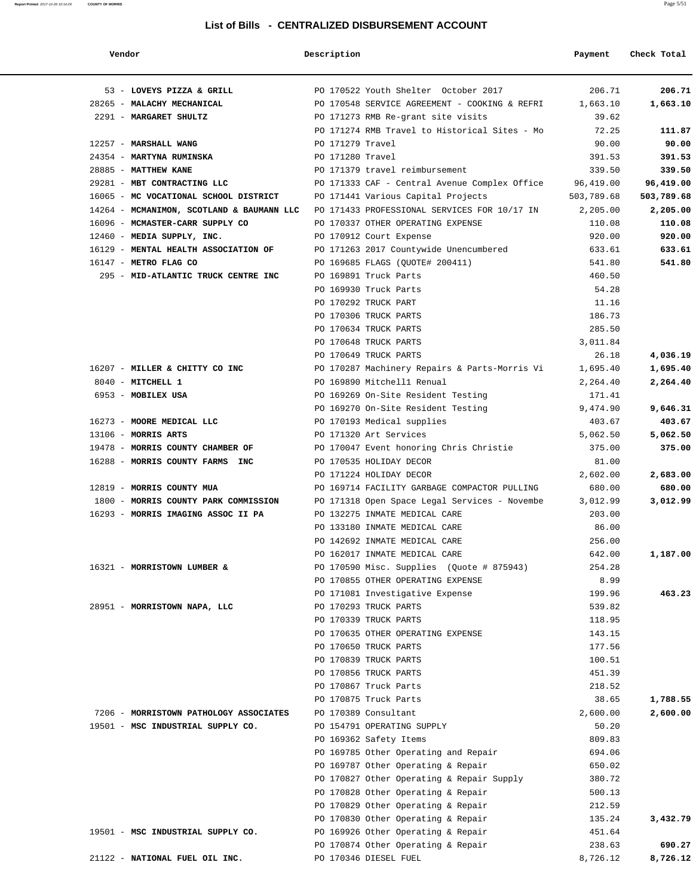## List of Bills - CENTRALIZED DISBURSEMENT ACCOUNT

| Vendor | Description | Payment | Check Total |
|---|---|---|---|
| 53 - **LOVEYS PIZZA & GRILL** | PO 170522 Youth Shelter October 2017 | 206.71 | **206.71** |
| 28265 - **MALACHY MECHANICAL** | PO 170548 SERVICE AGREEMENT - COOKING & REFRI | 1,663.10 | **1,663.10** |
| 2291 - **MARGARET SHULTZ** | PO 171273 RMB Re-grant site visits | 39.62 | |
| | PO 171274 RMB Travel to Historical Sites - Mo | 72.25 | **111.87** |
| 12257 - **MARSHALL WANG** | PO 171279 Travel | 90.00 | **90.00** |
| 24354 - **MARTYNA RUMINSKA** | PO 171280 Travel | 391.53 | **391.53** |
| 28885 - **MATTHEW KANE** | PO 171379 travel reimbursement | 339.50 | **339.50** |
| 29281 - **MBT CONTRACTING LLC** | PO 171333 CAF - Central Avenue Complex Office | 96,419.00 | **96,419.00** |
| 16065 - **MC VOCATIONAL SCHOOL DISTRICT** | PO 171441 Various Capital Projects | 503,789.68 | **503,789.68** |
| 14264 - **MCMANIMON, SCOTLAND & BAUMANN LLC** | PO 171433 PROFESSIONAL SERVICES FOR 10/17 IN | 2,205.00 | **2,205.00** |
| 16096 - **MCMASTER-CARR SUPPLY CO** | PO 170337 OTHER OPERATING EXPENSE | 110.08 | **110.08** |
| 12460 - **MEDIA SUPPLY, INC.** | PO 170912 Court Expense | 920.00 | **920.00** |
| 16129 - **MENTAL HEALTH ASSOCIATION OF** | PO 171263 2017 Countywide Unencumbered | 633.61 | **633.61** |
| 16147 - **METRO FLAG CO** | PO 169685 FLAGS (QUOTE# 200411) | 541.80 | **541.80** |
| 295 - **MID-ATLANTIC TRUCK CENTRE INC** | PO 169891 Truck Parts | 460.50 | |
| | PO 169930 Truck Parts | 54.28 | |
| | PO 170292 TRUCK PART | 11.16 | |
| | PO 170306 TRUCK PARTS | 186.73 | |
| | PO 170634 TRUCK PARTS | 285.50 | |
| | PO 170648 TRUCK PARTS | 3,011.84 | |
| | PO 170649 TRUCK PARTS | 26.18 | **4,036.19** |
| 16207 - **MILLER & CHITTY CO INC** | PO 170287 Machinery Repairs & Parts-Morris Vi | 1,695.40 | **1,695.40** |
| 8040 - **MITCHELL 1** | PO 169890 Mitchell1 Renual | 2,264.40 | **2,264.40** |
| 6953 - **MOBILEX USA** | PO 169269 On-Site Resident Testing | 171.41 | |
| | PO 169270 On-Site Resident Testing | 9,474.90 | **9,646.31** |
| 16273 - **MOORE MEDICAL LLC** | PO 170193 Medical supplies | 403.67 | **403.67** |
| 13106 - **MORRIS ARTS** | PO 171320 Art Services | 5,062.50 | **5,062.50** |
| 19478 - **MORRIS COUNTY CHAMBER OF** | PO 170047 Event honoring Chris Christie | 375.00 | **375.00** |
| 16288 - **MORRIS COUNTY FARMS INC** | PO 170535 HOLIDAY DECOR | 81.00 | |
| | PO 171224 HOLIDAY DECOR | 2,602.00 | **2,683.00** |
| 12819 - **MORRIS COUNTY MUA** | PO 169714 FACILITY GARBAGE COMPACTOR PULLING | 680.00 | **680.00** |
| 1800 - **MORRIS COUNTY PARK COMMISSION** | PO 171318 Open Space Legal Services - Novembe | 3,012.99 | **3,012.99** |
| 16293 - **MORRIS IMAGING ASSOC II PA** | PO 132275 INMATE MEDICAL CARE | 203.00 | |
| | PO 133180 INMATE MEDICAL CARE | 86.00 | |
| | PO 142692 INMATE MEDICAL CARE | 256.00 | |
| | PO 162017 INMATE MEDICAL CARE | 642.00 | **1,187.00** |
| 16321 - **MORRISTOWN LUMBER &** | PO 170590 Misc. Supplies (Quote # 875943) | 254.28 | |
| | PO 170855 OTHER OPERATING EXPENSE | 8.99 | |
| | PO 171081 Investigative Expense | 199.96 | **463.23** |
| 28951 - **MORRISTOWN NAPA, LLC** | PO 170293 TRUCK PARTS | 539.82 | |
| | PO 170339 TRUCK PARTS | 118.95 | |
| | PO 170635 OTHER OPERATING EXPENSE | 143.15 | |
| | PO 170650 TRUCK PARTS | 177.56 | |
| | PO 170839 TRUCK PARTS | 100.51 | |
| | PO 170856 TRUCK PARTS | 451.39 | |
| | PO 170867 Truck Parts | 218.52 | |
| | PO 170875 Truck Parts | 38.65 | **1,788.55** |
| 7206 - **MORRISTOWN PATHOLOGY ASSOCIATES** | PO 170389 Consultant | 2,600.00 | **2,600.00** |
| 19501 - **MSC INDUSTRIAL SUPPLY CO.** | PO 154791 OPERATING SUPPLY | 50.20 | |
| | PO 169362 Safety Items | 809.83 | |
| | PO 169785 Other Operating and Repair | 694.06 | |
| | PO 169787 Other Operating & Repair | 650.02 | |
| | PO 170827 Other Operating & Repair Supply | 380.72 | |
| | PO 170828 Other Operating & Repair | 500.13 | |
| | PO 170829 Other Operating & Repair | 212.59 | |
| | PO 170830 Other Operating & Repair | 135.24 | **3,432.79** |
| 19501 - **MSC INDUSTRIAL SUPPLY CO.** | PO 169926 Other Operating & Repair | 451.64 | |
| | PO 170874 Other Operating & Repair | 238.63 | **690.27** |
| 21122 - **NATIONAL FUEL OIL INC.** | PO 170346 DIESEL FUEL | 8,726.12 | **8,726.12** |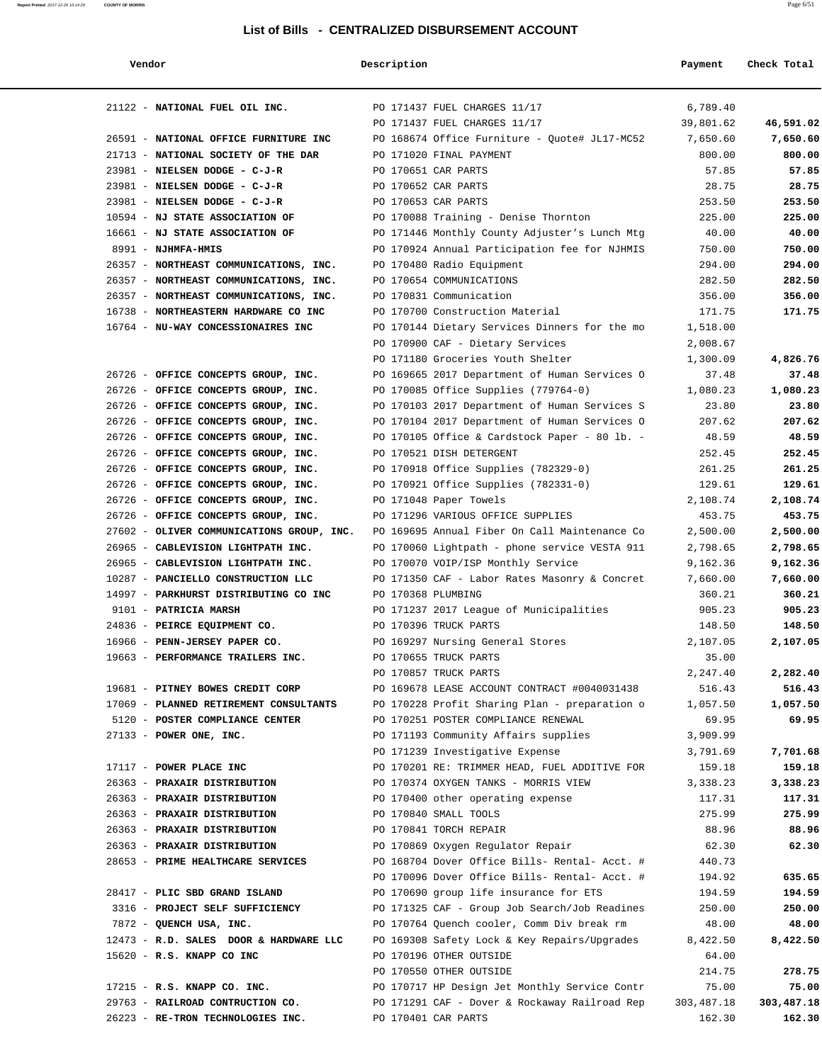## List of Bills - CENTRALIZED DISBURSEMENT ACCOUNT

| Vendor | Description | Payment | Check Total |
|---|---|---|---|
| 21122 - **NATIONAL FUEL OIL INC.** | PO 171437 FUEL CHARGES 11/17 | 6,789.40 | |
| | PO 171437 FUEL CHARGES 11/17 | 39,801.62 | **46,591.02** |
| 26591 - **NATIONAL OFFICE FURNITURE INC** | PO 168674 Office Furniture - Quote# JL17-MC52 | 7,650.60 | **7,650.60** |
| 21713 - **NATIONAL SOCIETY OF THE DAR** | PO 171020 FINAL PAYMENT | 800.00 | **800.00** |
| 23981 - **NIELSEN DODGE - C-J-R** | PO 170651 CAR PARTS | 57.85 | **57.85** |
| 23981 - **NIELSEN DODGE - C-J-R** | PO 170652 CAR PARTS | 28.75 | **28.75** |
| 23981 - **NIELSEN DODGE - C-J-R** | PO 170653 CAR PARTS | 253.50 | **253.50** |
| 10594 - **NJ STATE ASSOCIATION OF** | PO 170088 Training - Denise Thornton | 225.00 | **225.00** |
| 16661 - **NJ STATE ASSOCIATION OF** | PO 171446 Monthly County Adjuster's Lunch Mtg | 40.00 | **40.00** |
| 8991 - **NJHMFA-HMIS** | PO 170924 Annual Participation fee for NJHMIS | 750.00 | **750.00** |
| 26357 - **NORTHEAST COMMUNICATIONS, INC.** | PO 170480 Radio Equipment | 294.00 | **294.00** |
| 26357 - **NORTHEAST COMMUNICATIONS, INC.** | PO 170654 COMMUNICATIONS | 282.50 | **282.50** |
| 26357 - **NORTHEAST COMMUNICATIONS, INC.** | PO 170831 Communication | 356.00 | **356.00** |
| 16738 - **NORTHEASTERN HARDWARE CO INC** | PO 170700 Construction Material | 171.75 | **171.75** |
| 16764 - **NU-WAY CONCESSIONAIRES INC** | PO 170144 Dietary Services Dinners for the mo | 1,518.00 | |
| | PO 170900 CAF - Dietary Services | 2,008.67 | |
| | PO 171180 Groceries Youth Shelter | 1,300.09 | **4,826.76** |
| 26726 - **OFFICE CONCEPTS GROUP, INC.** | PO 169665 2017 Department of Human Services O | 37.48 | **37.48** |
| 26726 - **OFFICE CONCEPTS GROUP, INC.** | PO 170085 Office Supplies (779764-0) | 1,080.23 | **1,080.23** |
| 26726 - **OFFICE CONCEPTS GROUP, INC.** | PO 170103 2017 Department of Human Services S | 23.80 | **23.80** |
| 26726 - **OFFICE CONCEPTS GROUP, INC.** | PO 170104 2017 Department of Human Services O | 207.62 | **207.62** |
| 26726 - **OFFICE CONCEPTS GROUP, INC.** | PO 170105 Office & Cardstock Paper - 80 lb. - | 48.59 | **48.59** |
| 26726 - **OFFICE CONCEPTS GROUP, INC.** | PO 170521 DISH DETERGENT | 252.45 | **252.45** |
| 26726 - **OFFICE CONCEPTS GROUP, INC.** | PO 170918 Office Supplies (782329-0) | 261.25 | **261.25** |
| 26726 - **OFFICE CONCEPTS GROUP, INC.** | PO 170921 Office Supplies (782331-0) | 129.61 | **129.61** |
| 26726 - **OFFICE CONCEPTS GROUP, INC.** | PO 171048 Paper Towels | 2,108.74 | **2,108.74** |
| 26726 - **OFFICE CONCEPTS GROUP, INC.** | PO 171296 VARIOUS OFFICE SUPPLIES | 453.75 | **453.75** |
| 27602 - **OLIVER COMMUNICATIONS GROUP, INC.** | PO 169695 Annual Fiber On Call Maintenance Co | 2,500.00 | **2,500.00** |
| 26965 - **CABLEVISION LIGHTPATH INC.** | PO 170060 Lightpath - phone service VESTA 911 | 2,798.65 | **2,798.65** |
| 26965 - **CABLEVISION LIGHTPATH INC.** | PO 170070 VOIP/ISP Monthly Service | 9,162.36 | **9,162.36** |
| 10287 - **PANCIELLO CONSTRUCTION LLC** | PO 171350 CAF - Labor Rates Masonry & Concret | 7,660.00 | **7,660.00** |
| 14997 - **PARKHURST DISTRIBUTING CO INC** | PO 170368 PLUMBING | 360.21 | **360.21** |
| 9101 - **PATRICIA MARSH** | PO 171237 2017 League of Municipalities | 905.23 | **905.23** |
| 24836 - **PEIRCE EQUIPMENT CO.** | PO 170396 TRUCK PARTS | 148.50 | **148.50** |
| 16966 - **PENN-JERSEY PAPER CO.** | PO 169297 Nursing General Stores | 2,107.05 | **2,107.05** |
| 19663 - **PERFORMANCE TRAILERS INC.** | PO 170655 TRUCK PARTS | 35.00 | |
| | PO 170857 TRUCK PARTS | 2,247.40 | **2,282.40** |
| 19681 - **PITNEY BOWES CREDIT CORP** | PO 169678 LEASE ACCOUNT CONTRACT #0040031438 | 516.43 | **516.43** |
| 17069 - **PLANNED RETIREMENT CONSULTANTS** | PO 170228 Profit Sharing Plan - preparation o | 1,057.50 | **1,057.50** |
| 5120 - **POSTER COMPLIANCE CENTER** | PO 170251 POSTER COMPLIANCE RENEWAL | 69.95 | **69.95** |
| 27133 - **POWER ONE, INC.** | PO 171193 Community Affairs supplies | 3,909.99 | |
| | PO 171239 Investigative Expense | 3,791.69 | **7,701.68** |
| 17117 - **POWER PLACE INC** | PO 170201 RE: TRIMMER HEAD, FUEL ADDITIVE FOR | 159.18 | **159.18** |
| 26363 - **PRAXAIR DISTRIBUTION** | PO 170374 OXYGEN TANKS - MORRIS VIEW | 3,338.23 | **3,338.23** |
| 26363 - **PRAXAIR DISTRIBUTION** | PO 170400 other operating expense | 117.31 | **117.31** |
| 26363 - **PRAXAIR DISTRIBUTION** | PO 170840 SMALL TOOLS | 275.99 | **275.99** |
| 26363 - **PRAXAIR DISTRIBUTION** | PO 170841 TORCH REPAIR | 88.96 | **88.96** |
| 26363 - **PRAXAIR DISTRIBUTION** | PO 170869 Oxygen Regulator Repair | 62.30 | **62.30** |
| 28653 - **PRIME HEALTHCARE SERVICES** | PO 168704 Dover Office Bills- Rental- Acct. # | 440.73 | |
| | PO 170096 Dover Office Bills- Rental- Acct. # | 194.92 | **635.65** |
| 28417 - **PLIC SBD GRAND ISLAND** | PO 170690 group life insurance for ETS | 194.59 | **194.59** |
| 3316 - **PROJECT SELF SUFFICIENCY** | PO 171325 CAF - Group Job Search/Job Readines | 250.00 | **250.00** |
| 7872 - **QUENCH USA, INC.** | PO 170764 Quench cooler, Comm Div break rm | 48.00 | **48.00** |
| 12473 - **R.D. SALES DOOR & HARDWARE LLC** | PO 169308 Safety Lock & Key Repairs/Upgrades | 8,422.50 | **8,422.50** |
| 15620 - **R.S. KNAPP CO INC** | PO 170196 OTHER OUTSIDE | 64.00 | |
| | PO 170550 OTHER OUTSIDE | 214.75 | **278.75** |
| 17215 - **R.S. KNAPP CO. INC.** | PO 170717 HP Design Jet Monthly Service Contr | 75.00 | **75.00** |
| 29763 - **RAILROAD CONTRUCTION CO.** | PO 171291 CAF - Dover & Rockaway Railroad Rep | 303,487.18 | **303,487.18** |
| 26223 - **RE-TRON TECHNOLOGIES INC.** | PO 170401 CAR PARTS | 162.30 | **162.30** |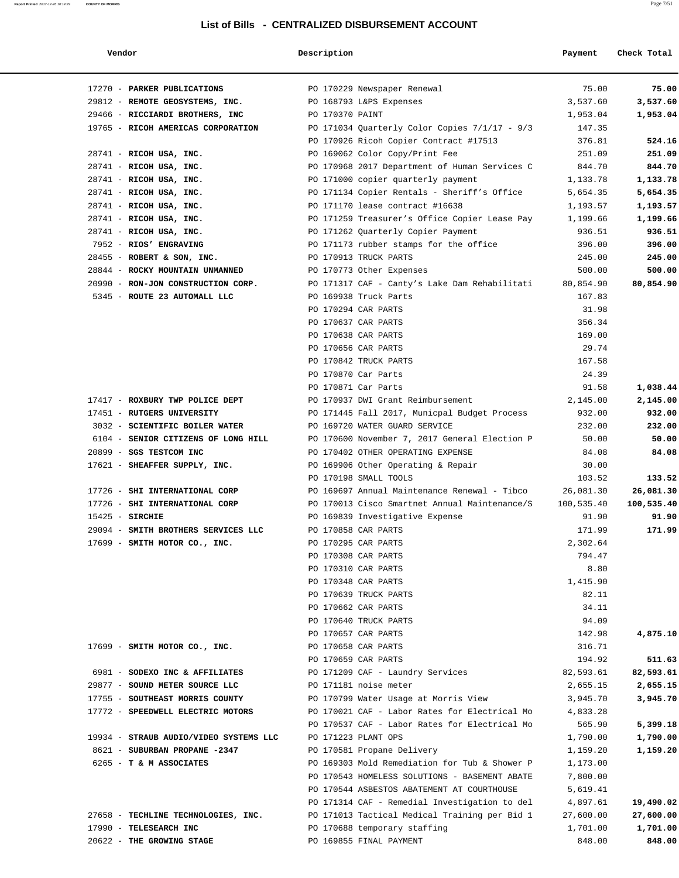## List of Bills - CENTRALIZED DISBURSEMENT ACCOUNT

| Vendor | Description | Payment | Check Total |
|---|---|---|---|
| 17270 - **PARKER PUBLICATIONS** | PO 170229 Newspaper Renewal | 75.00 | **75.00** |
| 29812 - **REMOTE GEOSYSTEMS, INC.** | PO 168793 L&PS Expenses | 3,537.60 | **3,537.60** |
| 29466 - **RICCIARDI BROTHERS, INC** | PO 170370 PAINT | 1,953.04 | **1,953.04** |
| 19765 - **RICOH AMERICAS CORPORATION** | PO 171034 Quarterly Color Copies 7/1/17 - 9/3 | 147.35 | |
| | PO 170926 Ricoh Copier Contract #17513 | 376.81 | **524.16** |
| 28741 - **RICOH USA, INC.** | PO 169062 Color Copy/Print Fee | 251.09 | **251.09** |
| 28741 - **RICOH USA, INC.** | PO 170968 2017 Department of Human Services C | 844.70 | **844.70** |
| 28741 - **RICOH USA, INC.** | PO 171000 copier quarterly payment | 1,133.78 | **1,133.78** |
| 28741 - **RICOH USA, INC.** | PO 171134 Copier Rentals - Sheriff's Office | 5,654.35 | **5,654.35** |
| 28741 - **RICOH USA, INC.** | PO 171170 lease contract #16638 | 1,193.57 | **1,193.57** |
| 28741 - **RICOH USA, INC.** | PO 171259 Treasurer's Office Copier Lease Pay | 1,199.66 | **1,199.66** |
| 28741 - **RICOH USA, INC.** | PO 171262 Quarterly Copier Payment | 936.51 | **936.51** |
| 7952 - **RIOS' ENGRAVING** | PO 171173 rubber stamps for the office | 396.00 | **396.00** |
| 28455 - **ROBERT & SON, INC.** | PO 170913 TRUCK PARTS | 245.00 | **245.00** |
| 28844 - **ROCKY MOUNTAIN UNMANNED** | PO 170773 Other Expenses | 500.00 | **500.00** |
| 20990 - **RON-JON CONSTRUCTION CORP.** | PO 171317 CAF - Canty's Lake Dam Rehabilitati | 80,854.90 | **80,854.90** |
| 5345 - **ROUTE 23 AUTOMALL LLC** | PO 169938 Truck Parts | 167.83 | |
| | PO 170294 CAR PARTS | 31.98 | |
| | PO 170637 CAR PARTS | 356.34 | |
| | PO 170638 CAR PARTS | 169.00 | |
| | PO 170656 CAR PARTS | 29.74 | |
| | PO 170842 TRUCK PARTS | 167.58 | |
| | PO 170870 Car Parts | 24.39 | |
| | PO 170871 Car Parts | 91.58 | **1,038.44** |
| 17417 - **ROXBURY TWP POLICE DEPT** | PO 170937 DWI Grant Reimbursement | 2,145.00 | **2,145.00** |
| 17451 - **RUTGERS UNIVERSITY** | PO 171445 Fall 2017, Municpal Budget Process | 932.00 | **932.00** |
| 3032 - **SCIENTIFIC BOILER WATER** | PO 169720 WATER GUARD SERVICE | 232.00 | **232.00** |
| 6104 - **SENIOR CITIZENS OF LONG HILL** | PO 170600 November 7, 2017 General Election P | 50.00 | **50.00** |
| 20899 - **SGS TESTCOM INC** | PO 170402 OTHER OPERATING EXPENSE | 84.08 | **84.08** |
| 17621 - **SHEAFFER SUPPLY, INC.** | PO 169906 Other Operating & Repair | 30.00 | |
| | PO 170198 SMALL TOOLS | 103.52 | **133.52** |
| 17726 - **SHI INTERNATIONAL CORP** | PO 169697 Annual Maintenance Renewal - Tibco | 26,081.30 | **26,081.30** |
| 17726 - **SHI INTERNATIONAL CORP** | PO 170013 Cisco Smartnet Annual Maintenance/S | 100,535.40 | **100,535.40** |
| 15425 - **SIRCHIE** | PO 169839 Investigative Expense | 91.90 | **91.90** |
| 29094 - **SMITH BROTHERS SERVICES LLC** | PO 170858 CAR PARTS | 171.99 | **171.99** |
| 17699 - **SMITH MOTOR CO., INC.** | PO 170295 CAR PARTS | 2,302.64 | |
| | PO 170308 CAR PARTS | 794.47 | |
| | PO 170310 CAR PARTS | 8.80 | |
| | PO 170348 CAR PARTS | 1,415.90 | |
| | PO 170639 TRUCK PARTS | 82.11 | |
| | PO 170662 CAR PARTS | 34.11 | |
| | PO 170640 TRUCK PARTS | 94.09 | |
| | PO 170657 CAR PARTS | 142.98 | **4,875.10** |
| 17699 - **SMITH MOTOR CO., INC.** | PO 170658 CAR PARTS | 316.71 | |
| | PO 170659 CAR PARTS | 194.92 | **511.63** |
| 6981 - **SODEXO INC & AFFILIATES** | PO 171209 CAF - Laundry Services | 82,593.61 | **82,593.61** |
| 29877 - **SOUND METER SOURCE LLC** | PO 171181 noise meter | 2,655.15 | **2,655.15** |
| 17755 - **SOUTHEAST MORRIS COUNTY** | PO 170799 Water Usage at Morris View | 3,945.70 | **3,945.70** |
| 17772 - **SPEEDWELL ELECTRIC MOTORS** | PO 170021 CAF - Labor Rates for Electrical Mo | 4,833.28 | |
| | PO 170537 CAF - Labor Rates for Electrical Mo | 565.90 | **5,399.18** |
| 19934 - **STRAUB AUDIO/VIDEO SYSTEMS LLC** | PO 171223 PLANT OPS | 1,790.00 | **1,790.00** |
| 8621 - **SUBURBAN PROPANE -2347** | PO 170581 Propane Delivery | 1,159.20 | **1,159.20** |
| 6265 - **T & M ASSOCIATES** | PO 169303 Mold Remediation for Tub & Shower P | 1,173.00 | |
| | PO 170543 HOMELESS SOLUTIONS - BASEMENT ABATE | 7,800.00 | |
| | PO 170544 ASBESTOS ABATEMENT AT COURTHOUSE | 5,619.41 | |
| | PO 171314 CAF - Remedial Investigation to del | 4,897.61 | **19,490.02** |
| 27658 - **TECHLINE TECHNOLOGIES, INC.** | PO 171013 Tactical Medical Training per Bid 1 | 27,600.00 | **27,600.00** |
| 17990 - **TELESEARCH INC** | PO 170688 temporary staffing | 1,701.00 | **1,701.00** |
| 20622 - **THE GROWING STAGE** | PO 169855 FINAL PAYMENT | 848.00 | **848.00** |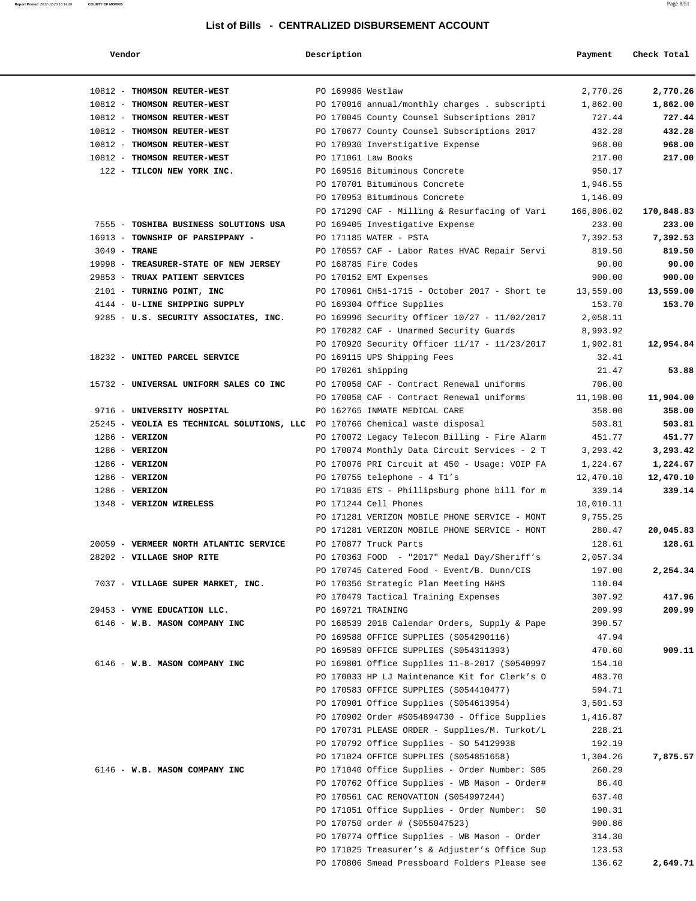## List of Bills - CENTRALIZED DISBURSEMENT ACCOUNT

| Vendor | Description | Payment | Check Total |
|---|---|---|---|
| 10812 - **THOMSON REUTER-WEST** | PO 169986 Westlaw | 2,770.26 | **2,770.26** |
| 10812 - **THOMSON REUTER-WEST** | PO 170016 annual/monthly charges . subscripti | 1,862.00 | **1,862.00** |
| 10812 - **THOMSON REUTER-WEST** | PO 170045 County Counsel Subscriptions 2017 | 727.44 | **727.44** |
| 10812 - **THOMSON REUTER-WEST** | PO 170677 County Counsel Subscriptions 2017 | 432.28 | **432.28** |
| 10812 - **THOMSON REUTER-WEST** | PO 170930 Inverstigative Expense | 968.00 | **968.00** |
| 10812 - **THOMSON REUTER-WEST** | PO 171061 Law Books | 217.00 | **217.00** |
| 122 - **TILCON NEW YORK INC.** | PO 169516 Bituminous Concrete | 950.17 | |
| | PO 170701 Bituminous Concrete | 1,946.55 | |
| | PO 170953 Bituminous Concrete | 1,146.09 | |
| | PO 171290 CAF - Milling & Resurfacing of Vari | 166,806.02 | **170,848.83** |
| 7555 - **TOSHIBA BUSINESS SOLUTIONS USA** | PO 169405 Investigative Expense | 233.00 | **233.00** |
| 16913 - **TOWNSHIP OF PARSIPPANY -** | PO 171185 WATER - PSTA | 7,392.53 | **7,392.53** |
| 3049 - **TRANE** | PO 170557 CAF - Labor Rates HVAC Repair Servi | 819.50 | **819.50** |
| 19998 - **TREASURER-STATE OF NEW JERSEY** | PO 168785 Fire Codes | 90.00 | **90.00** |
| 29853 - **TRUAX PATIENT SERVICES** | PO 170152 EMT Expenses | 900.00 | **900.00** |
| 2101 - **TURNING POINT, INC** | PO 170961 CH51-1715 - October 2017 - Short te | 13,559.00 | **13,559.00** |
| 4144 - **U-LINE SHIPPING SUPPLY** | PO 169304 Office Supplies | 153.70 | **153.70** |
| 9285 - **U.S. SECURITY ASSOCIATES, INC.** | PO 169996 Security Officer 10/27 - 11/02/2017 | 2,058.11 | |
| | PO 170282 CAF - Unarmed Security Guards | 8,993.92 | |
| | PO 170920 Security Officer 11/17 - 11/23/2017 | 1,902.81 | **12,954.84** |
| 18232 - **UNITED PARCEL SERVICE** | PO 169115 UPS Shipping Fees | 32.41 | |
| | PO 170261 shipping | 21.47 | **53.88** |
| 15732 - **UNIVERSAL UNIFORM SALES CO INC** | PO 170058 CAF - Contract Renewal uniforms | 706.00 | |
| | PO 170058 CAF - Contract Renewal uniforms | 11,198.00 | **11,904.00** |
| 9716 - **UNIVERSITY HOSPITAL** | PO 162765 INMATE MEDICAL CARE | 358.00 | **358.00** |
| 25245 - **VEOLIA ES TECHNICAL SOLUTIONS, LLC** | PO 170766 Chemical waste disposal | 503.81 | **503.81** |
| 1286 - **VERIZON** | PO 170072 Legacy Telecom Billing - Fire Alarm | 451.77 | **451.77** |
| 1286 - **VERIZON** | PO 170074 Monthly Data Circuit Services - 2 T | 3,293.42 | **3,293.42** |
| 1286 - **VERIZON** | PO 170076 PRI Circuit at 450 - Usage: VOIP FA | 1,224.67 | **1,224.67** |
| 1286 - **VERIZON** | PO 170755 telephone - 4 T1's | 12,470.10 | **12,470.10** |
| 1286 - **VERIZON** | PO 171035 ETS - Phillipsburg phone bill for m | 339.14 | **339.14** |
| 1348 - **VERIZON WIRELESS** | PO 171244 Cell Phones | 10,010.11 | |
| | PO 171281 VERIZON MOBILE PHONE SERVICE - MONT | 9,755.25 | |
| | PO 171281 VERIZON MOBILE PHONE SERVICE - MONT | 280.47 | **20,045.83** |
| 20059 - **VERMEER NORTH ATLANTIC SERVICE** | PO 170877 Truck Parts | 128.61 | **128.61** |
| 28202 - **VILLAGE SHOP RITE** | PO 170363 FOOD - "2017" Medal Day/Sheriff's | 2,057.34 | |
| | PO 170745 Catered Food - Event/B. Dunn/CIS | 197.00 | **2,254.34** |
| 7037 - **VILLAGE SUPER MARKET, INC.** | PO 170356 Strategic Plan Meeting H&HS | 110.04 | |
| | PO 170479 Tactical Training Expenses | 307.92 | **417.96** |
| 29453 - **VYNE EDUCATION LLC.** | PO 169721 TRAINING | 209.99 | **209.99** |
| 6146 - **W.B. MASON COMPANY INC** | PO 168539 2018 Calendar Orders, Supply & Pape | 390.57 | |
| | PO 169588 OFFICE SUPPLIES (S054290116) | 47.94 | |
| | PO 169589 OFFICE SUPPLIES (S054311393) | 470.60 | **909.11** |
| 6146 - **W.B. MASON COMPANY INC** | PO 169801 Office Supplies 11-8-2017 (S0540997 | 154.10 | |
| | PO 170033 HP LJ Maintenance Kit for Clerk's O | 483.70 | |
| | PO 170583 OFFICE SUPPLIES (S054410477) | 594.71 | |
| | PO 170901 Office Supplies (S054613954) | 3,501.53 | |
| | PO 170902 Order #S054894730 - Office Supplies | 1,416.87 | |
| | PO 170731 PLEASE ORDER - Supplies/M. Turkot/L | 228.21 | |
| | PO 170792 Office Supplies - SO 54129938 | 192.19 | |
| | PO 171024 OFFICE SUPPLIES (S054851658) | 1,304.26 | **7,875.57** |
| 6146 - **W.B. MASON COMPANY INC** | PO 171040 Office Supplies - Order Number: S05 | 260.29 | |
| | PO 170762 Office Supplies - WB Mason - Order# | 86.40 | |
| | PO 170561 CAC RENOVATION (S054997244) | 637.40 | |
| | PO 171051 Office Supplies - Order Number: S0 | 190.31 | |
| | PO 170750 order # (S055047523) | 900.86 | |
| | PO 170774 Office Supplies - WB Mason - Order | 314.30 | |
| | PO 171025 Treasurer's & Adjuster's Office Sup | 123.53 | |
| | PO 170806 Smead Pressboard Folders Please see | 136.62 | **2,649.71** |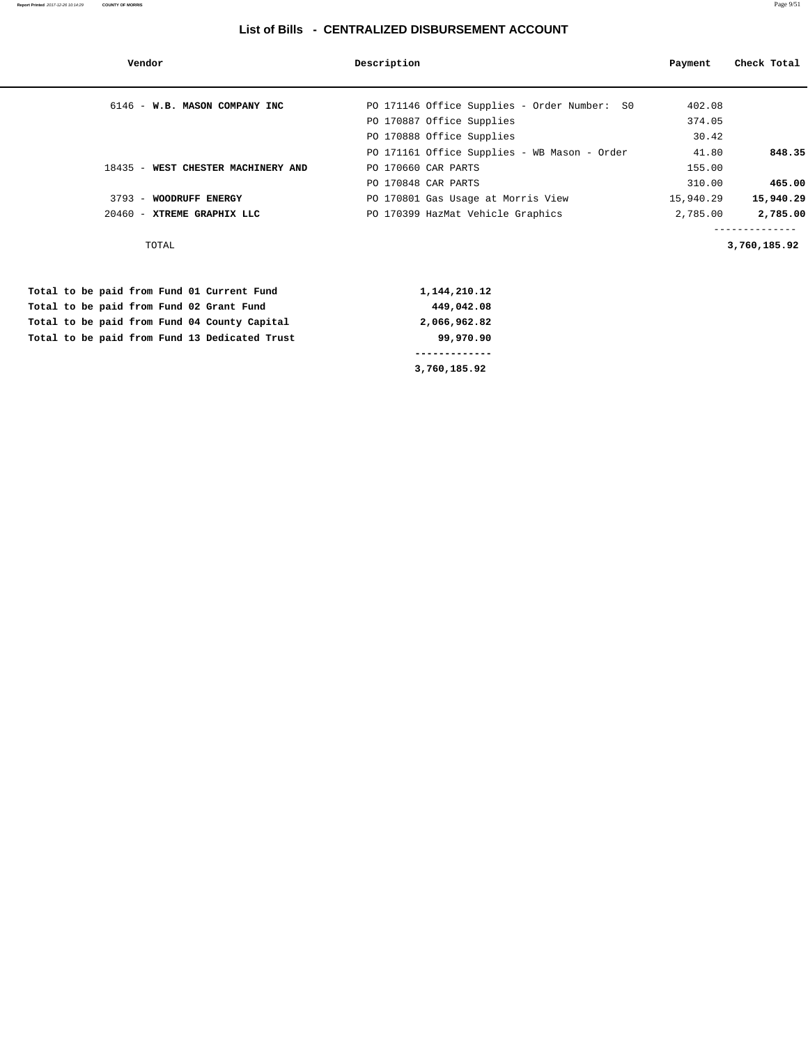## List of Bills - CENTRALIZED DISBURSEMENT ACCOUNT

| Vendor | Description | Payment | Check Total |
|---|---|---|---|
| 6146 - **W.B. MASON COMPANY INC** | PO 171146 Office Supplies - Order Number: S0 | 402.08 | |
| | PO 170887 Office Supplies | 374.05 | |
| | PO 170888 Office Supplies | 30.42 | |
| | PO 171161 Office Supplies - WB Mason - Order | 41.80 | **848.35** |
| 18435 - **WEST CHESTER MACHINERY AND** | PO 170660 CAR PARTS | 155.00 | |
| | PO 170848 CAR PARTS | 310.00 | **465.00** |
| 3793 - **WOODRUFF ENERGY** | PO 170801 Gas Usage at Morris View | 15,940.29 | **15,940.29** |
| 20460 - **XTREME GRAPHIX LLC** | PO 170399 HazMat Vehicle Graphics | 2,785.00 | **2,785.00** |
| | | | -------------- |
| TOTAL | | | **3,760,185.92** |

| | |
|---|---|
| **Total to be paid from Fund 01 Current Fund** | **1,144,210.12** |
| **Total to be paid from Fund 02 Grant Fund** | **449,042.08** |
| **Total to be paid from Fund 04 County Capital** | **2,066,962.82** |
| **Total to be paid from Fund 13 Dedicated Trust** | **99,970.90** |
| | ------------- |
| | **3,760,185.92** |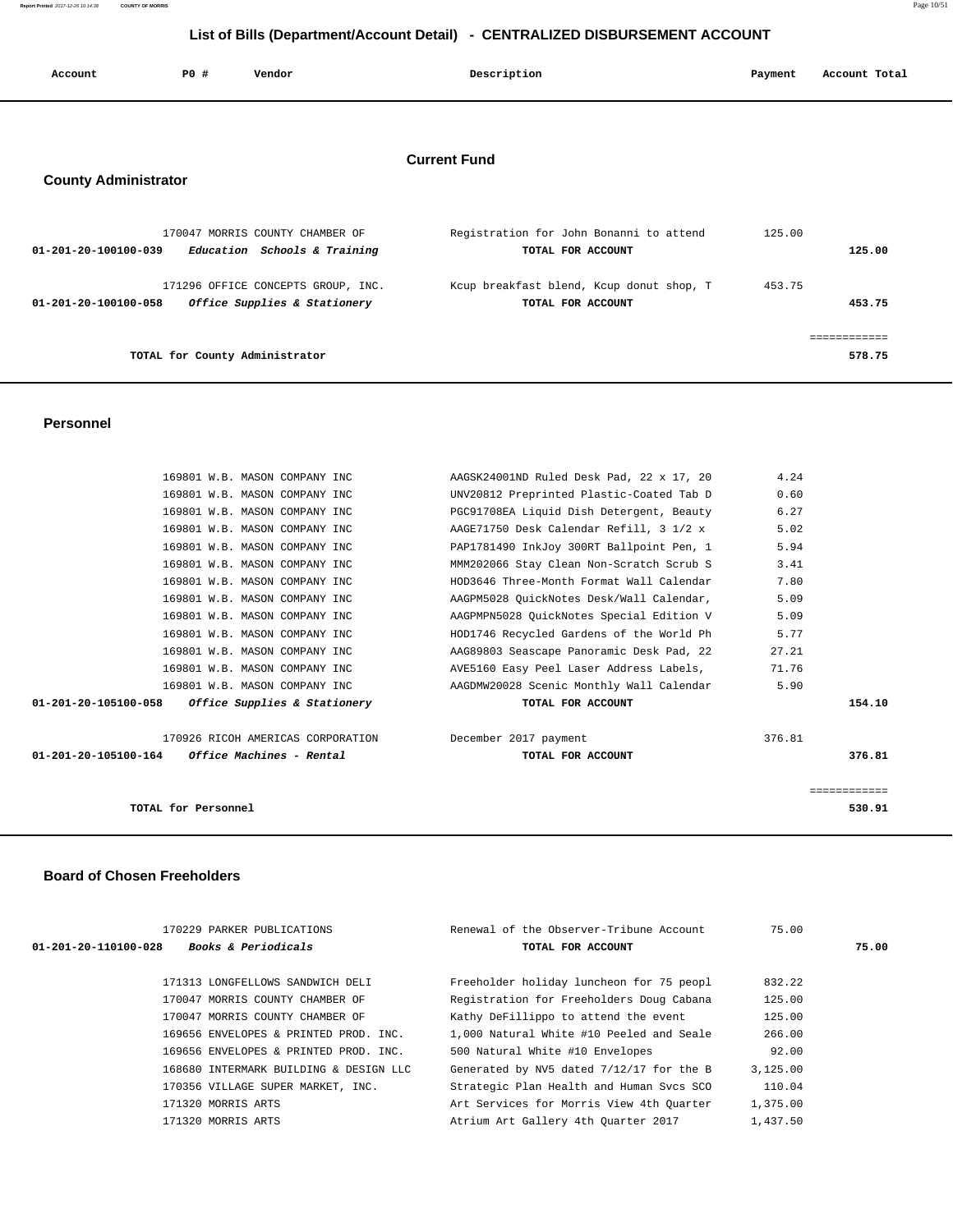# List of Bills (Department/Account Detail) - CENTRALIZED DISBURSEMENT ACCOUNT

| Account | PO # | Vendor | Description | Payment | Account Total |
|---|---|---|---|---|---|

## Current Fund

### County Administrator

| Account | PO # | Vendor | Description | Payment | Account Total |
|---|---|---|---|---|---|
| | 170047 | MORRIS COUNTY CHAMBER OF | Registration for John Bonanni to attend | 125.00 | |
| **01-201-20-100100-039** | | ***Education Schools & Training*** | **TOTAL FOR ACCOUNT** | | **125.00** |
| | 171296 | OFFICE CONCEPTS GROUP, INC. | Kcup breakfast blend, Kcup donut shop, T | 453.75 | |
| **01-201-20-100100-058** | | ***Office Supplies & Stationery*** | **TOTAL FOR ACCOUNT** | | **453.75** |
| | | | | | ============ |
| | | **TOTAL for County Administrator** | | | **578.75** |

### Personnel

| Account | PO # | Vendor | Description | Payment | Account Total |
|---|---|---|---|---|---|
| | 169801 | W.B. MASON COMPANY INC | AAGSK24001ND Ruled Desk Pad, 22 x 17, 20 | 4.24 | |
| | 169801 | W.B. MASON COMPANY INC | UNV20812 Preprinted Plastic-Coated Tab D | 0.60 | |
| | 169801 | W.B. MASON COMPANY INC | PGC91708EA Liquid Dish Detergent, Beauty | 6.27 | |
| | 169801 | W.B. MASON COMPANY INC | AAGE71750 Desk Calendar Refill, 3 1/2 x | 5.02 | |
| | 169801 | W.B. MASON COMPANY INC | PAP1781490 InkJoy 300RT Ballpoint Pen, 1 | 5.94 | |
| | 169801 | W.B. MASON COMPANY INC | MMM202066 Stay Clean Non-Scratch Scrub S | 3.41 | |
| | 169801 | W.B. MASON COMPANY INC | HOD3646 Three-Month Format Wall Calendar | 7.80 | |
| | 169801 | W.B. MASON COMPANY INC | AAGPM5028 QuickNotes Desk/Wall Calendar, | 5.09 | |
| | 169801 | W.B. MASON COMPANY INC | AAGPMPN5028 QuickNotes Special Edition V | 5.09 | |
| | 169801 | W.B. MASON COMPANY INC | HOD1746 Recycled Gardens of the World Ph | 5.77 | |
| | 169801 | W.B. MASON COMPANY INC | AAG89803 Seascape Panoramic Desk Pad, 22 | 27.21 | |
| | 169801 | W.B. MASON COMPANY INC | AVE5160 Easy Peel Laser Address Labels, | 71.76 | |
| | 169801 | W.B. MASON COMPANY INC | AAGDMW20028 Scenic Monthly Wall Calendar | 5.90 | |
| **01-201-20-105100-058** | | ***Office Supplies & Stationery*** | **TOTAL FOR ACCOUNT** | | **154.10** |
| | 170926 | RICOH AMERICAS CORPORATION | December 2017 payment | 376.81 | |
| **01-201-20-105100-164** | | ***Office Machines - Rental*** | **TOTAL FOR ACCOUNT** | | **376.81** |
| | | | | | ============ |
| | | **TOTAL for Personnel** | | | **530.91** |

### Board of Chosen Freeholders

| Account | PO # | Vendor | Description | Payment | Account Total |
|---|---|---|---|---|---|
| | 170229 | PARKER PUBLICATIONS | Renewal of the Observer-Tribune Account | 75.00 | |
| **01-201-20-110100-028** | | ***Books & Periodicals*** | **TOTAL FOR ACCOUNT** | | **75.00** |
| | 171313 | LONGFELLOWS SANDWICH DELI | Freeholder holiday luncheon for 75 peopl | 832.22 | |
| | 170047 | MORRIS COUNTY CHAMBER OF | Registration for Freeholders Doug Cabana | 125.00 | |
| | 170047 | MORRIS COUNTY CHAMBER OF | Kathy DeFillippo to attend the event | 125.00 | |
| | 169656 | ENVELOPES & PRINTED PROD. INC. | 1,000 Natural White #10 Peeled and Seale | 266.00 | |
| | 169656 | ENVELOPES & PRINTED PROD. INC. | 500 Natural White #10 Envelopes | 92.00 | |
| | 168680 | INTERMARK BUILDING & DESIGN LLC | Generated by NV5 dated 7/12/17 for the B | 3,125.00 | |
| | 170356 | VILLAGE SUPER MARKET, INC. | Strategic Plan Health and Human Svcs SCO | 110.04 | |
| | 171320 | MORRIS ARTS | Art Services for Morris View 4th Quarter | 1,375.00 | |
| | 171320 | MORRIS ARTS | Atrium Art Gallery 4th Quarter 2017 | 1,437.50 | |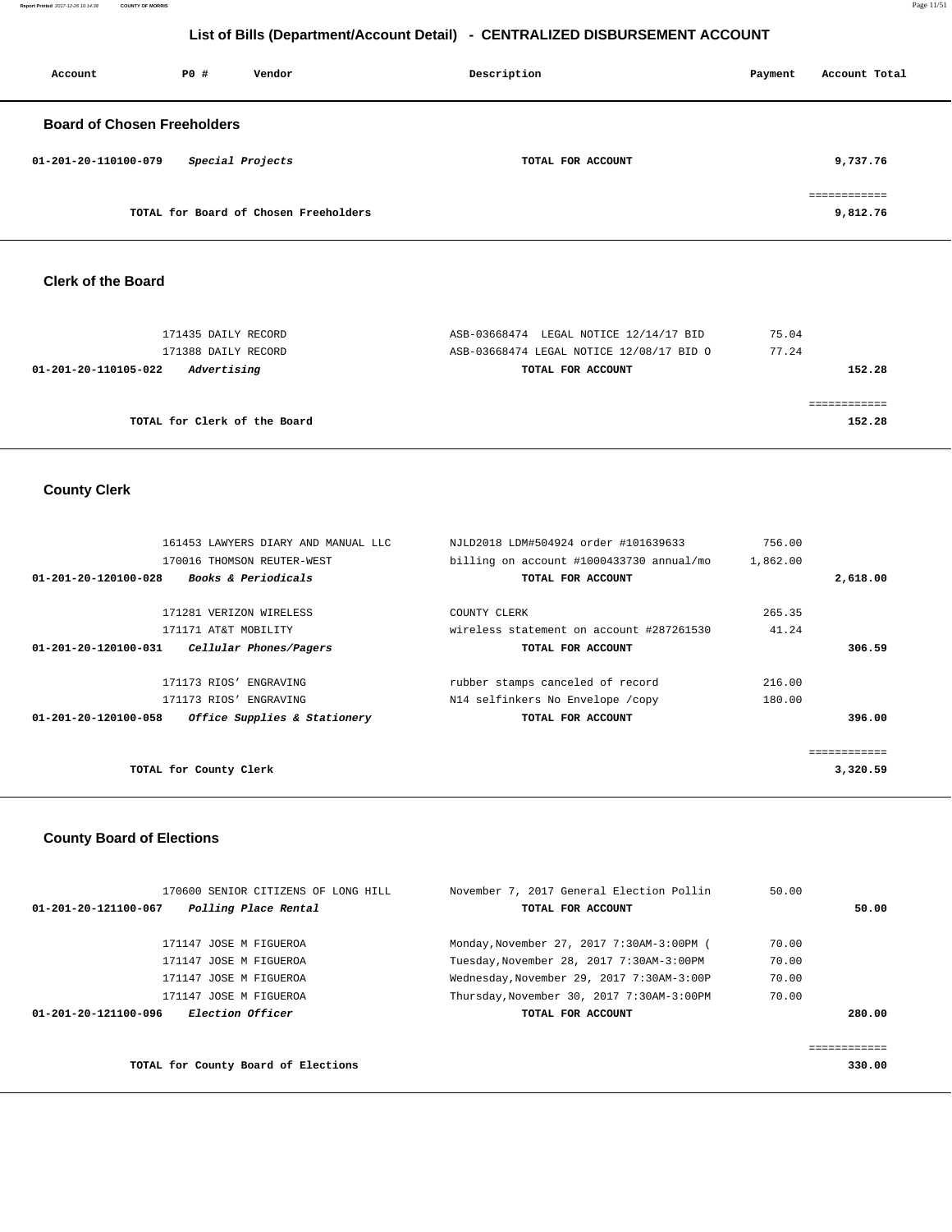# List of Bills (Department/Account Detail) - CENTRALIZED DISBURSEMENT ACCOUNT

| Account | PO # | Vendor | Description | Payment | Account Total |
|---|---|---|---|---|---|

## Board of Chosen Freeholders

| Account | PO # | Vendor | Description | Payment | Account Total |
|---|---|---|---|---|---|
| 01-201-20-110100-079 | | *Special Projects* | **TOTAL FOR ACCOUNT** | | 9,737.76 |
| | | | | | ============ |
| | | **TOTAL for Board of Chosen Freeholders** | | | 9,812.76 |

## Clerk of the Board

| Account | PO # | Vendor | Description | Payment | Account Total |
|---|---|---|---|---|---|
| | 171435 | DAILY RECORD | ASB-03668474 LEGAL NOTICE 12/14/17 BID | 75.04 | |
| | 171388 | DAILY RECORD | ASB-03668474 LEGAL NOTICE 12/08/17 BID O | 77.24 | |
| 01-201-20-110105-022 | | *Advertising* | **TOTAL FOR ACCOUNT** | | 152.28 |
| | | | | | ============ |
| | | **TOTAL for Clerk of the Board** | | | 152.28 |

## County Clerk

| Account | PO # | Vendor | Description | Payment | Account Total |
|---|---|---|---|---|---|
| | 161453 | LAWYERS DIARY AND MANUAL LLC | NJLD2018 LDM#504924 order #101639633 | 756.00 | |
| | 170016 | THOMSON REUTER-WEST | billing on account #1000433730 annual/mo | 1,862.00 | |
| 01-201-20-120100-028 | | *Books & Periodicals* | **TOTAL FOR ACCOUNT** | | 2,618.00 |
| | 171281 | VERIZON WIRELESS | COUNTY CLERK | 265.35 | |
| | 171171 | AT&T MOBILITY | wireless statement on account #287261530 | 41.24 | |
| 01-201-20-120100-031 | | *Cellular Phones/Pagers* | **TOTAL FOR ACCOUNT** | | 306.59 |
| | 171173 | RIOS' ENGRAVING | rubber stamps canceled of record | 216.00 | |
| | 171173 | RIOS' ENGRAVING | N14 selfinkers No Envelope /copy | 180.00 | |
| 01-201-20-120100-058 | | *Office Supplies & Stationery* | **TOTAL FOR ACCOUNT** | | 396.00 |
| | | | | | ============ |
| | | **TOTAL for County Clerk** | | | 3,320.59 |

## County Board of Elections

| Account | PO # | Vendor | Description | Payment | Account Total |
|---|---|---|---|---|---|
| | 170600 | SENIOR CITIZENS OF LONG HILL | November 7, 2017 General Election Pollin | 50.00 | |
| 01-201-20-121100-067 | | *Polling Place Rental* | **TOTAL FOR ACCOUNT** | | 50.00 |
| | 171147 | JOSE M FIGUEROA | Monday,November 27, 2017 7:30AM-3:00PM ( | 70.00 | |
| | 171147 | JOSE M FIGUEROA | Tuesday,November 28, 2017 7:30AM-3:00PM | 70.00 | |
| | 171147 | JOSE M FIGUEROA | Wednesday,November 29, 2017 7:30AM-3:00P | 70.00 | |
| | 171147 | JOSE M FIGUEROA | Thursday,November 30, 2017 7:30AM-3:00PM | 70.00 | |
| 01-201-20-121100-096 | | *Election Officer* | **TOTAL FOR ACCOUNT** | | 280.00 |
| | | | | | ============ |
| | | **TOTAL for County Board of Elections** | | | 330.00 |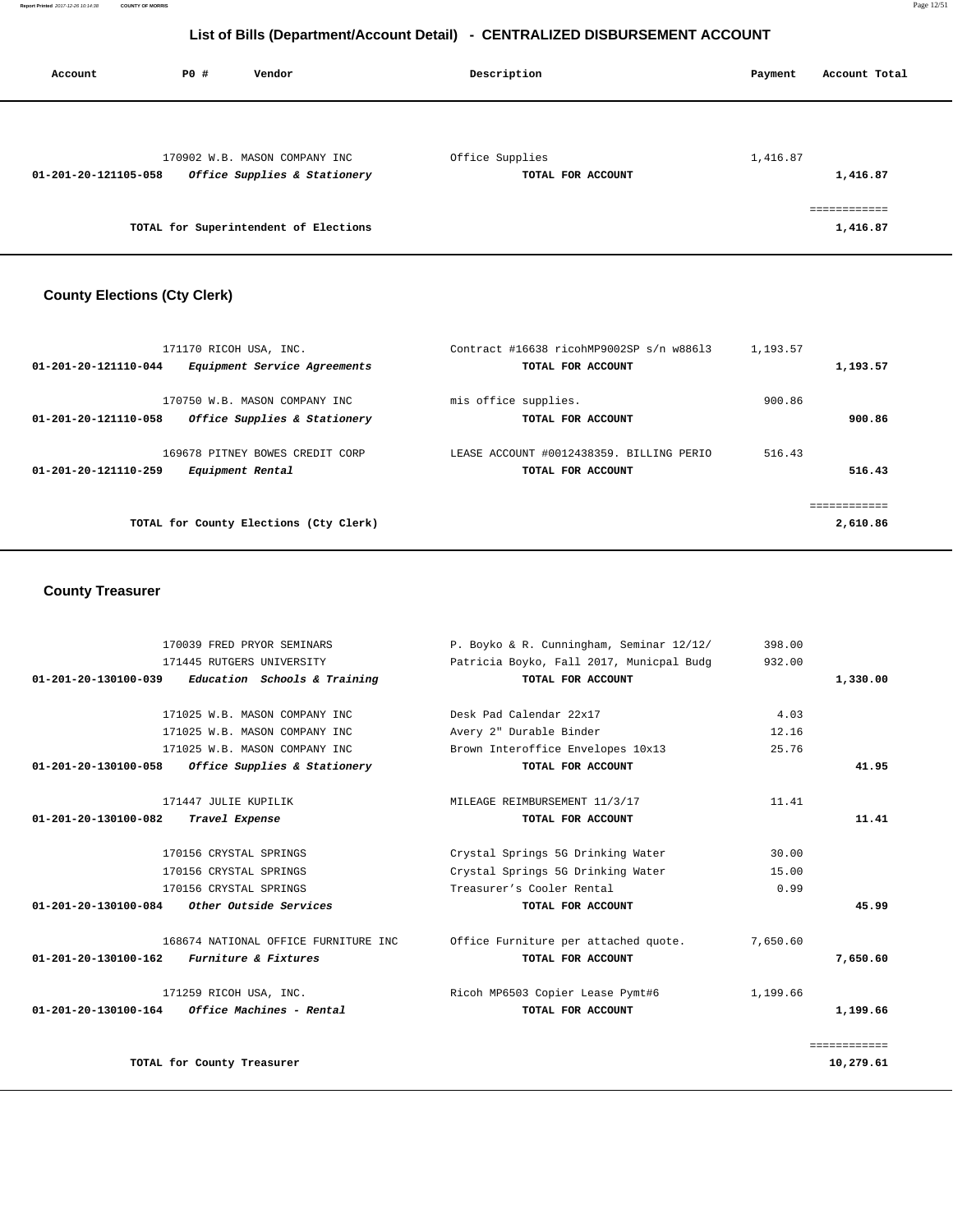## List of Bills (Department/Account Detail) - CENTRALIZED DISBURSEMENT ACCOUNT

| Account | PO # | Vendor | Description | Payment | Account Total |
|---|---|---|---|---|---|
| | 170902 | W.B. MASON COMPANY INC | Office Supplies | 1,416.87 | |
| 01-201-20-121105-058 | | *Office Supplies & Stationery* | TOTAL FOR ACCOUNT | | 1,416.87 |
| | | | | | ============ |
| | | TOTAL for Superintendent of Elections | | | 1,416.87 |

### County Elections (Cty Clerk)

| Account | PO # | Vendor | Description | Payment | Account Total |
|---|---|---|---|---|---|
| | 171170 | RICOH USA, INC. | Contract #16638 ricohMP9002SP s/n w886l3 | 1,193.57 | |
| 01-201-20-121110-044 | | *Equipment Service Agreements* | TOTAL FOR ACCOUNT | | 1,193.57 |
| | 170750 | W.B. MASON COMPANY INC | mis office supplies. | 900.86 | |
| 01-201-20-121110-058 | | *Office Supplies & Stationery* | TOTAL FOR ACCOUNT | | 900.86 |
| | 169678 | PITNEY BOWES CREDIT CORP | LEASE ACCOUNT #0012438359. BILLING PERIO | 516.43 | |
| 01-201-20-121110-259 | | *Equipment Rental* | TOTAL FOR ACCOUNT | | 516.43 |
| | | | | | ============ |
| | | TOTAL for County Elections (Cty Clerk) | | | 2,610.86 |

### County Treasurer

| Account | PO # | Vendor | Description | Payment | Account Total |
|---|---|---|---|---|---|
| | 170039 | FRED PRYOR SEMINARS | P. Boyko & R. Cunningham, Seminar 12/12/ | 398.00 | |
| | 171445 | RUTGERS UNIVERSITY | Patricia Boyko, Fall 2017, Municpal Budg | 932.00 | |
| 01-201-20-130100-039 | | *Education Schools & Training* | TOTAL FOR ACCOUNT | | 1,330.00 |
| | 171025 | W.B. MASON COMPANY INC | Desk Pad Calendar 22x17 | 4.03 | |
| | 171025 | W.B. MASON COMPANY INC | Avery 2" Durable Binder | 12.16 | |
| | 171025 | W.B. MASON COMPANY INC | Brown Interoffice Envelopes 10x13 | 25.76 | |
| 01-201-20-130100-058 | | *Office Supplies & Stationery* | TOTAL FOR ACCOUNT | | 41.95 |
| | 171447 | JULIE KUPILIK | MILEAGE REIMBURSEMENT 11/3/17 | 11.41 | |
| 01-201-20-130100-082 | | *Travel Expense* | TOTAL FOR ACCOUNT | | 11.41 |
| | 170156 | CRYSTAL SPRINGS | Crystal Springs 5G Drinking Water | 30.00 | |
| | 170156 | CRYSTAL SPRINGS | Crystal Springs 5G Drinking Water | 15.00 | |
| | 170156 | CRYSTAL SPRINGS | Treasurer's Cooler Rental | 0.99 | |
| 01-201-20-130100-084 | | *Other Outside Services* | TOTAL FOR ACCOUNT | | 45.99 |
| | 168674 | NATIONAL OFFICE FURNITURE INC | Office Furniture per attached quote. | 7,650.60 | |
| 01-201-20-130100-162 | | *Furniture & Fixtures* | TOTAL FOR ACCOUNT | | 7,650.60 |
| | 171259 | RICOH USA, INC. | Ricoh MP6503 Copier Lease Pymt#6 | 1,199.66 | |
| 01-201-20-130100-164 | | *Office Machines - Rental* | TOTAL FOR ACCOUNT | | 1,199.66 |
| | | | | | ============ |
| | | TOTAL for County Treasurer | | | 10,279.61 |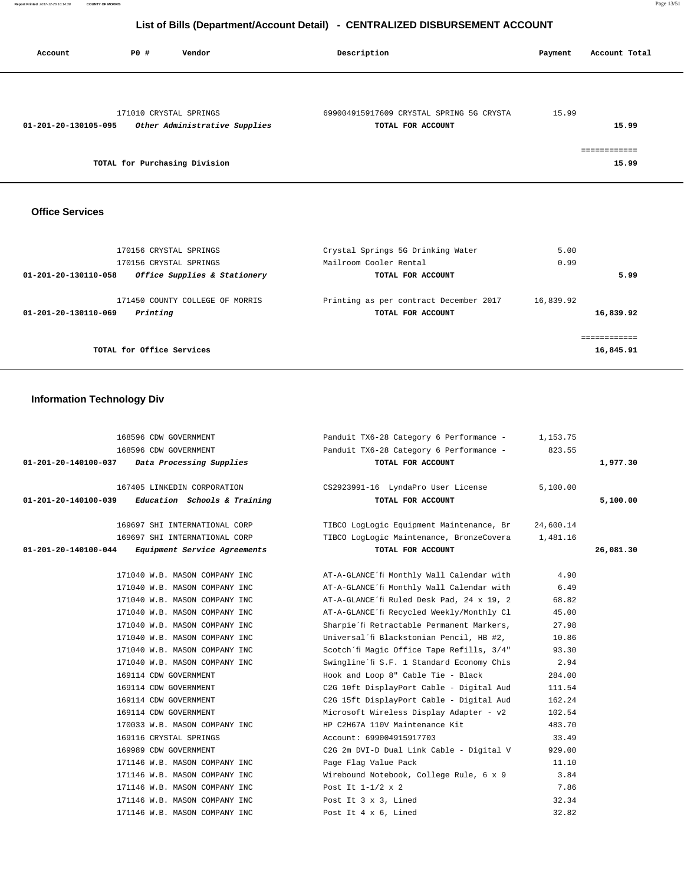# List of Bills (Department/Account Detail) - CENTRALIZED DISBURSEMENT ACCOUNT

| Account | PO # | Vendor | Description | Payment | Account Total |
|---|---|---|---|---|---|
| | 171010 | CRYSTAL SPRINGS | 699004915917609 CRYSTAL SPRING 5G CRYSTA | 15.99 | |
| 01-201-20-130105-095 | | *Other Administrative Supplies* | TOTAL FOR ACCOUNT | | 15.99 |
| | | | | | ============ |
| | | TOTAL for Purchasing Division | | | 15.99 |

## Office Services

| Account | PO # | Vendor | Description | Payment | Account Total |
|---|---|---|---|---|---|
| | 170156 | CRYSTAL SPRINGS | Crystal Springs 5G Drinking Water | 5.00 | |
| | 170156 | CRYSTAL SPRINGS | Mailroom Cooler Rental | 0.99 | |
| 01-201-20-130110-058 | | *Office Supplies & Stationery* | TOTAL FOR ACCOUNT | | 5.99 |
| | 171450 | COUNTY COLLEGE OF MORRIS | Printing as per contract December 2017 | 16,839.92 | |
| 01-201-20-130110-069 | | *Printing* | TOTAL FOR ACCOUNT | | 16,839.92 |
| | | | | | ============ |
| | | TOTAL for Office Services | | | 16,845.91 |

## Information Technology Div

| Account | PO # | Vendor | Description | Payment | Account Total |
|---|---|---|---|---|---|
| | 168596 | CDW GOVERNMENT | Panduit TX6-28 Category 6 Performance - | 1,153.75 | |
| | 168596 | CDW GOVERNMENT | Panduit TX6-28 Category 6 Performance - | 823.55 | |
| 01-201-20-140100-037 | | *Data Processing Supplies* | TOTAL FOR ACCOUNT | | 1,977.30 |
| | 167405 | LINKEDIN CORPORATION | CS2923991-16 LyndaPro User License | 5,100.00 | |
| 01-201-20-140100-039 | | *Education Schools & Training* | TOTAL FOR ACCOUNT | | 5,100.00 |
| | 169697 | SHI INTERNATIONAL CORP | TIBCO LogLogic Equipment Maintenance, Br | 24,600.14 | |
| | 169697 | SHI INTERNATIONAL CORP | TIBCO LogLogic Maintenance, BronzeCovera | 1,481.16 | |
| 01-201-20-140100-044 | | *Equipment Service Agreements* | TOTAL FOR ACCOUNT | | 26,081.30 |
| | 171040 | W.B. MASON COMPANY INC | AT-A-GLANCE´fi Monthly Wall Calendar with | 4.90 | |
| | 171040 | W.B. MASON COMPANY INC | AT-A-GLANCE´fi Monthly Wall Calendar with | 6.49 | |
| | 171040 | W.B. MASON COMPANY INC | AT-A-GLANCE´fi Ruled Desk Pad, 24 x 19, 2 | 68.82 | |
| | 171040 | W.B. MASON COMPANY INC | AT-A-GLANCE´fi Recycled Weekly/Monthly Cl | 45.00 | |
| | 171040 | W.B. MASON COMPANY INC | Sharpie´fi Retractable Permanent Markers, | 27.98 | |
| | 171040 | W.B. MASON COMPANY INC | Universal´fi Blackstonian Pencil, HB #2, | 10.86 | |
| | 171040 | W.B. MASON COMPANY INC | Scotch´fi Magic Office Tape Refills, 3/4" | 93.30 | |
| | 171040 | W.B. MASON COMPANY INC | Swingline´fi S.F. 1 Standard Economy Chis | 2.94 | |
| | 169114 | CDW GOVERNMENT | Hook and Loop 8" Cable Tie - Black | 284.00 | |
| | 169114 | CDW GOVERNMENT | C2G 10ft DisplayPort Cable - Digital Aud | 111.54 | |
| | 169114 | CDW GOVERNMENT | C2G 15ft DisplayPort Cable - Digital Aud | 162.24 | |
| | 169114 | CDW GOVERNMENT | Microsoft Wireless Display Adapter - v2 | 102.54 | |
| | 170033 | W.B. MASON COMPANY INC | HP C2H67A 110V Maintenance Kit | 483.70 | |
| | 169116 | CRYSTAL SPRINGS | Account: 699004915917703 | 33.49 | |
| | 169989 | CDW GOVERNMENT | C2G 2m DVI-D Dual Link Cable - Digital V | 929.00 | |
| | 171146 | W.B. MASON COMPANY INC | Page Flag Value Pack | 11.10 | |
| | 171146 | W.B. MASON COMPANY INC | Wirebound Notebook, College Rule, 6 x 9 | 3.84 | |
| | 171146 | W.B. MASON COMPANY INC | Post It 1-1/2 x 2 | 7.86 | |
| | 171146 | W.B. MASON COMPANY INC | Post It 3 x 3, Lined | 32.34 | |
| | 171146 | W.B. MASON COMPANY INC | Post It 4 x 6, Lined | 32.82 | |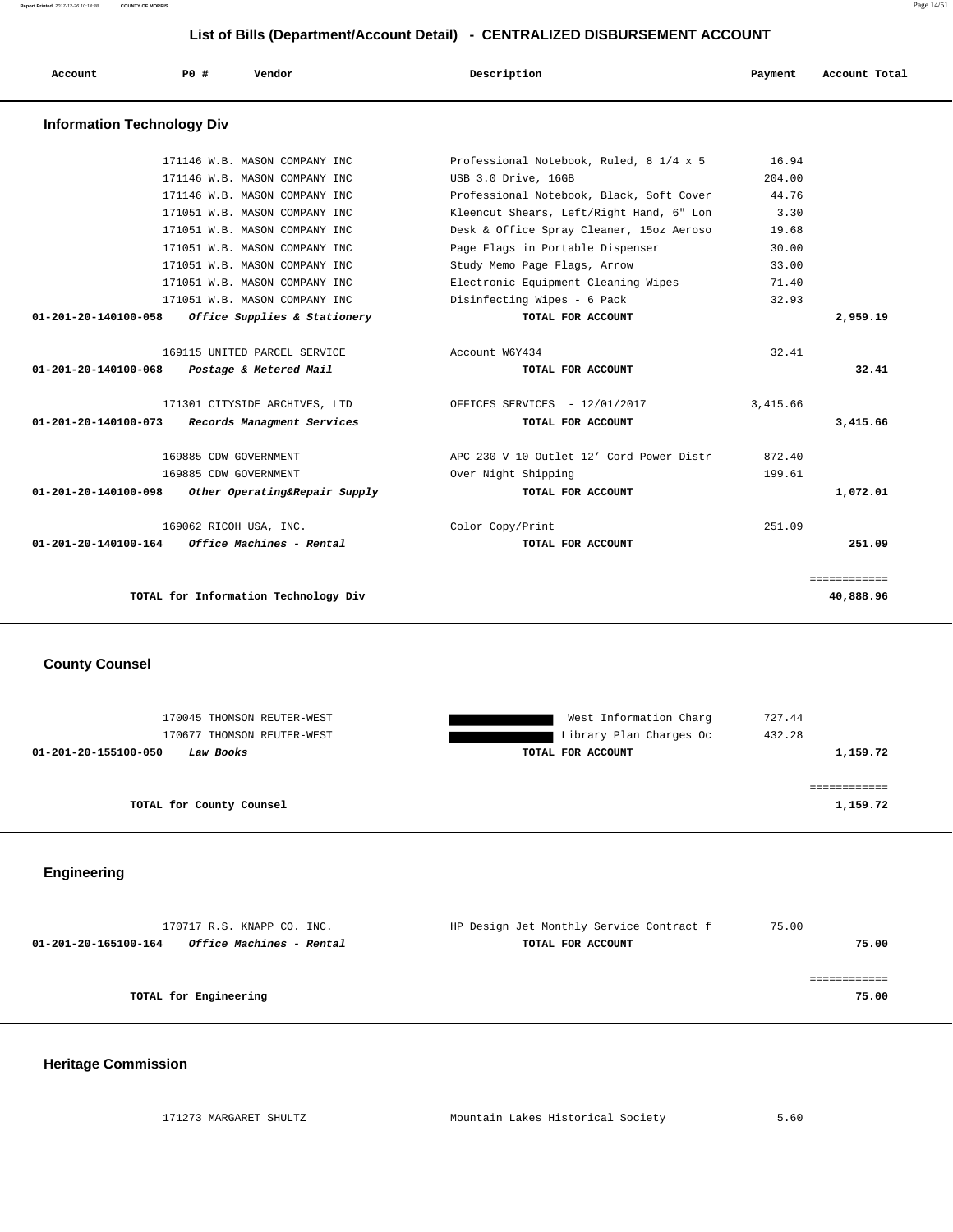## List of Bills (Department/Account Detail) - CENTRALIZED DISBURSEMENT ACCOUNT

| Account | PO # | Vendor | Description | Payment | Account Total |
|---|---|---|---|---|---|

### Information Technology Div

| Account | PO # | Vendor | Description | Payment | Account Total |
|---|---|---|---|---|---|
| | 171146 | W.B. MASON COMPANY INC | Professional Notebook, Ruled, 8 1/4 x 5 | 16.94 | |
| | 171146 | W.B. MASON COMPANY INC | USB 3.0 Drive, 16GB | 204.00 | |
| | 171146 | W.B. MASON COMPANY INC | Professional Notebook, Black, Soft Cover | 44.76 | |
| | 171051 | W.B. MASON COMPANY INC | Kleencut Shears, Left/Right Hand, 6" Lon | 3.30 | |
| | 171051 | W.B. MASON COMPANY INC | Desk & Office Spray Cleaner, 15oz Aeroso | 19.68 | |
| | 171051 | W.B. MASON COMPANY INC | Page Flags in Portable Dispenser | 30.00 | |
| | 171051 | W.B. MASON COMPANY INC | Study Memo Page Flags, Arrow | 33.00 | |
| | 171051 | W.B. MASON COMPANY INC | Electronic Equipment Cleaning Wipes | 71.40 | |
| | 171051 | W.B. MASON COMPANY INC | Disinfecting Wipes - 6 Pack | 32.93 | |
| **01-201-20-140100-058** | | ***Office Supplies & Stationery*** | **TOTAL FOR ACCOUNT** | | **2,959.19** |
| | 169115 | UNITED PARCEL SERVICE | Account W6Y434 | 32.41 | |
| **01-201-20-140100-068** | | ***Postage & Metered Mail*** | **TOTAL FOR ACCOUNT** | | **32.41** |
| | 171301 | CITYSIDE ARCHIVES, LTD | OFFICES SERVICES - 12/01/2017 | 3,415.66 | |
| **01-201-20-140100-073** | | ***Records Managment Services*** | **TOTAL FOR ACCOUNT** | | **3,415.66** |
| | 169885 | CDW GOVERNMENT | APC 230 V 10 Outlet 12' Cord Power Distr | 872.40 | |
| | 169885 | CDW GOVERNMENT | Over Night Shipping | 199.61 | |
| **01-201-20-140100-098** | | ***Other Operating&Repair Supply*** | **TOTAL FOR ACCOUNT** | | **1,072.01** |
| | 169062 | RICOH USA, INC. | Color Copy/Print | 251.09 | |
| **01-201-20-140100-164** | | ***Office Machines - Rental*** | **TOTAL FOR ACCOUNT** | | **251.09** |

**TOTAL for Information Technology Div** ............ **40,888.96**

### County Counsel

| Account | PO # | Vendor | Description | Payment | Account Total |
|---|---|---|---|---|---|
| | 170045 | THOMSON REUTER-WEST | West Information Charg | 727.44 | |
| | 170677 | THOMSON REUTER-WEST | Library Plan Charges Oc | 432.28 | |
| **01-201-20-155100-050** | | ***Law Books*** | **TOTAL FOR ACCOUNT** | | **1,159.72** |

**TOTAL for County Counsel** ............ **1,159.72**

### Engineering

| Account | PO # | Vendor | Description | Payment | Account Total |
|---|---|---|---|---|---|
| | 170717 | R.S. KNAPP CO. INC. | HP Design Jet Monthly Service Contract f | 75.00 | |
| **01-201-20-165100-164** | | ***Office Machines - Rental*** | **TOTAL FOR ACCOUNT** | | **75.00** |

**TOTAL for Engineering** ............ **75.00**

### Heritage Commission

| Account | PO # | Vendor | Description | Payment | Account Total |
|---|---|---|---|---|---|
| | 171273 | MARGARET SHULTZ | Mountain Lakes Historical Society | 5.60 | |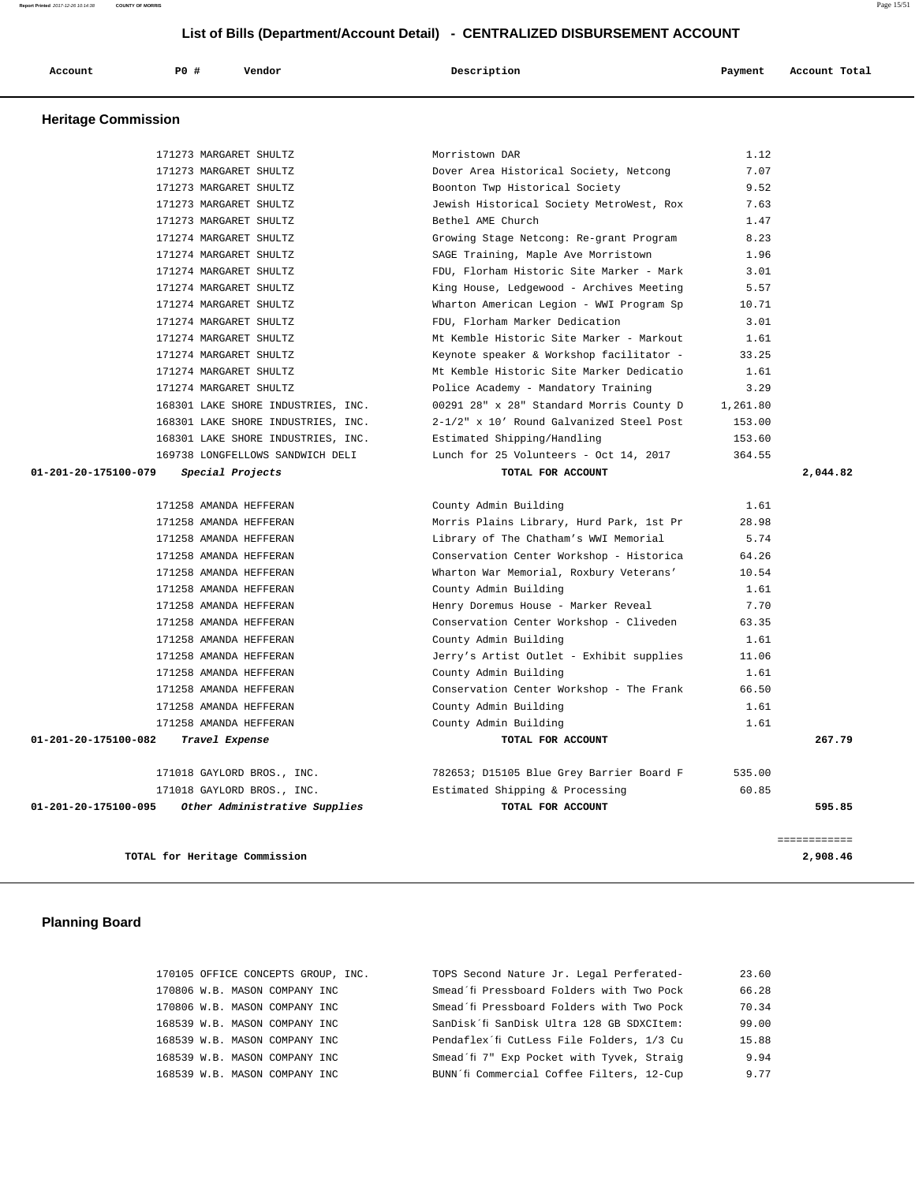# List of Bills (Department/Account Detail) - CENTRALIZED DISBURSEMENT ACCOUNT

| Account | PO # | Vendor | Description | Payment | Account Total |
|---|---|---|---|---|---|

## Heritage Commission

| Account | PO # | Vendor | Description | Payment | Account Total |
|---|---|---|---|---|---|
| | 171273 | MARGARET SHULTZ | Morristown DAR | 1.12 | |
| | 171273 | MARGARET SHULTZ | Dover Area Historical Society, Netcong | 7.07 | |
| | 171273 | MARGARET SHULTZ | Boonton Twp Historical Society | 9.52 | |
| | 171273 | MARGARET SHULTZ | Jewish Historical Society MetroWest, Rox | 7.63 | |
| | 171273 | MARGARET SHULTZ | Bethel AME Church | 1.47 | |
| | 171274 | MARGARET SHULTZ | Growing Stage Netcong: Re-grant Program | 8.23 | |
| | 171274 | MARGARET SHULTZ | SAGE Training, Maple Ave Morristown | 1.96 | |
| | 171274 | MARGARET SHULTZ | FDU, Florham Historic Site Marker - Mark | 3.01 | |
| | 171274 | MARGARET SHULTZ | King House, Ledgewood - Archives Meeting | 5.57 | |
| | 171274 | MARGARET SHULTZ | Wharton American Legion - WWI Program Sp | 10.71 | |
| | 171274 | MARGARET SHULTZ | FDU, Florham Marker Dedication | 3.01 | |
| | 171274 | MARGARET SHULTZ | Mt Kemble Historic Site Marker - Markout | 1.61 | |
| | 171274 | MARGARET SHULTZ | Keynote speaker & Workshop facilitator - | 33.25 | |
| | 171274 | MARGARET SHULTZ | Mt Kemble Historic Site Marker Dedicatio | 1.61 | |
| | 171274 | MARGARET SHULTZ | Police Academy - Mandatory Training | 3.29 | |
| | 168301 | LAKE SHORE INDUSTRIES, INC. | 00291 28" x 28" Standard Morris County D | 1,261.80 | |
| | 168301 | LAKE SHORE INDUSTRIES, INC. | 2-1/2" x 10' Round Galvanized Steel Post | 153.00 | |
| | 168301 | LAKE SHORE INDUSTRIES, INC. | Estimated Shipping/Handling | 153.60 | |
| | 169738 | LONGFELLOWS SANDWICH DELI | Lunch for 25 Volunteers - Oct 14, 2017 | 364.55 | |
| **01-201-20-175100-079** | | ***Special Projects*** | **TOTAL FOR ACCOUNT** | | **2,044.82** |
| | 171258 | AMANDA HEFFERAN | County Admin Building | 1.61 | |
| | 171258 | AMANDA HEFFERAN | Morris Plains Library, Hurd Park, 1st Pr | 28.98 | |
| | 171258 | AMANDA HEFFERAN | Library of The Chatham's WWI Memorial | 5.74 | |
| | 171258 | AMANDA HEFFERAN | Conservation Center Workshop - Historica | 64.26 | |
| | 171258 | AMANDA HEFFERAN | Wharton War Memorial, Roxbury Veterans' | 10.54 | |
| | 171258 | AMANDA HEFFERAN | County Admin Building | 1.61 | |
| | 171258 | AMANDA HEFFERAN | Henry Doremus House - Marker Reveal | 7.70 | |
| | 171258 | AMANDA HEFFERAN | Conservation Center Workshop - Cliveden | 63.35 | |
| | 171258 | AMANDA HEFFERAN | County Admin Building | 1.61 | |
| | 171258 | AMANDA HEFFERAN | Jerry's Artist Outlet - Exhibit supplies | 11.06 | |
| | 171258 | AMANDA HEFFERAN | County Admin Building | 1.61 | |
| | 171258 | AMANDA HEFFERAN | Conservation Center Workshop - The Frank | 66.50 | |
| | 171258 | AMANDA HEFFERAN | County Admin Building | 1.61 | |
| | 171258 | AMANDA HEFFERAN | County Admin Building | 1.61 | |
| **01-201-20-175100-082** | | ***Travel Expense*** | **TOTAL FOR ACCOUNT** | | **267.79** |
| | 171018 | GAYLORD BROS., INC. | 782653; D15105 Blue Grey Barrier Board F | 535.00 | |
| | 171018 | GAYLORD BROS., INC. | Estimated Shipping & Processing | 60.85 | |
| **01-201-20-175100-095** | | ***Other Administrative Supplies*** | **TOTAL FOR ACCOUNT** | | **595.85** |
| | | | | | ============ |
| | | **TOTAL for Heritage Commission** | | | **2,908.46** |

## Planning Board

| Account | PO # | Vendor | Description | Payment | Account Total |
|---|---|---|---|---|---|
| | 170105 | OFFICE CONCEPTS GROUP, INC. | TOPS Second Nature Jr. Legal Perferated- | 23.60 | |
| | 170806 | W.B. MASON COMPANY INC | Smead´fi Pressboard Folders with Two Pock | 66.28 | |
| | 170806 | W.B. MASON COMPANY INC | Smead´fi Pressboard Folders with Two Pock | 70.34 | |
| | 168539 | W.B. MASON COMPANY INC | SanDisk´fi SanDisk Ultra 128 GB SDXCItem: | 99.00 | |
| | 168539 | W.B. MASON COMPANY INC | Pendaflex´fi CutLess File Folders, 1/3 Cu | 15.88 | |
| | 168539 | W.B. MASON COMPANY INC | Smead´fi 7" Exp Pocket with Tyvek, Straig | 9.94 | |
| | 168539 | W.B. MASON COMPANY INC | BUNN´fi Commercial Coffee Filters, 12-Cup | 9.77 | |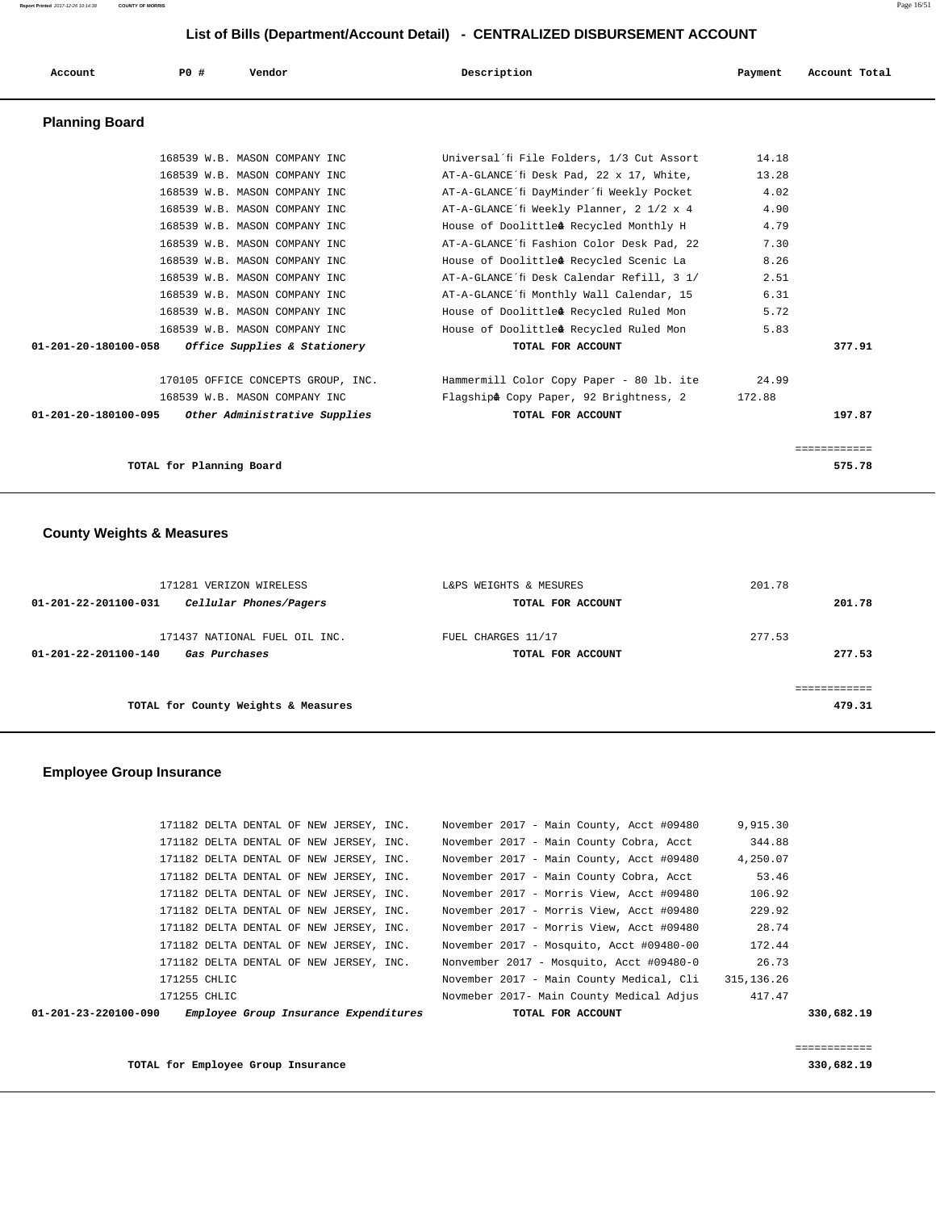# List of Bills (Department/Account Detail) - CENTRALIZED DISBURSEMENT ACCOUNT

| Account | PO # | Vendor | Description | Payment | Account Total |
|---|---|---|---|---|---|

## Planning Board

| Account | PO # | Vendor | Description | Payment | Account Total |
|---|---|---|---|---|---|
| | 168539 | W.B. MASON COMPANY INC | Universal´fi File Folders, 1/3 Cut Assort | 14.18 | |
| | 168539 | W.B. MASON COMPANY INC | AT-A-GLANCE´fi Desk Pad, 22 x 17, White, | 13.28 | |
| | 168539 | W.B. MASON COMPANY INC | AT-A-GLANCE´fi DayMinder´fi Weekly Pocket | 4.02 | |
| | 168539 | W.B. MASON COMPANY INC | AT-A-GLANCE´fi Weekly Planner, 2 1/2 x 4 | 4.90 | |
| | 168539 | W.B. MASON COMPANY INC | House of Doolittle⁂ Recycled Monthly H | 4.79 | |
| | 168539 | W.B. MASON COMPANY INC | AT-A-GLANCE´fi Fashion Color Desk Pad, 22 | 7.30 | |
| | 168539 | W.B. MASON COMPANY INC | House of Doolittle⁂ Recycled Scenic La | 8.26 | |
| | 168539 | W.B. MASON COMPANY INC | AT-A-GLANCE´fi Desk Calendar Refill, 3 1/ | 2.51 | |
| | 168539 | W.B. MASON COMPANY INC | AT-A-GLANCE´fi Monthly Wall Calendar, 15 | 6.31 | |
| | 168539 | W.B. MASON COMPANY INC | House of Doolittle⁂ Recycled Ruled Mon | 5.72 | |
| | 168539 | W.B. MASON COMPANY INC | House of Doolittle⁂ Recycled Ruled Mon | 5.83 | |
| **01-201-20-180100-058** | | ***Office Supplies & Stationery*** | **TOTAL FOR ACCOUNT** | | **377.91** |
| | 170105 | OFFICE CONCEPTS GROUP, INC. | Hammermill Color Copy Paper - 80 lb. ite | 24.99 | |
| | 168539 | W.B. MASON COMPANY INC | Flagship⁂ Copy Paper, 92 Brightness, 2 | 172.88 | |
| **01-201-20-180100-095** | | ***Other Administrative Supplies*** | **TOTAL FOR ACCOUNT** | | **197.87** |
| | | | | | ============ |
| | **TOTAL for Planning Board** | | | | **575.78** |

## County Weights & Measures

| Account | PO # | Vendor | Description | Payment | Account Total |
|---|---|---|---|---|---|
| | 171281 | VERIZON WIRELESS | L&PS WEIGHTS & MESURES | 201.78 | |
| **01-201-22-201100-031** | | ***Cellular Phones/Pagers*** | **TOTAL FOR ACCOUNT** | | **201.78** |
| | 171437 | NATIONAL FUEL OIL INC. | FUEL CHARGES 11/17 | 277.53 | |
| **01-201-22-201100-140** | | ***Gas Purchases*** | **TOTAL FOR ACCOUNT** | | **277.53** |
| | | | | | ============ |
| | **TOTAL for County Weights & Measures** | | | | **479.31** |

## Employee Group Insurance

| Account | PO # | Vendor | Description | Payment | Account Total |
|---|---|---|---|---|---|
| | 171182 | DELTA DENTAL OF NEW JERSEY, INC. | November 2017 - Main County, Acct #09480 | 9,915.30 | |
| | 171182 | DELTA DENTAL OF NEW JERSEY, INC. | November 2017 - Main County Cobra, Acct | 344.88 | |
| | 171182 | DELTA DENTAL OF NEW JERSEY, INC. | November 2017 - Main County, Acct #09480 | 4,250.07 | |
| | 171182 | DELTA DENTAL OF NEW JERSEY, INC. | November 2017 - Main County Cobra, Acct | 53.46 | |
| | 171182 | DELTA DENTAL OF NEW JERSEY, INC. | November 2017 - Morris View, Acct #09480 | 106.92 | |
| | 171182 | DELTA DENTAL OF NEW JERSEY, INC. | November 2017 - Morris View, Acct #09480 | 229.92 | |
| | 171182 | DELTA DENTAL OF NEW JERSEY, INC. | November 2017 - Morris View, Acct #09480 | 28.74 | |
| | 171182 | DELTA DENTAL OF NEW JERSEY, INC. | November 2017 - Mosquito, Acct #09480-00 | 172.44 | |
| | 171182 | DELTA DENTAL OF NEW JERSEY, INC. | Nonvember 2017 - Mosquito, Acct #09480-0 | 26.73 | |
| | 171255 | CHLIC | November 2017 - Main County Medical, Cli | 315,136.26 | |
| | 171255 | CHLIC | Novmeber 2017- Main County Medical Adjus | 417.47 | |
| **01-201-23-220100-090** | | ***Employee Group Insurance Expenditures*** | **TOTAL FOR ACCOUNT** | | **330,682.19** |
| | | | | | ============ |
| | **TOTAL for Employee Group Insurance** | | | | **330,682.19** |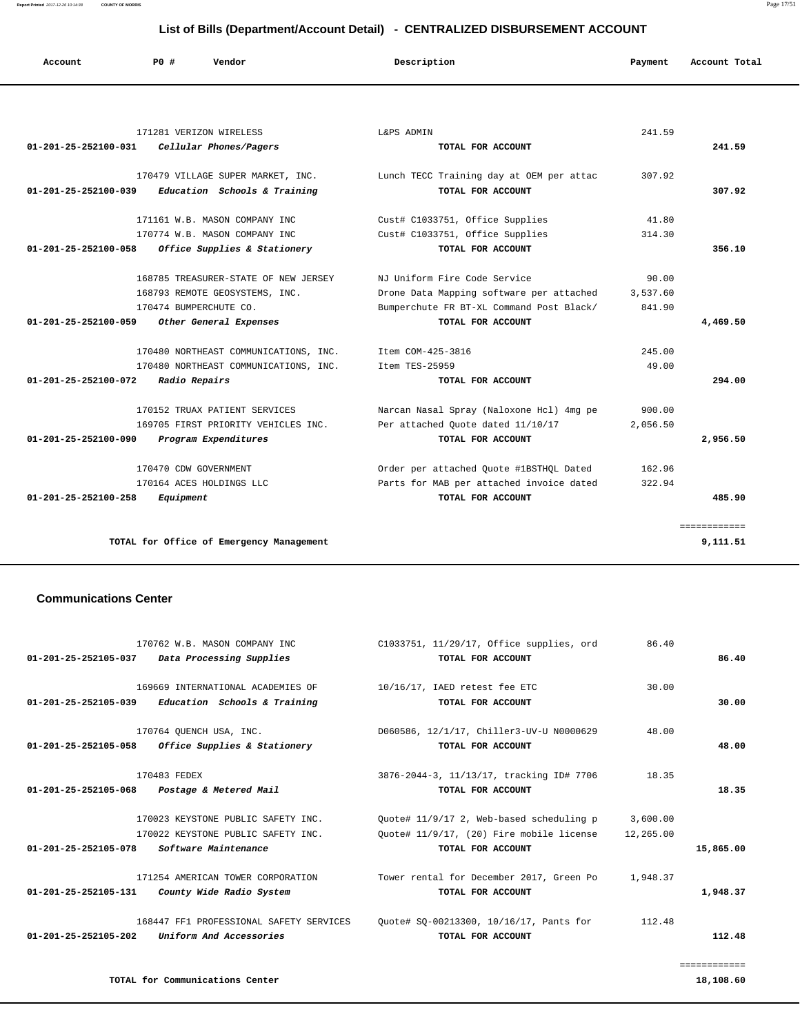## List of Bills (Department/Account Detail) - CENTRALIZED DISBURSEMENT ACCOUNT

| Account | PO # | Vendor | Description | Payment | Account Total |
|---|---|---|---|---|---|
| | 171281 | VERIZON WIRELESS | L&PS ADMIN | 241.59 | |
| 01-201-25-252100-031 | | *Cellular Phones/Pagers* | TOTAL FOR ACCOUNT | | 241.59 |
| | 170479 | VILLAGE SUPER MARKET, INC. | Lunch TECC Training day at OEM per attac | 307.92 | |
| 01-201-25-252100-039 | | *Education Schools & Training* | TOTAL FOR ACCOUNT | | 307.92 |
| | 171161 | W.B. MASON COMPANY INC | Cust# C1033751, Office Supplies | 41.80 | |
| | 170774 | W.B. MASON COMPANY INC | Cust# C1033751, Office Supplies | 314.30 | |
| 01-201-25-252100-058 | | *Office Supplies & Stationery* | TOTAL FOR ACCOUNT | | 356.10 |
| | 168785 | TREASURER-STATE OF NEW JERSEY | NJ Uniform Fire Code Service | 90.00 | |
| | 168793 | REMOTE GEOSYSTEMS, INC. | Drone Data Mapping software per attached | 3,537.60 | |
| | 170474 | BUMPERCHUTE CO. | Bumperchute FR BT-XL Command Post Black/ | 841.90 | |
| 01-201-25-252100-059 | | *Other General Expenses* | TOTAL FOR ACCOUNT | | 4,469.50 |
| | 170480 | NORTHEAST COMMUNICATIONS, INC. | Item COM-425-3816 | 245.00 | |
| | 170480 | NORTHEAST COMMUNICATIONS, INC. | Item TES-25959 | 49.00 | |
| 01-201-25-252100-072 | | *Radio Repairs* | TOTAL FOR ACCOUNT | | 294.00 |
| | 170152 | TRUAX PATIENT SERVICES | Narcan Nasal Spray (Naloxone Hcl) 4mg pe | 900.00 | |
| | 169705 | FIRST PRIORITY VEHICLES INC. | Per attached Quote dated 11/10/17 | 2,056.50 | |
| 01-201-25-252100-090 | | *Program Expenditures* | TOTAL FOR ACCOUNT | | 2,956.50 |
| | 170470 | CDW GOVERNMENT | Order per attached Quote #1BSTHQL Dated | 162.96 | |
| | 170164 | ACES HOLDINGS LLC | Parts for MAB per attached invoice dated | 322.94 | |
| 01-201-25-252100-258 | | *Equipment* | TOTAL FOR ACCOUNT | | 485.90 |
| | | TOTAL for Office of Emergency Management | | | 9,111.51 |

### Communications Center

| Account | PO # | Vendor | Description | Payment | Account Total |
|---|---|---|---|---|---|
| | 170762 | W.B. MASON COMPANY INC | C1033751, 11/29/17, Office supplies, ord | 86.40 | |
| 01-201-25-252105-037 | | *Data Processing Supplies* | TOTAL FOR ACCOUNT | | 86.40 |
| | 169669 | INTERNATIONAL ACADEMIES OF | 10/16/17, IAED retest fee ETC | 30.00 | |
| 01-201-25-252105-039 | | *Education Schools & Training* | TOTAL FOR ACCOUNT | | 30.00 |
| | 170764 | QUENCH USA, INC. | D060586, 12/1/17, Chiller3-UV-U N0000629 | 48.00 | |
| 01-201-25-252105-058 | | *Office Supplies & Stationery* | TOTAL FOR ACCOUNT | | 48.00 |
| | 170483 | FEDEX | 3876-2044-3, 11/13/17, tracking ID# 7706 | 18.35 | |
| 01-201-25-252105-068 | | *Postage & Metered Mail* | TOTAL FOR ACCOUNT | | 18.35 |
| | 170023 | KEYSTONE PUBLIC SAFETY INC. | Quote# 11/9/17 2, Web-based scheduling p | 3,600.00 | |
| | 170022 | KEYSTONE PUBLIC SAFETY INC. | Quote# 11/9/17, (20) Fire mobile license | 12,265.00 | |
| 01-201-25-252105-078 | | *Software Maintenance* | TOTAL FOR ACCOUNT | | 15,865.00 |
| | 171254 | AMERICAN TOWER CORPORATION | Tower rental for December 2017, Green Po | 1,948.37 | |
| 01-201-25-252105-131 | | *County Wide Radio System* | TOTAL FOR ACCOUNT | | 1,948.37 |
| | 168447 | FF1 PROFESSIONAL SAFETY SERVICES | Quote# SQ-00213300, 10/16/17, Pants for | 112.48 | |
| 01-201-25-252105-202 | | *Uniform And Accessories* | TOTAL FOR ACCOUNT | | 112.48 |
| | | TOTAL for Communications Center | | | 18,108.60 |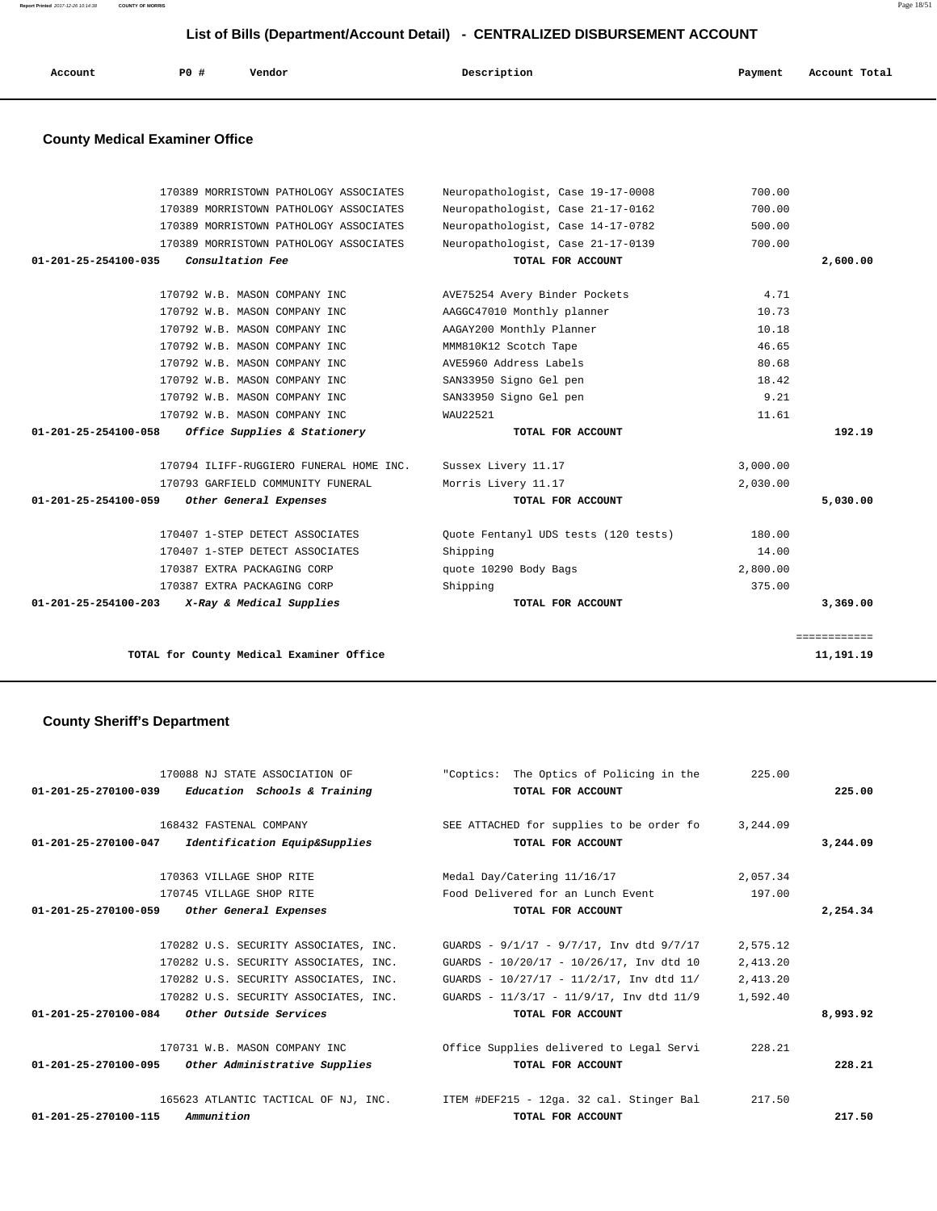# List of Bills (Department/Account Detail) - CENTRALIZED DISBURSEMENT ACCOUNT

| Account | PO # | Vendor | Description | Payment | Account Total |
|---|---|---|---|---|---|

## County Medical Examiner Office

| Account | PO # | Vendor | Description | Payment | Account Total |
|---|---|---|---|---|---|
| | 170389 | MORRISTOWN PATHOLOGY ASSOCIATES | Neuropathologist, Case 19-17-0008 | 700.00 | |
| | 170389 | MORRISTOWN PATHOLOGY ASSOCIATES | Neuropathologist, Case 21-17-0162 | 700.00 | |
| | 170389 | MORRISTOWN PATHOLOGY ASSOCIATES | Neuropathologist, Case 14-17-0782 | 500.00 | |
| | 170389 | MORRISTOWN PATHOLOGY ASSOCIATES | Neuropathologist, Case 21-17-0139 | 700.00 | |
| 01-201-25-254100-035 | | *Consultation Fee* | TOTAL FOR ACCOUNT | | 2,600.00 |
| | 170792 | W.B. MASON COMPANY INC | AVE75254 Avery Binder Pockets | 4.71 | |
| | 170792 | W.B. MASON COMPANY INC | AAGGC47010 Monthly planner | 10.73 | |
| | 170792 | W.B. MASON COMPANY INC | AAGAY200 Monthly Planner | 10.18 | |
| | 170792 | W.B. MASON COMPANY INC | MMM810K12 Scotch Tape | 46.65 | |
| | 170792 | W.B. MASON COMPANY INC | AVE5960 Address Labels | 80.68 | |
| | 170792 | W.B. MASON COMPANY INC | SAN33950 Signo Gel pen | 18.42 | |
| | 170792 | W.B. MASON COMPANY INC | SAN33950 Signo Gel pen | 9.21 | |
| | 170792 | W.B. MASON COMPANY INC | WAU22521 | 11.61 | |
| 01-201-25-254100-058 | | *Office Supplies & Stationery* | TOTAL FOR ACCOUNT | | 192.19 |
| | 170794 | ILIFF-RUGGIERO FUNERAL HOME INC. | Sussex Livery 11.17 | 3,000.00 | |
| | 170793 | GARFIELD COMMUNITY FUNERAL | Morris Livery 11.17 | 2,030.00 | |
| 01-201-25-254100-059 | | *Other General Expenses* | TOTAL FOR ACCOUNT | | 5,030.00 |
| | 170407 | 1-STEP DETECT ASSOCIATES | Quote Fentanyl UDS tests (120 tests) | 180.00 | |
| | 170407 | 1-STEP DETECT ASSOCIATES | Shipping | 14.00 | |
| | 170387 | EXTRA PACKAGING CORP | quote 10290 Body Bags | 2,800.00 | |
| | 170387 | EXTRA PACKAGING CORP | Shipping | 375.00 | |
| 01-201-25-254100-203 | | *X-Ray & Medical Supplies* | TOTAL FOR ACCOUNT | | 3,369.00 |
| | | | | | ============ |
| | | TOTAL for County Medical Examiner Office | | | 11,191.19 |

## County Sheriff's Department

| Account | PO # | Vendor | Description | Payment | Account Total |
|---|---|---|---|---|---|
| | 170088 | NJ STATE ASSOCIATION OF | "Coptics: The Optics of Policing in the | 225.00 | |
| 01-201-25-270100-039 | | *Education Schools & Training* | TOTAL FOR ACCOUNT | | 225.00 |
| | 168432 | FASTENAL COMPANY | SEE ATTACHED for supplies to be order fo | 3,244.09 | |
| 01-201-25-270100-047 | | *Identification Equip&Supplies* | TOTAL FOR ACCOUNT | | 3,244.09 |
| | 170363 | VILLAGE SHOP RITE | Medal Day/Catering 11/16/17 | 2,057.34 | |
| | 170745 | VILLAGE SHOP RITE | Food Delivered for an Lunch Event | 197.00 | |
| 01-201-25-270100-059 | | *Other General Expenses* | TOTAL FOR ACCOUNT | | 2,254.34 |
| | 170282 | U.S. SECURITY ASSOCIATES, INC. | GUARDS - 9/1/17 - 9/7/17, Inv dtd 9/7/17 | 2,575.12 | |
| | 170282 | U.S. SECURITY ASSOCIATES, INC. | GUARDS - 10/20/17 - 10/26/17, Inv dtd 10 | 2,413.20 | |
| | 170282 | U.S. SECURITY ASSOCIATES, INC. | GUARDS - 10/27/17 - 11/2/17, Inv dtd 11/ | 2,413.20 | |
| | 170282 | U.S. SECURITY ASSOCIATES, INC. | GUARDS - 11/3/17 - 11/9/17, Inv dtd 11/9 | 1,592.40 | |
| 01-201-25-270100-084 | | *Other Outside Services* | TOTAL FOR ACCOUNT | | 8,993.92 |
| | 170731 | W.B. MASON COMPANY INC | Office Supplies delivered to Legal Servi | 228.21 | |
| 01-201-25-270100-095 | | *Other Administrative Supplies* | TOTAL FOR ACCOUNT | | 228.21 |
| | 165623 | ATLANTIC TACTICAL OF NJ, INC. | ITEM #DEF215 - 12ga. 32 cal. Stinger Bal | 217.50 | |
| 01-201-25-270100-115 | | *Ammunition* | TOTAL FOR ACCOUNT | | 217.50 |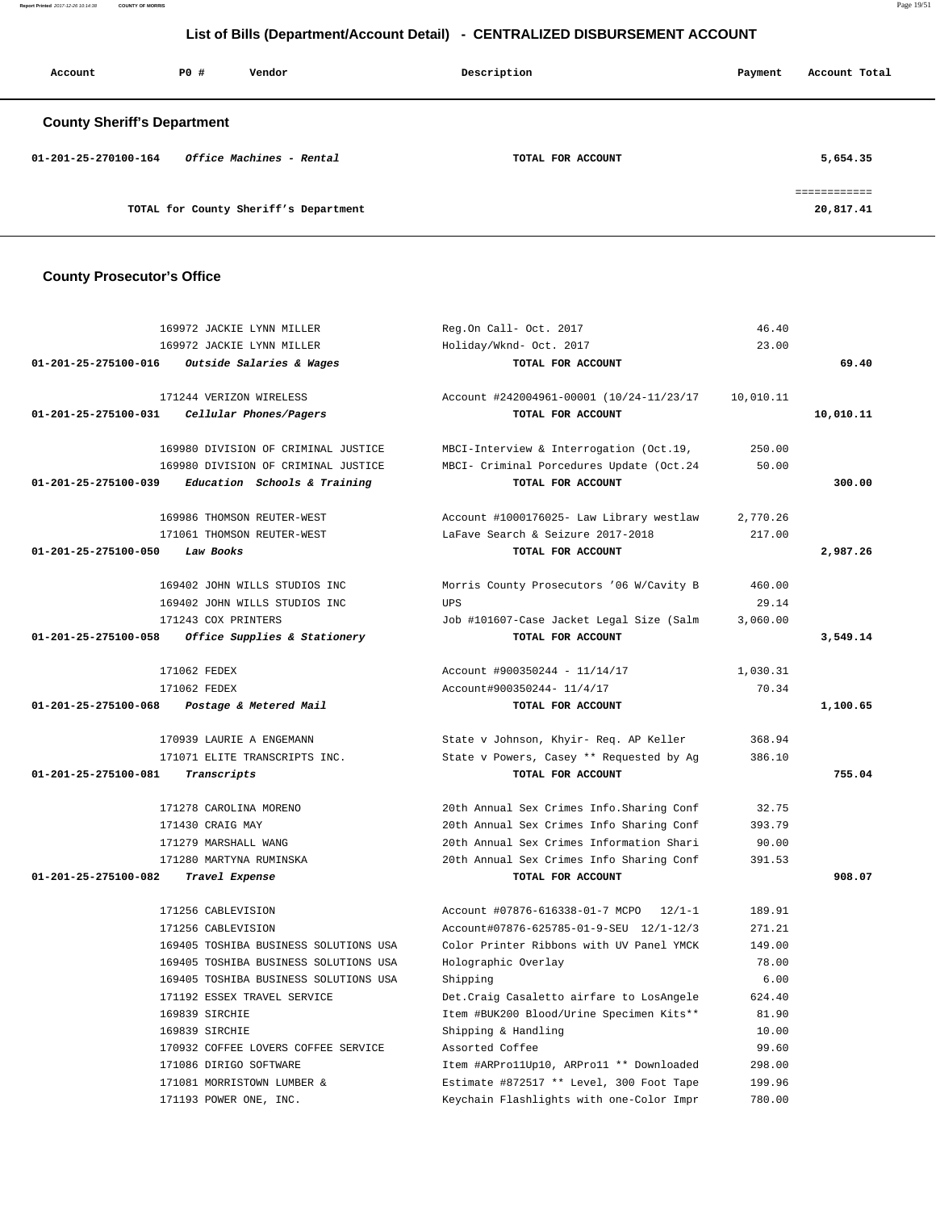## List of Bills (Department/Account Detail) - CENTRALIZED DISBURSEMENT ACCOUNT

| Account | PO # | Vendor | Description | Payment | Account Total |
|---|---|---|---|---|---|

### County Sheriff's Department

| Account | PO # | Vendor | Description | Payment | Account Total |
|---|---|---|---|---|---|
| 01-201-25-270100-164 | | *Office Machines - Rental* | TOTAL FOR ACCOUNT | | 5,654.35 |
| | | | | | ============ |
| | | TOTAL for County Sheriff's Department | | | 20,817.41 |

### County Prosecutor's Office

| Account | PO # | Vendor | Description | Payment | Account Total |
|---|---|---|---|---|---|
| | 169972 | JACKIE LYNN MILLER | Reg.On Call- Oct. 2017 | 46.40 | |
| | 169972 | JACKIE LYNN MILLER | Holiday/Wknd- Oct. 2017 | 23.00 | |
| 01-201-25-275100-016 | | *Outside Salaries & Wages* | TOTAL FOR ACCOUNT | | 69.40 |
| | 171244 | VERIZON WIRELESS | Account #242004961-00001 (10/24-11/23/17 | 10,010.11 | |
| 01-201-25-275100-031 | | *Cellular Phones/Pagers* | TOTAL FOR ACCOUNT | | 10,010.11 |
| | 169980 | DIVISION OF CRIMINAL JUSTICE | MBCI-Interview & Interrogation (Oct.19, | 250.00 | |
| | 169980 | DIVISION OF CRIMINAL JUSTICE | MBCI- Criminal Porcedures Update (Oct.24 | 50.00 | |
| 01-201-25-275100-039 | | *Education Schools & Training* | TOTAL FOR ACCOUNT | | 300.00 |
| | 169986 | THOMSON REUTER-WEST | Account #1000176025- Law Library westlaw | 2,770.26 | |
| | 171061 | THOMSON REUTER-WEST | LaFave Search & Seizure 2017-2018 | 217.00 | |
| 01-201-25-275100-050 | | *Law Books* | TOTAL FOR ACCOUNT | | 2,987.26 |
| | 169402 | JOHN WILLS STUDIOS INC | Morris County Prosecutors '06 W/Cavity B | 460.00 | |
| | 169402 | JOHN WILLS STUDIOS INC | UPS | 29.14 | |
| | 171243 | COX PRINTERS | Job #101607-Case Jacket Legal Size (Salm | 3,060.00 | |
| 01-201-25-275100-058 | | *Office Supplies & Stationery* | TOTAL FOR ACCOUNT | | 3,549.14 |
| | 171062 | FEDEX | Account #900350244 - 11/14/17 | 1,030.31 | |
| | 171062 | FEDEX | Account#900350244- 11/4/17 | 70.34 | |
| 01-201-25-275100-068 | | *Postage & Metered Mail* | TOTAL FOR ACCOUNT | | 1,100.65 |
| | 170939 | LAURIE A ENGEMANN | State v Johnson, Khyir- Req. AP Keller | 368.94 | |
| | 171071 | ELITE TRANSCRIPTS INC. | State v Powers, Casey ** Requested by Ag | 386.10 | |
| 01-201-25-275100-081 | | *Transcripts* | TOTAL FOR ACCOUNT | | 755.04 |
| | 171278 | CAROLINA MORENO | 20th Annual Sex Crimes Info.Sharing Conf | 32.75 | |
| | 171430 | CRAIG MAY | 20th Annual Sex Crimes Info Sharing Conf | 393.79 | |
| | 171279 | MARSHALL WANG | 20th Annual Sex Crimes Information Shari | 90.00 | |
| | 171280 | MARTYNA RUMINSKA | 20th Annual Sex Crimes Info Sharing Conf | 391.53 | |
| 01-201-25-275100-082 | | *Travel Expense* | TOTAL FOR ACCOUNT | | 908.07 |
| | 171256 | CABLEVISION | Account #07876-616338-01-7 MCPO 12/1-1 | 189.91 | |
| | 171256 | CABLEVISION | Account#07876-625785-01-9-SEU 12/1-12/3 | 271.21 | |
| | 169405 | TOSHIBA BUSINESS SOLUTIONS USA | Color Printer Ribbons with UV Panel YMCK | 149.00 | |
| | 169405 | TOSHIBA BUSINESS SOLUTIONS USA | Holographic Overlay | 78.00 | |
| | 169405 | TOSHIBA BUSINESS SOLUTIONS USA | Shipping | 6.00 | |
| | 171192 | ESSEX TRAVEL SERVICE | Det.Craig Casaletto airfare to LosAngele | 624.40 | |
| | 169839 | SIRCHIE | Item #BUK200 Blood/Urine Specimen Kits** | 81.90 | |
| | 169839 | SIRCHIE | Shipping & Handling | 10.00 | |
| | 170932 | COFFEE LOVERS COFFEE SERVICE | Assorted Coffee | 99.60 | |
| | 171086 | DIRIGO SOFTWARE | Item #ARPro11Up10, ARPro11 ** Downloaded | 298.00 | |
| | 171081 | MORRISTOWN LUMBER & | Estimate #872517 ** Level, 300 Foot Tape | 199.96 | |
| | 171193 | POWER ONE, INC. | Keychain Flashlights with one-Color Impr | 780.00 | |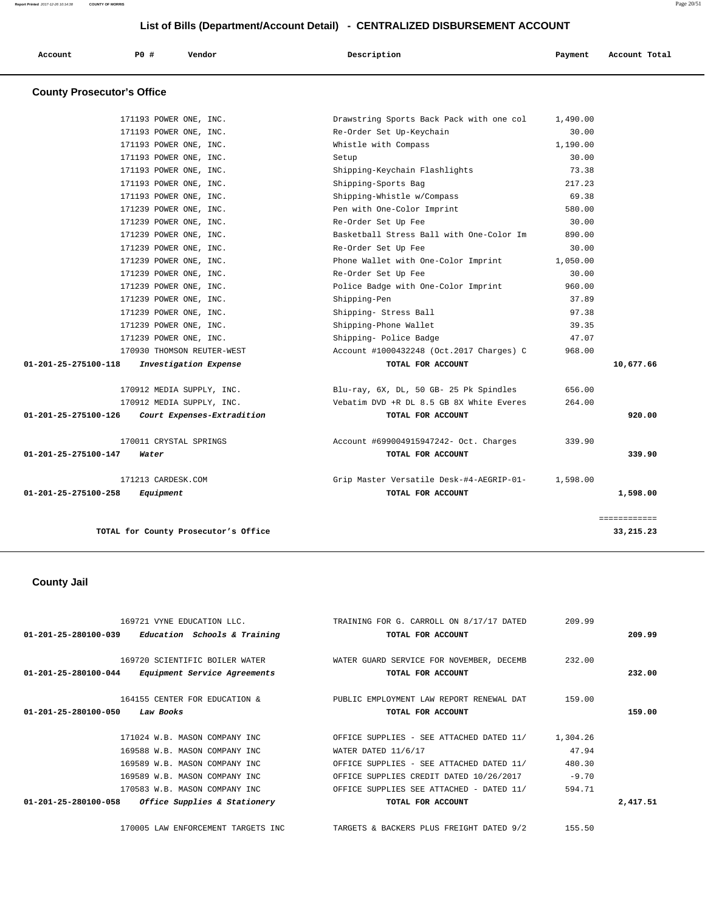## List of Bills (Department/Account Detail) - CENTRALIZED DISBURSEMENT ACCOUNT

| Account | PO # | Vendor | Description | Payment | Account Total |
|---|---|---|---|---|---|

### County Prosecutor's Office

| Account | PO # | Vendor | Description | Payment | Account Total |
|---|---|---|---|---|---|
| | 171193 | POWER ONE, INC. | Drawstring Sports Back Pack with one col | 1,490.00 | |
| | 171193 | POWER ONE, INC. | Re-Order Set Up-Keychain | 30.00 | |
| | 171193 | POWER ONE, INC. | Whistle with Compass | 1,190.00 | |
| | 171193 | POWER ONE, INC. | Setup | 30.00 | |
| | 171193 | POWER ONE, INC. | Shipping-Keychain Flashlights | 73.38 | |
| | 171193 | POWER ONE, INC. | Shipping-Sports Bag | 217.23 | |
| | 171193 | POWER ONE, INC. | Shipping-Whistle w/Compass | 69.38 | |
| | 171239 | POWER ONE, INC. | Pen with One-Color Imprint | 580.00 | |
| | 171239 | POWER ONE, INC. | Re-Order Set Up Fee | 30.00 | |
| | 171239 | POWER ONE, INC. | Basketball Stress Ball with One-Color Im | 890.00 | |
| | 171239 | POWER ONE, INC. | Re-Order Set Up Fee | 30.00 | |
| | 171239 | POWER ONE, INC. | Phone Wallet with One-Color Imprint | 1,050.00 | |
| | 171239 | POWER ONE, INC. | Re-Order Set Up Fee | 30.00 | |
| | 171239 | POWER ONE, INC. | Police Badge with One-Color Imprint | 960.00 | |
| | 171239 | POWER ONE, INC. | Shipping-Pen | 37.89 | |
| | 171239 | POWER ONE, INC. | Shipping- Stress Ball | 97.38 | |
| | 171239 | POWER ONE, INC. | Shipping-Phone Wallet | 39.35 | |
| | 171239 | POWER ONE, INC. | Shipping- Police Badge | 47.07 | |
| | 170930 | THOMSON REUTER-WEST | Account #1000432248 (Oct.2017 Charges) C | 968.00 | |
| **01-201-25-275100-118** | | ***Investigation Expense*** | **TOTAL FOR ACCOUNT** | | **10,677.66** |
| | 170912 | MEDIA SUPPLY, INC. | Blu-ray, 6X, DL, 50 GB- 25 Pk Spindles | 656.00 | |
| | 170912 | MEDIA SUPPLY, INC. | Vebatim DVD +R DL 8.5 GB 8X White Everes | 264.00 | |
| **01-201-25-275100-126** | | ***Court Expenses-Extradition*** | **TOTAL FOR ACCOUNT** | | **920.00** |
| | 170011 | CRYSTAL SPRINGS | Account #699004915947242- Oct. Charges | 339.90 | |
| **01-201-25-275100-147** | | ***Water*** | **TOTAL FOR ACCOUNT** | | **339.90** |
| | 171213 | CARDESK.COM | Grip Master Versatile Desk-#4-AEGRIP-01- | 1,598.00 | |
| **01-201-25-275100-258** | | ***Equipment*** | **TOTAL FOR ACCOUNT** | | **1,598.00** |
| | | **TOTAL for County Prosecutor's Office** | | | **33,215.23** |

### County Jail

| Account | PO # | Vendor | Description | Payment | Account Total |
|---|---|---|---|---|---|
| | 169721 | VYNE EDUCATION LLC. | TRAINING FOR G. CARROLL ON 8/17/17 DATED | 209.99 | |
| **01-201-25-280100-039** | | ***Education Schools & Training*** | **TOTAL FOR ACCOUNT** | | **209.99** |
| | 169720 | SCIENTIFIC BOILER WATER | WATER GUARD SERVICE FOR NOVEMBER, DECEMB | 232.00 | |
| **01-201-25-280100-044** | | ***Equipment Service Agreements*** | **TOTAL FOR ACCOUNT** | | **232.00** |
| | 164155 | CENTER FOR EDUCATION & | PUBLIC EMPLOYMENT LAW REPORT RENEWAL DAT | 159.00 | |
| **01-201-25-280100-050** | | ***Law Books*** | **TOTAL FOR ACCOUNT** | | **159.00** |
| | 171024 | W.B. MASON COMPANY INC | OFFICE SUPPLIES - SEE ATTACHED DATED 11/ | 1,304.26 | |
| | 169588 | W.B. MASON COMPANY INC | WATER DATED 11/6/17 | 47.94 | |
| | 169589 | W.B. MASON COMPANY INC | OFFICE SUPPLIES - SEE ATTACHED DATED 11/ | 480.30 | |
| | 169589 | W.B. MASON COMPANY INC | OFFICE SUPPLIES CREDIT DATED 10/26/2017 | -9.70 | |
| | 170583 | W.B. MASON COMPANY INC | OFFICE SUPPLIES SEE ATTACHED - DATED 11/ | 594.71 | |
| **01-201-25-280100-058** | | ***Office Supplies & Stationery*** | **TOTAL FOR ACCOUNT** | | **2,417.51** |
| | 170005 | LAW ENFORCEMENT TARGETS INC | TARGETS & BACKERS PLUS FREIGHT DATED 9/2 | 155.50 | |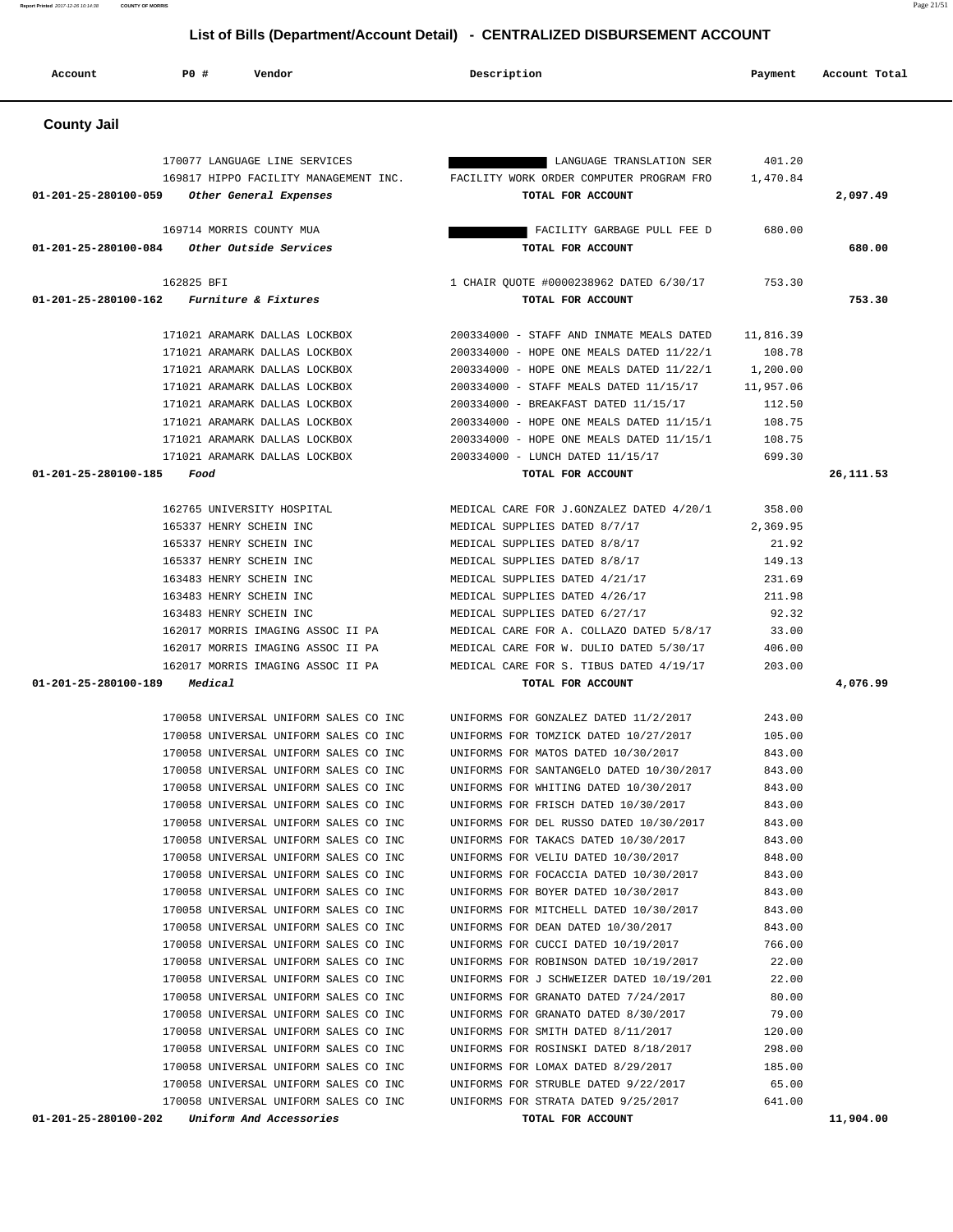## List of Bills (Department/Account Detail) - CENTRALIZED DISBURSEMENT ACCOUNT

| Account | PO # | Vendor | Description | Payment | Account Total |
|---|---|---|---|---|---|

### County Jail

| Account | PO # | Vendor | Description | Payment | Account Total |
|---|---|---|---|---|---|
| | 170077 | LANGUAGE LINE SERVICES | LANGUAGE TRANSLATION SER | 401.20 | |
| | 169817 | HIPPO FACILITY MANAGEMENT INC. | FACILITY WORK ORDER COMPUTER PROGRAM FRO | 1,470.84 | |
| 01-201-25-280100-059 | | *Other General Expenses* | TOTAL FOR ACCOUNT | | 2,097.49 |
| | 169714 | MORRIS COUNTY MUA | FACILITY GARBAGE PULL FEE D | 680.00 | |
| 01-201-25-280100-084 | | *Other Outside Services* | TOTAL FOR ACCOUNT | | 680.00 |
| | 162825 | BFI | 1 CHAIR QUOTE #0000238962 DATED 6/30/17 | 753.30 | |
| 01-201-25-280100-162 | | *Furniture & Fixtures* | TOTAL FOR ACCOUNT | | 753.30 |
| | 171021 | ARAMARK DALLAS LOCKBOX | 200334000 - STAFF AND INMATE MEALS DATED | 11,816.39 | |
| | 171021 | ARAMARK DALLAS LOCKBOX | 200334000 - HOPE ONE MEALS DATED 11/22/1 | 108.78 | |
| | 171021 | ARAMARK DALLAS LOCKBOX | 200334000 - HOPE ONE MEALS DATED 11/22/1 | 1,200.00 | |
| | 171021 | ARAMARK DALLAS LOCKBOX | 200334000 - STAFF MEALS DATED 11/15/17 | 11,957.06 | |
| | 171021 | ARAMARK DALLAS LOCKBOX | 200334000 - BREAKFAST DATED 11/15/17 | 112.50 | |
| | 171021 | ARAMARK DALLAS LOCKBOX | 200334000 - HOPE ONE MEALS DATED 11/15/1 | 108.75 | |
| | 171021 | ARAMARK DALLAS LOCKBOX | 200334000 - HOPE ONE MEALS DATED 11/15/1 | 108.75 | |
| | 171021 | ARAMARK DALLAS LOCKBOX | 200334000 - LUNCH DATED 11/15/17 | 699.30 | |
| 01-201-25-280100-185 | | *Food* | TOTAL FOR ACCOUNT | | 26,111.53 |
| | 162765 | UNIVERSITY HOSPITAL | MEDICAL CARE FOR J.GONZALEZ DATED 4/20/1 | 358.00 | |
| | 165337 | HENRY SCHEIN INC | MEDICAL SUPPLIES DATED 8/7/17 | 2,369.95 | |
| | 165337 | HENRY SCHEIN INC | MEDICAL SUPPLIES DATED 8/8/17 | 21.92 | |
| | 165337 | HENRY SCHEIN INC | MEDICAL SUPPLIES DATED 8/8/17 | 149.13 | |
| | 163483 | HENRY SCHEIN INC | MEDICAL SUPPLIES DATED 4/21/17 | 231.69 | |
| | 163483 | HENRY SCHEIN INC | MEDICAL SUPPLIES DATED 4/26/17 | 211.98 | |
| | 163483 | HENRY SCHEIN INC | MEDICAL SUPPLIES DATED 6/27/17 | 92.32 | |
| | 162017 | MORRIS IMAGING ASSOC II PA | MEDICAL CARE FOR A. COLLAZO DATED 5/8/17 | 33.00 | |
| | 162017 | MORRIS IMAGING ASSOC II PA | MEDICAL CARE FOR W. DULIO DATED 5/30/17 | 406.00 | |
| | 162017 | MORRIS IMAGING ASSOC II PA | MEDICAL CARE FOR S. TIBUS DATED 4/19/17 | 203.00 | |
| 01-201-25-280100-189 | | *Medical* | TOTAL FOR ACCOUNT | | 4,076.99 |
| | 170058 | UNIVERSAL UNIFORM SALES CO INC | UNIFORMS FOR GONZALEZ DATED 11/2/2017 | 243.00 | |
| | 170058 | UNIVERSAL UNIFORM SALES CO INC | UNIFORMS FOR TOMZICK DATED 10/27/2017 | 105.00 | |
| | 170058 | UNIVERSAL UNIFORM SALES CO INC | UNIFORMS FOR MATOS DATED 10/30/2017 | 843.00 | |
| | 170058 | UNIVERSAL UNIFORM SALES CO INC | UNIFORMS FOR SANTANGELO DATED 10/30/2017 | 843.00 | |
| | 170058 | UNIVERSAL UNIFORM SALES CO INC | UNIFORMS FOR WHITING DATED 10/30/2017 | 843.00 | |
| | 170058 | UNIVERSAL UNIFORM SALES CO INC | UNIFORMS FOR FRISCH DATED 10/30/2017 | 843.00 | |
| | 170058 | UNIVERSAL UNIFORM SALES CO INC | UNIFORMS FOR DEL RUSSO DATED 10/30/2017 | 843.00 | |
| | 170058 | UNIVERSAL UNIFORM SALES CO INC | UNIFORMS FOR TAKACS DATED 10/30/2017 | 843.00 | |
| | 170058 | UNIVERSAL UNIFORM SALES CO INC | UNIFORMS FOR VELIU DATED 10/30/2017 | 848.00 | |
| | 170058 | UNIVERSAL UNIFORM SALES CO INC | UNIFORMS FOR FOCACCIA DATED 10/30/2017 | 843.00 | |
| | 170058 | UNIVERSAL UNIFORM SALES CO INC | UNIFORMS FOR BOYER DATED 10/30/2017 | 843.00 | |
| | 170058 | UNIVERSAL UNIFORM SALES CO INC | UNIFORMS FOR MITCHELL DATED 10/30/2017 | 843.00 | |
| | 170058 | UNIVERSAL UNIFORM SALES CO INC | UNIFORMS FOR DEAN DATED 10/30/2017 | 843.00 | |
| | 170058 | UNIVERSAL UNIFORM SALES CO INC | UNIFORMS FOR CUCCI DATED 10/19/2017 | 766.00 | |
| | 170058 | UNIVERSAL UNIFORM SALES CO INC | UNIFORMS FOR ROBINSON DATED 10/19/2017 | 22.00 | |
| | 170058 | UNIVERSAL UNIFORM SALES CO INC | UNIFORMS FOR J SCHWEIZER DATED 10/19/201 | 22.00 | |
| | 170058 | UNIVERSAL UNIFORM SALES CO INC | UNIFORMS FOR GRANATO DATED 7/24/2017 | 80.00 | |
| | 170058 | UNIVERSAL UNIFORM SALES CO INC | UNIFORMS FOR GRANATO DATED 8/30/2017 | 79.00 | |
| | 170058 | UNIVERSAL UNIFORM SALES CO INC | UNIFORMS FOR SMITH DATED 8/11/2017 | 120.00 | |
| | 170058 | UNIVERSAL UNIFORM SALES CO INC | UNIFORMS FOR ROSINSKI DATED 8/18/2017 | 298.00 | |
| | 170058 | UNIVERSAL UNIFORM SALES CO INC | UNIFORMS FOR LOMAX DATED 8/29/2017 | 185.00 | |
| | 170058 | UNIVERSAL UNIFORM SALES CO INC | UNIFORMS FOR STRUBLE DATED 9/22/2017 | 65.00 | |
| | 170058 | UNIVERSAL UNIFORM SALES CO INC | UNIFORMS FOR STRATA DATED 9/25/2017 | 641.00 | |
| 01-201-25-280100-202 | | *Uniform And Accessories* | TOTAL FOR ACCOUNT | | 11,904.00 |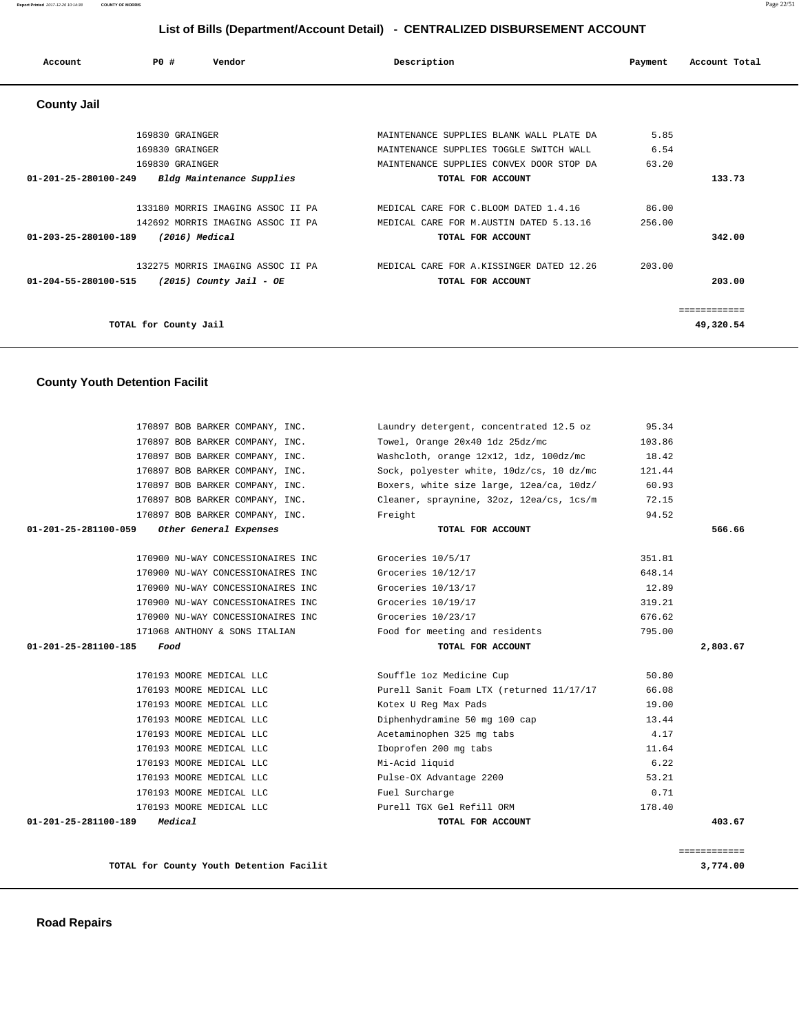## List of Bills (Department/Account Detail) - CENTRALIZED DISBURSEMENT ACCOUNT

| Account | PO # | Vendor | Description | Payment | Account Total |
|---|---|---|---|---|---|

### County Jail

| Account | PO # | Vendor | Description | Payment | Account Total |
|---|---|---|---|---|---|
| | 169830 | GRAINGER | MAINTENANCE SUPPLIES BLANK WALL PLATE DA | 5.85 | |
| | 169830 | GRAINGER | MAINTENANCE SUPPLIES TOGGLE SWITCH WALL | 6.54 | |
| | 169830 | GRAINGER | MAINTENANCE SUPPLIES CONVEX DOOR STOP DA | 63.20 | |
| **01-201-25-280100-249** | | ***Bldg Maintenance Supplies*** | **TOTAL FOR ACCOUNT** | | **133.73** |
| | 133180 | MORRIS IMAGING ASSOC II PA | MEDICAL CARE FOR C.BLOOM DATED 1.4.16 | 86.00 | |
| | 142692 | MORRIS IMAGING ASSOC II PA | MEDICAL CARE FOR M.AUSTIN DATED 5.13.16 | 256.00 | |
| **01-203-25-280100-189** | | ***(2016) Medical*** | **TOTAL FOR ACCOUNT** | | **342.00** |
| | 132275 | MORRIS IMAGING ASSOC II PA | MEDICAL CARE FOR A.KISSINGER DATED 12.26 | 203.00 | |
| **01-204-55-280100-515** | | ***(2015) County Jail - OE*** | **TOTAL FOR ACCOUNT** | | **203.00** |
| | | | | | ============ |
| | | **TOTAL for County Jail** | | | **49,320.54** |

### County Youth Detention Facilit

| Account | PO # | Vendor | Description | Payment | Account Total |
|---|---|---|---|---|---|
| | 170897 | BOB BARKER COMPANY, INC. | Laundry detergent, concentrated 12.5 oz | 95.34 | |
| | 170897 | BOB BARKER COMPANY, INC. | Towel, Orange 20x40 1dz 25dz/mc | 103.86 | |
| | 170897 | BOB BARKER COMPANY, INC. | Washcloth, orange 12x12, 1dz, 100dz/mc | 18.42 | |
| | 170897 | BOB BARKER COMPANY, INC. | Sock, polyester white, 10dz/cs, 10 dz/mc | 121.44 | |
| | 170897 | BOB BARKER COMPANY, INC. | Boxers, white size large, 12ea/ca, 10dz/ | 60.93 | |
| | 170897 | BOB BARKER COMPANY, INC. | Cleaner, spraynine, 32oz, 12ea/cs, 1cs/m | 72.15 | |
| | 170897 | BOB BARKER COMPANY, INC. | Freight | 94.52 | |
| **01-201-25-281100-059** | | ***Other General Expenses*** | **TOTAL FOR ACCOUNT** | | **566.66** |
| | 170900 | NU-WAY CONCESSIONAIRES INC | Groceries 10/5/17 | 351.81 | |
| | 170900 | NU-WAY CONCESSIONAIRES INC | Groceries 10/12/17 | 648.14 | |
| | 170900 | NU-WAY CONCESSIONAIRES INC | Groceries 10/13/17 | 12.89 | |
| | 170900 | NU-WAY CONCESSIONAIRES INC | Groceries 10/19/17 | 319.21 | |
| | 170900 | NU-WAY CONCESSIONAIRES INC | Groceries 10/23/17 | 676.62 | |
| | 171068 | ANTHONY & SONS ITALIAN | Food for meeting and residents | 795.00 | |
| **01-201-25-281100-185** | | ***Food*** | **TOTAL FOR ACCOUNT** | | **2,803.67** |
| | 170193 | MOORE MEDICAL LLC | Souffle 1oz Medicine Cup | 50.80 | |
| | 170193 | MOORE MEDICAL LLC | Purell Sanit Foam LTX (returned 11/17/17 | 66.08 | |
| | 170193 | MOORE MEDICAL LLC | Kotex U Reg Max Pads | 19.00 | |
| | 170193 | MOORE MEDICAL LLC | Diphenhydramine 50 mg 100 cap | 13.44 | |
| | 170193 | MOORE MEDICAL LLC | Acetaminophen 325 mg tabs | 4.17 | |
| | 170193 | MOORE MEDICAL LLC | Iboprofen 200 mg tabs | 11.64 | |
| | 170193 | MOORE MEDICAL LLC | Mi-Acid liquid | 6.22 | |
| | 170193 | MOORE MEDICAL LLC | Pulse-OX Advantage 2200 | 53.21 | |
| | 170193 | MOORE MEDICAL LLC | Fuel Surcharge | 0.71 | |
| | 170193 | MOORE MEDICAL LLC | Purell TGX Gel Refill ORM | 178.40 | |
| **01-201-25-281100-189** | | ***Medical*** | **TOTAL FOR ACCOUNT** | | **403.67** |
| | | | | | ============ |
| | | **TOTAL for County Youth Detention Facilit** | | | **3,774.00** |

### Road Repairs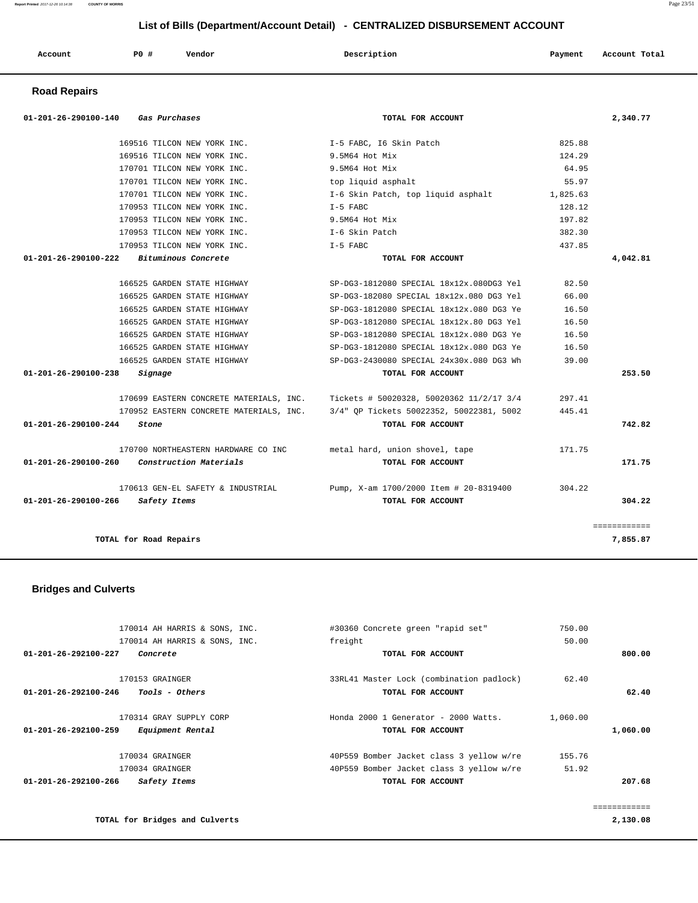# List of Bills (Department/Account Detail) - CENTRALIZED DISBURSEMENT ACCOUNT

| Account | PO # | Vendor | Description | Payment | Account Total |
|---|---|---|---|---|---|

## Road Repairs

| Account | PO # | Vendor | Description | Payment | Account Total |
|---|---|---|---|---|---|
| 01-201-26-290100-140 | | *Gas Purchases* | TOTAL FOR ACCOUNT | | 2,340.77 |
| | 169516 | TILCON NEW YORK INC. | I-5 FABC, I6 Skin Patch | 825.88 | |
| | 169516 | TILCON NEW YORK INC. | 9.5M64 Hot Mix | 124.29 | |
| | 170701 | TILCON NEW YORK INC. | 9.5M64 Hot Mix | 64.95 | |
| | 170701 | TILCON NEW YORK INC. | top liquid asphalt | 55.97 | |
| | 170701 | TILCON NEW YORK INC. | I-6 Skin Patch, top liquid asphalt | 1,825.63 | |
| | 170953 | TILCON NEW YORK INC. | I-5 FABC | 128.12 | |
| | 170953 | TILCON NEW YORK INC. | 9.5M64 Hot Mix | 197.82 | |
| | 170953 | TILCON NEW YORK INC. | I-6 Skin Patch | 382.30 | |
| | 170953 | TILCON NEW YORK INC. | I-5 FABC | 437.85 | |
| 01-201-26-290100-222 | | *Bituminous Concrete* | TOTAL FOR ACCOUNT | | 4,042.81 |
| | 166525 | GARDEN STATE HIGHWAY | SP-DG3-1812080 SPECIAL 18x12x.080DG3 Yel | 82.50 | |
| | 166525 | GARDEN STATE HIGHWAY | SP-DG3-182080 SPECIAL 18x12x.080 DG3 Yel | 66.00 | |
| | 166525 | GARDEN STATE HIGHWAY | SP-DG3-1812080 SPECIAL 18x12x.080 DG3 Ye | 16.50 | |
| | 166525 | GARDEN STATE HIGHWAY | SP-DG3-1812080 SPECIAL 18x12x.80 DG3 Yel | 16.50 | |
| | 166525 | GARDEN STATE HIGHWAY | SP-DG3-1812080 SPECIAL 18x12x.080 DG3 Ye | 16.50 | |
| | 166525 | GARDEN STATE HIGHWAY | SP-DG3-1812080 SPECIAL 18x12x.080 DG3 Ye | 16.50 | |
| | 166525 | GARDEN STATE HIGHWAY | SP-DG3-2430080 SPECIAL 24x30x.080 DG3 Wh | 39.00 | |
| 01-201-26-290100-238 | | *Signage* | TOTAL FOR ACCOUNT | | 253.50 |
| | 170699 | EASTERN CONCRETE MATERIALS, INC. | Tickets # 50020328, 50020362 11/2/17 3/4 | 297.41 | |
| | 170952 | EASTERN CONCRETE MATERIALS, INC. | 3/4" QP Tickets 50022352, 50022381, 5002 | 445.41 | |
| 01-201-26-290100-244 | | *Stone* | TOTAL FOR ACCOUNT | | 742.82 |
| | 170700 | NORTHEASTERN HARDWARE CO INC | metal hard, union shovel, tape | 171.75 | |
| 01-201-26-290100-260 | | *Construction Materials* | TOTAL FOR ACCOUNT | | 171.75 |
| | 170613 | GEN-EL SAFETY & INDUSTRIAL | Pump, X-am 1700/2000 Item # 20-8319400 | 304.22 | |
| 01-201-26-290100-266 | | *Safety Items* | TOTAL FOR ACCOUNT | | 304.22 |
| | | | | | ============ |
| | | TOTAL for Road Repairs | | | 7,855.87 |

## Bridges and Culverts

| Account | PO # | Vendor | Description | Payment | Account Total |
|---|---|---|---|---|---|
| | 170014 | AH HARRIS & SONS, INC. | #30360 Concrete green "rapid set" | 750.00 | |
| | 170014 | AH HARRIS & SONS, INC. | freight | 50.00 | |
| 01-201-26-292100-227 | | *Concrete* | TOTAL FOR ACCOUNT | | 800.00 |
| | 170153 | GRAINGER | 33RL41 Master Lock (combination padlock) | 62.40 | |
| 01-201-26-292100-246 | | *Tools - Others* | TOTAL FOR ACCOUNT | | 62.40 |
| | 170314 | GRAY SUPPLY CORP | Honda 2000 1 Generator - 2000 Watts. | 1,060.00 | |
| 01-201-26-292100-259 | | *Equipment Rental* | TOTAL FOR ACCOUNT | | 1,060.00 |
| | 170034 | GRAINGER | 40P559 Bomber Jacket class 3 yellow w/re | 155.76 | |
| | 170034 | GRAINGER | 40P559 Bomber Jacket class 3 yellow w/re | 51.92 | |
| 01-201-26-292100-266 | | *Safety Items* | TOTAL FOR ACCOUNT | | 207.68 |
| | | | | | ============ |
| | | TOTAL for Bridges and Culverts | | | 2,130.08 |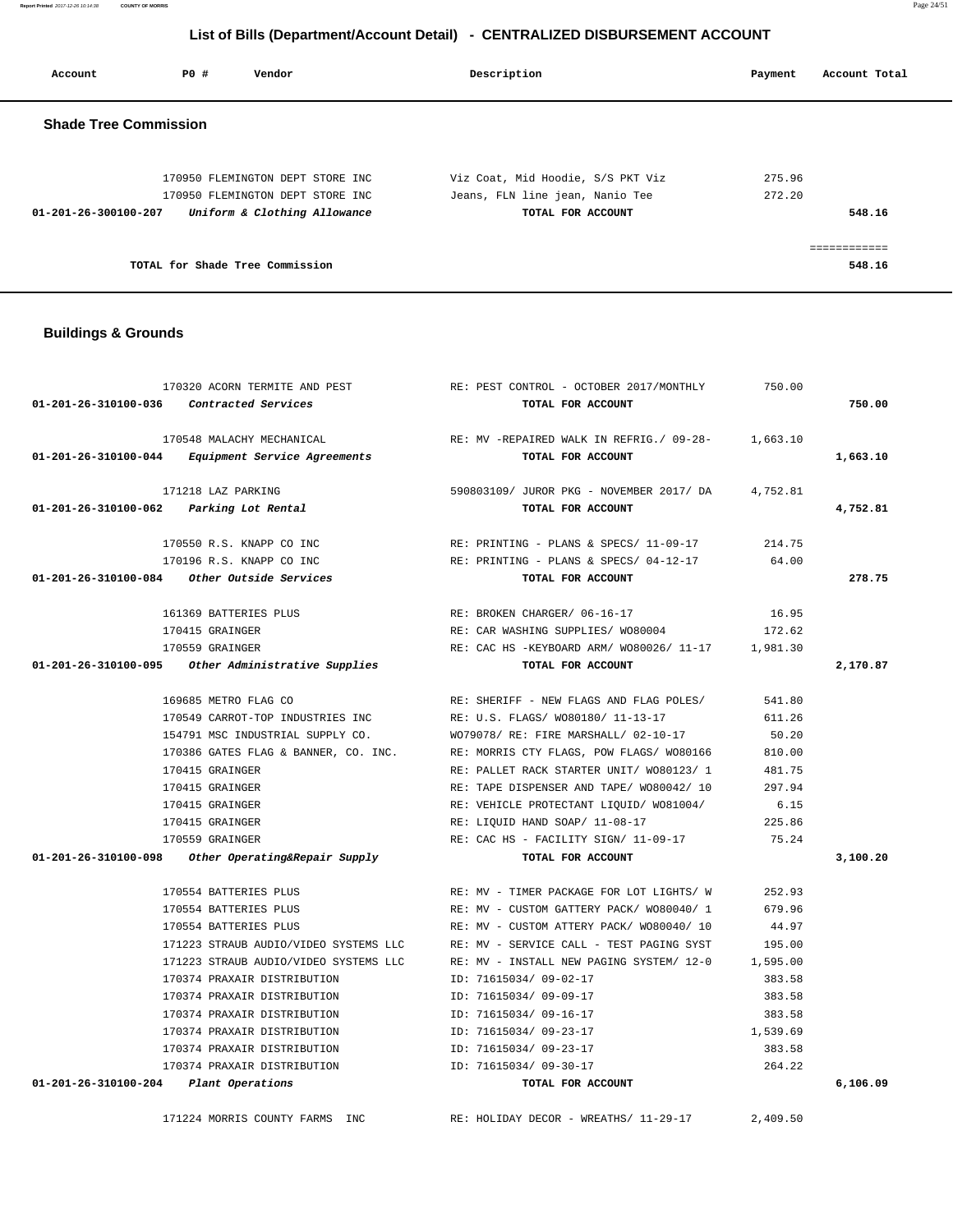## List of Bills (Department/Account Detail) - CENTRALIZED DISBURSEMENT ACCOUNT

| Account | PO # | Vendor | Description | Payment | Account Total |
|---|---|---|---|---|---|

### Shade Tree Commission

| Account | PO # | Vendor | Description | Payment | Account Total |
|---|---|---|---|---|---|
| | 170950 | FLEMINGTON DEPT STORE INC | Viz Coat, Mid Hoodie, S/S PKT Viz | 275.96 | |
| | 170950 | FLEMINGTON DEPT STORE INC | Jeans, FLN line jean, Nanio Tee | 272.20 | |
| **01-201-26-300100-207** | | *Uniform & Clothing Allowance* | **TOTAL FOR ACCOUNT** | | **548.16** |
| | | | | | ============ |
| | | **TOTAL for Shade Tree Commission** | | | **548.16** |

### Buildings & Grounds

| Account | PO # | Vendor | Description | Payment | Account Total |
|---|---|---|---|---|---|
| | 170320 | ACORN TERMITE AND PEST | RE: PEST CONTROL - OCTOBER 2017/MONTHLY | 750.00 | |
| **01-201-26-310100-036** | | *Contracted Services* | **TOTAL FOR ACCOUNT** | | **750.00** |
| | 170548 | MALACHY MECHANICAL | RE: MV -REPAIRED WALK IN REFRIG./ 09-28- | 1,663.10 | |
| **01-201-26-310100-044** | | *Equipment Service Agreements* | **TOTAL FOR ACCOUNT** | | **1,663.10** |
| | 171218 | LAZ PARKING | 590803109/ JUROR PKG - NOVEMBER 2017/ DA | 4,752.81 | |
| **01-201-26-310100-062** | | *Parking Lot Rental* | **TOTAL FOR ACCOUNT** | | **4,752.81** |
| | 170550 | R.S. KNAPP CO INC | RE: PRINTING - PLANS & SPECS/ 11-09-17 | 214.75 | |
| | 170196 | R.S. KNAPP CO INC | RE: PRINTING - PLANS & SPECS/ 04-12-17 | 64.00 | |
| **01-201-26-310100-084** | | *Other Outside Services* | **TOTAL FOR ACCOUNT** | | **278.75** |
| | 161369 | BATTERIES PLUS | RE: BROKEN CHARGER/ 06-16-17 | 16.95 | |
| | 170415 | GRAINGER | RE: CAR WASHING SUPPLIES/ WO80004 | 172.62 | |
| | 170559 | GRAINGER | RE: CAC HS -KEYBOARD ARM/ WO80026/ 11-17 | 1,981.30 | |
| **01-201-26-310100-095** | | *Other Administrative Supplies* | **TOTAL FOR ACCOUNT** | | **2,170.87** |
| | 169685 | METRO FLAG CO | RE: SHERIFF - NEW FLAGS AND FLAG POLES/ | 541.80 | |
| | 170549 | CARROT-TOP INDUSTRIES INC | RE: U.S. FLAGS/ WO80180/ 11-13-17 | 611.26 | |
| | 154791 | MSC INDUSTRIAL SUPPLY CO. | WO79078/ RE: FIRE MARSHALL/ 02-10-17 | 50.20 | |
| | 170386 | GATES FLAG & BANNER, CO. INC. | RE: MORRIS CTY FLAGS, POW FLAGS/ WO80166 | 810.00 | |
| | 170415 | GRAINGER | RE: PALLET RACK STARTER UNIT/ WO80123/ 1 | 481.75 | |
| | 170415 | GRAINGER | RE: TAPE DISPENSER AND TAPE/ WO80042/ 10 | 297.94 | |
| | 170415 | GRAINGER | RE: VEHICLE PROTECTANT LIQUID/ WO81004/ | 6.15 | |
| | 170415 | GRAINGER | RE: LIQUID HAND SOAP/ 11-08-17 | 225.86 | |
| | 170559 | GRAINGER | RE: CAC HS - FACILITY SIGN/ 11-09-17 | 75.24 | |
| **01-201-26-310100-098** | | *Other Operating&Repair Supply* | **TOTAL FOR ACCOUNT** | | **3,100.20** |
| | 170554 | BATTERIES PLUS | RE: MV - TIMER PACKAGE FOR LOT LIGHTS/ W | 252.93 | |
| | 170554 | BATTERIES PLUS | RE: MV - CUSTOM GATTERY PACK/ WO80040/ 1 | 679.96 | |
| | 170554 | BATTERIES PLUS | RE: MV - CUSTOM ATTERY PACK/ WO80040/ 10 | 44.97 | |
| | 171223 | STRAUB AUDIO/VIDEO SYSTEMS LLC | RE: MV - SERVICE CALL - TEST PAGING SYST | 195.00 | |
| | 171223 | STRAUB AUDIO/VIDEO SYSTEMS LLC | RE: MV - INSTALL NEW PAGING SYSTEM/ 12-0 | 1,595.00 | |
| | 170374 | PRAXAIR DISTRIBUTION | ID: 71615034/ 09-02-17 | 383.58 | |
| | 170374 | PRAXAIR DISTRIBUTION | ID: 71615034/ 09-09-17 | 383.58 | |
| | 170374 | PRAXAIR DISTRIBUTION | ID: 71615034/ 09-16-17 | 383.58 | |
| | 170374 | PRAXAIR DISTRIBUTION | ID: 71615034/ 09-23-17 | 1,539.69 | |
| | 170374 | PRAXAIR DISTRIBUTION | ID: 71615034/ 09-23-17 | 383.58 | |
| | 170374 | PRAXAIR DISTRIBUTION | ID: 71615034/ 09-30-17 | 264.22 | |
| **01-201-26-310100-204** | | *Plant Operations* | **TOTAL FOR ACCOUNT** | | **6,106.09** |
| | 171224 | MORRIS COUNTY FARMS INC | RE: HOLIDAY DECOR - WREATHS/ 11-29-17 | 2,409.50 | |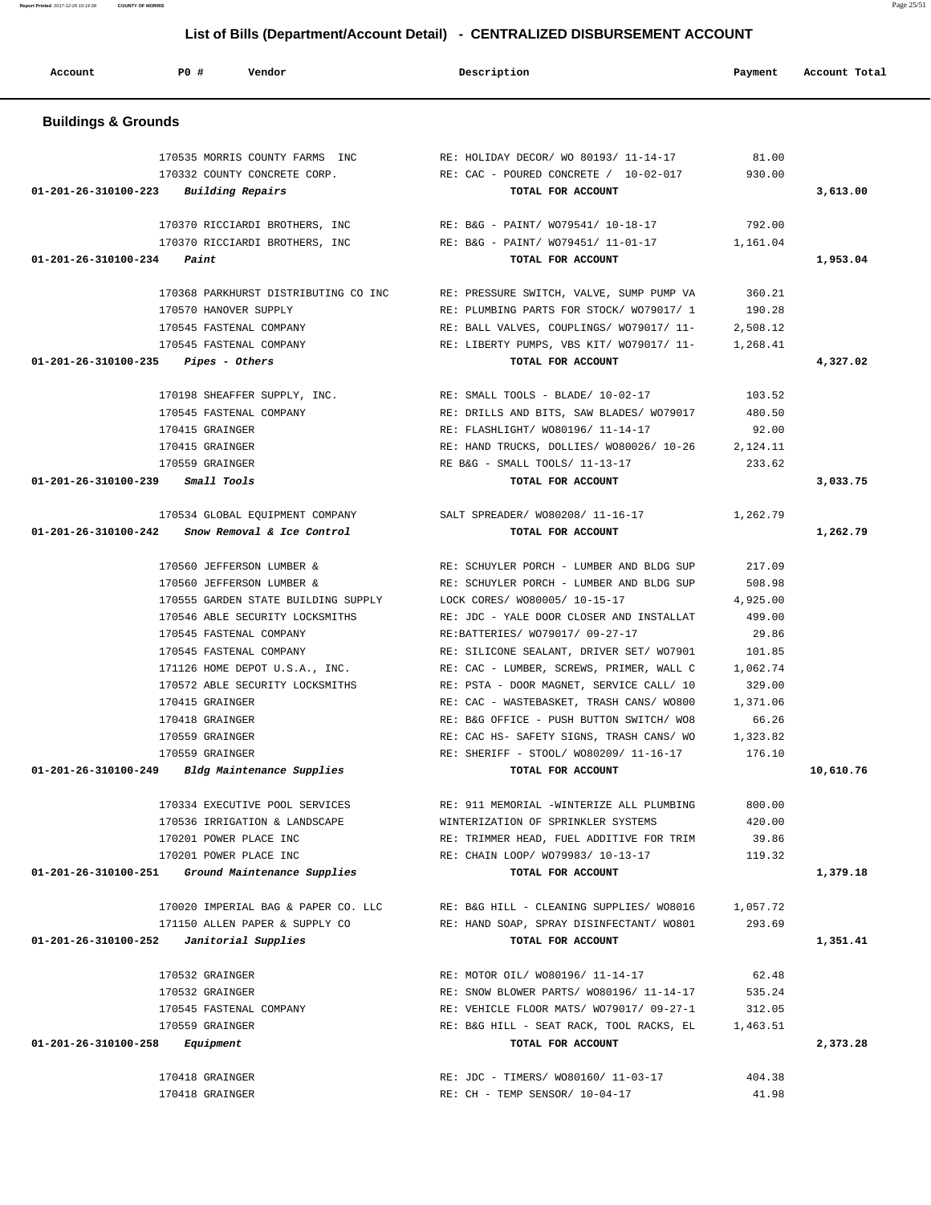# List of Bills (Department/Account Detail) - CENTRALIZED DISBURSEMENT ACCOUNT

| Account | PO # | Vendor | Description | Payment | Account Total |
|---|---|---|---|---|---|
| **Buildings & Grounds** | | | | | |
| | 170535 | MORRIS COUNTY FARMS INC | RE: HOLIDAY DECOR/ WO 80193/ 11-14-17 | 81.00 | |
| | 170332 | COUNTY CONCRETE CORP. | RE: CAC - POURED CONCRETE / 10-02-017 | 930.00 | |
| **01-201-26-310100-223** | | *Building Repairs* | **TOTAL FOR ACCOUNT** | | **3,613.00** |
| | 170370 | RICCIARDI BROTHERS, INC | RE: B&G - PAINT/ WO79541/ 10-18-17 | 792.00 | |
| | 170370 | RICCIARDI BROTHERS, INC | RE: B&G - PAINT/ WO79451/ 11-01-17 | 1,161.04 | |
| **01-201-26-310100-234** | | *Paint* | **TOTAL FOR ACCOUNT** | | **1,953.04** |
| | 170368 | PARKHURST DISTRIBUTING CO INC | RE: PRESSURE SWITCH, VALVE, SUMP PUMP VA | 360.21 | |
| | 170570 | HANOVER SUPPLY | RE: PLUMBING PARTS FOR STOCK/ WO79017/ 1 | 190.28 | |
| | 170545 | FASTENAL COMPANY | RE: BALL VALVES, COUPLINGS/ WO79017/ 11- | 2,508.12 | |
| | 170545 | FASTENAL COMPANY | RE: LIBERTY PUMPS, VBS KIT/ WO79017/ 11- | 1,268.41 | |
| **01-201-26-310100-235** | | *Pipes - Others* | **TOTAL FOR ACCOUNT** | | **4,327.02** |
| | 170198 | SHEAFFER SUPPLY, INC. | RE: SMALL TOOLS - BLADE/ 10-02-17 | 103.52 | |
| | 170545 | FASTENAL COMPANY | RE: DRILLS AND BITS, SAW BLADES/ WO79017 | 480.50 | |
| | 170415 | GRAINGER | RE: FLASHLIGHT/ WO80196/ 11-14-17 | 92.00 | |
| | 170415 | GRAINGER | RE: HAND TRUCKS, DOLLIES/ WO80026/ 10-26 | 2,124.11 | |
| | 170559 | GRAINGER | RE B&G - SMALL TOOLS/ 11-13-17 | 233.62 | |
| **01-201-26-310100-239** | | *Small Tools* | **TOTAL FOR ACCOUNT** | | **3,033.75** |
| | 170534 | GLOBAL EQUIPMENT COMPANY | SALT SPREADER/ WO80208/ 11-16-17 | 1,262.79 | |
| **01-201-26-310100-242** | | *Snow Removal & Ice Control* | **TOTAL FOR ACCOUNT** | | **1,262.79** |
| | 170560 | JEFFERSON LUMBER & | RE: SCHUYLER PORCH - LUMBER AND BLDG SUP | 217.09 | |
| | 170560 | JEFFERSON LUMBER & | RE: SCHUYLER PORCH - LUMBER AND BLDG SUP | 508.98 | |
| | 170555 | GARDEN STATE BUILDING SUPPLY | LOCK CORES/ WO80005/ 10-15-17 | 4,925.00 | |
| | 170546 | ABLE SECURITY LOCKSMITHS | RE: JDC - YALE DOOR CLOSER AND INSTALLAT | 499.00 | |
| | 170545 | FASTENAL COMPANY | RE:BATTERIES/ WO79017/ 09-27-17 | 29.86 | |
| | 170545 | FASTENAL COMPANY | RE: SILICONE SEALANT, DRIVER SET/ WO7901 | 101.85 | |
| | 171126 | HOME DEPOT U.S.A., INC. | RE: CAC - LUMBER, SCREWS, PRIMER, WALL C | 1,062.74 | |
| | 170572 | ABLE SECURITY LOCKSMITHS | RE: PSTA - DOOR MAGNET, SERVICE CALL/ 10 | 329.00 | |
| | 170415 | GRAINGER | RE: CAC - WASTEBASKET, TRASH CANS/ WO800 | 1,371.06 | |
| | 170418 | GRAINGER | RE: B&G OFFICE - PUSH BUTTON SWITCH/ WO8 | 66.26 | |
| | 170559 | GRAINGER | RE: CAC HS- SAFETY SIGNS, TRASH CANS/ WO | 1,323.82 | |
| | 170559 | GRAINGER | RE: SHERIFF - STOOL/ WO80209/ 11-16-17 | 176.10 | |
| **01-201-26-310100-249** | | *Bldg Maintenance Supplies* | **TOTAL FOR ACCOUNT** | | **10,610.76** |
| | 170334 | EXECUTIVE POOL SERVICES | RE: 911 MEMORIAL -WINTERIZE ALL PLUMBING | 800.00 | |
| | 170536 | IRRIGATION & LANDSCAPE | WINTERIZATION OF SPRINKLER SYSTEMS | 420.00 | |
| | 170201 | POWER PLACE INC | RE: TRIMMER HEAD, FUEL ADDITIVE FOR TRIM | 39.86 | |
| | 170201 | POWER PLACE INC | RE: CHAIN LOOP/ WO79983/ 10-13-17 | 119.32 | |
| **01-201-26-310100-251** | | *Ground Maintenance Supplies* | **TOTAL FOR ACCOUNT** | | **1,379.18** |
| | 170020 | IMPERIAL BAG & PAPER CO. LLC | RE: B&G HILL - CLEANING SUPPLIES/ WO8016 | 1,057.72 | |
| | 171150 | ALLEN PAPER & SUPPLY CO | RE: HAND SOAP, SPRAY DISINFECTANT/ WO801 | 293.69 | |
| **01-201-26-310100-252** | | *Janitorial Supplies* | **TOTAL FOR ACCOUNT** | | **1,351.41** |
| | 170532 | GRAINGER | RE: MOTOR OIL/ WO80196/ 11-14-17 | 62.48 | |
| | 170532 | GRAINGER | RE: SNOW BLOWER PARTS/ WO80196/ 11-14-17 | 535.24 | |
| | 170545 | FASTENAL COMPANY | RE: VEHICLE FLOOR MATS/ WO79017/ 09-27-1 | 312.05 | |
| | 170559 | GRAINGER | RE: B&G HILL - SEAT RACK, TOOL RACKS, EL | 1,463.51 | |
| **01-201-26-310100-258** | | *Equipment* | **TOTAL FOR ACCOUNT** | | **2,373.28** |
| | 170418 | GRAINGER | RE: JDC - TIMERS/ WO80160/ 11-03-17 | 404.38 | |
| | 170418 | GRAINGER | RE: CH - TEMP SENSOR/ 10-04-17 | 41.98 | |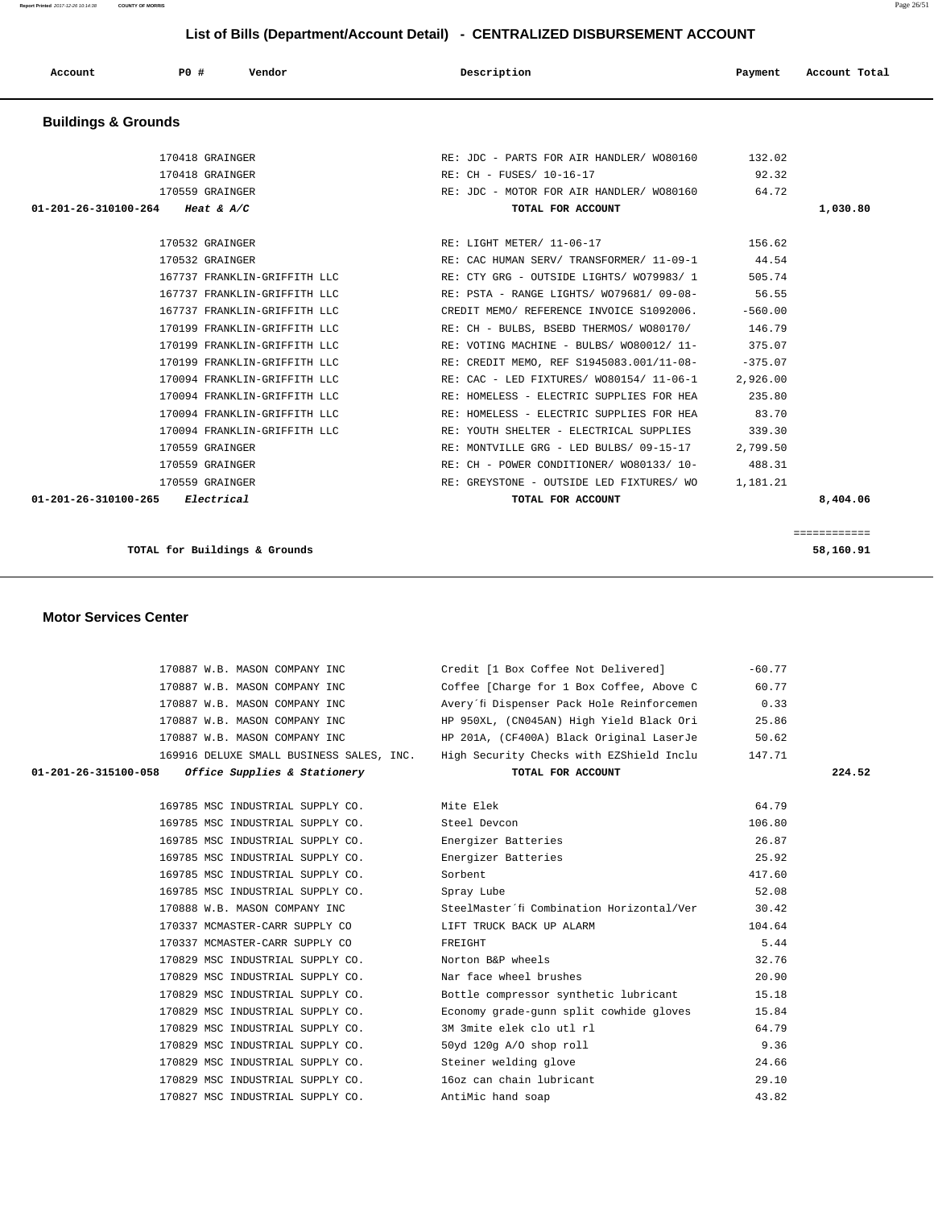# List of Bills (Department/Account Detail) - CENTRALIZED DISBURSEMENT ACCOUNT

| Account | PO # | Vendor | Description | Payment | Account Total |
|---|---|---|---|---|---|

## Buildings & Grounds

| Account | PO # | Vendor | Description | Payment | Account Total |
|---|---|---|---|---|---|
| | 170418 | GRAINGER | RE: JDC - PARTS FOR AIR HANDLER/ WO80160 | 132.02 | |
| | 170418 | GRAINGER | RE: CH - FUSES/ 10-16-17 | 92.32 | |
| | 170559 | GRAINGER | RE: JDC - MOTOR FOR AIR HANDLER/ WO80160 | 64.72 | |
| **01-201-26-310100-264** | | ***Heat & A/C*** | **TOTAL FOR ACCOUNT** | | **1,030.80** |
| | 170532 | GRAINGER | RE: LIGHT METER/ 11-06-17 | 156.62 | |
| | 170532 | GRAINGER | RE: CAC HUMAN SERV/ TRANSFORMER/ 11-09-1 | 44.54 | |
| | 167737 | FRANKLIN-GRIFFITH LLC | RE: CTY GRG - OUTSIDE LIGHTS/ WO79983/ 1 | 505.74 | |
| | 167737 | FRANKLIN-GRIFFITH LLC | RE: PSTA - RANGE LIGHTS/ WO79681/ 09-08- | 56.55 | |
| | 167737 | FRANKLIN-GRIFFITH LLC | CREDIT MEMO/ REFERENCE INVOICE S1092006. | -560.00 | |
| | 170199 | FRANKLIN-GRIFFITH LLC | RE: CH - BULBS, BSEBD THERMOS/ WO80170/ | 146.79 | |
| | 170199 | FRANKLIN-GRIFFITH LLC | RE: VOTING MACHINE - BULBS/ WO80012/ 11- | 375.07 | |
| | 170199 | FRANKLIN-GRIFFITH LLC | RE: CREDIT MEMO, REF S1945083.001/11-08- | -375.07 | |
| | 170094 | FRANKLIN-GRIFFITH LLC | RE: CAC - LED FIXTURES/ WO80154/ 11-06-1 | 2,926.00 | |
| | 170094 | FRANKLIN-GRIFFITH LLC | RE: HOMELESS - ELECTRIC SUPPLIES FOR HEA | 235.80 | |
| | 170094 | FRANKLIN-GRIFFITH LLC | RE: HOMELESS - ELECTRIC SUPPLIES FOR HEA | 83.70 | |
| | 170094 | FRANKLIN-GRIFFITH LLC | RE: YOUTH SHELTER - ELECTRICAL SUPPLIES | 339.30 | |
| | 170559 | GRAINGER | RE: MONTVILLE GRG - LED BULBS/ 09-15-17 | 2,799.50 | |
| | 170559 | GRAINGER | RE: CH - POWER CONDITIONER/ WO80133/ 10- | 488.31 | |
| | 170559 | GRAINGER | RE: GREYSTONE - OUTSIDE LED FIXTURES/ WO | 1,181.21 | |
| **01-201-26-310100-265** | | ***Electrical*** | **TOTAL FOR ACCOUNT** | | **8,404.06** |
| | | | | | ============ |
| | | **TOTAL for Buildings & Grounds** | | | **58,160.91** |

## Motor Services Center

| Account | PO # | Vendor | Description | Payment | Account Total |
|---|---|---|---|---|---|
| | 170887 | W.B. MASON COMPANY INC | Credit [1 Box Coffee Not Delivered] | -60.77 | |
| | 170887 | W.B. MASON COMPANY INC | Coffee [Charge for 1 Box Coffee, Above C | 60.77 | |
| | 170887 | W.B. MASON COMPANY INC | Avery´fi Dispenser Pack Hole Reinforcemen | 0.33 | |
| | 170887 | W.B. MASON COMPANY INC | HP 950XL, (CN045AN) High Yield Black Ori | 25.86 | |
| | 170887 | W.B. MASON COMPANY INC | HP 201A, (CF400A) Black Original LaserJe | 50.62 | |
| | 169916 | DELUXE SMALL BUSINESS SALES, INC. | High Security Checks with EZShield Inclu | 147.71 | |
| **01-201-26-315100-058** | | ***Office Supplies & Stationery*** | **TOTAL FOR ACCOUNT** | | **224.52** |
| | 169785 | MSC INDUSTRIAL SUPPLY CO. | Mite Elek | 64.79 | |
| | 169785 | MSC INDUSTRIAL SUPPLY CO. | Steel Devcon | 106.80 | |
| | 169785 | MSC INDUSTRIAL SUPPLY CO. | Energizer Batteries | 26.87 | |
| | 169785 | MSC INDUSTRIAL SUPPLY CO. | Energizer Batteries | 25.92 | |
| | 169785 | MSC INDUSTRIAL SUPPLY CO. | Sorbent | 417.60 | |
| | 169785 | MSC INDUSTRIAL SUPPLY CO. | Spray Lube | 52.08 | |
| | 170888 | W.B. MASON COMPANY INC | SteelMaster´fi Combination Horizontal/Ver | 30.42 | |
| | 170337 | MCMASTER-CARR SUPPLY CO | LIFT TRUCK BACK UP ALARM | 104.64 | |
| | 170337 | MCMASTER-CARR SUPPLY CO | FREIGHT | 5.44 | |
| | 170829 | MSC INDUSTRIAL SUPPLY CO. | Norton B&P wheels | 32.76 | |
| | 170829 | MSC INDUSTRIAL SUPPLY CO. | Nar face wheel brushes | 20.90 | |
| | 170829 | MSC INDUSTRIAL SUPPLY CO. | Bottle compressor synthetic lubricant | 15.18 | |
| | 170829 | MSC INDUSTRIAL SUPPLY CO. | Economy grade-gunn split cowhide gloves | 15.84 | |
| | 170829 | MSC INDUSTRIAL SUPPLY CO. | 3M 3mite elek clo utl rl | 64.79 | |
| | 170829 | MSC INDUSTRIAL SUPPLY CO. | 50yd 120g A/O shop roll | 9.36 | |
| | 170829 | MSC INDUSTRIAL SUPPLY CO. | Steiner welding glove | 24.66 | |
| | 170829 | MSC INDUSTRIAL SUPPLY CO. | 16oz can chain lubricant | 29.10 | |
| | 170827 | MSC INDUSTRIAL SUPPLY CO. | AntiMic hand soap | 43.82 | |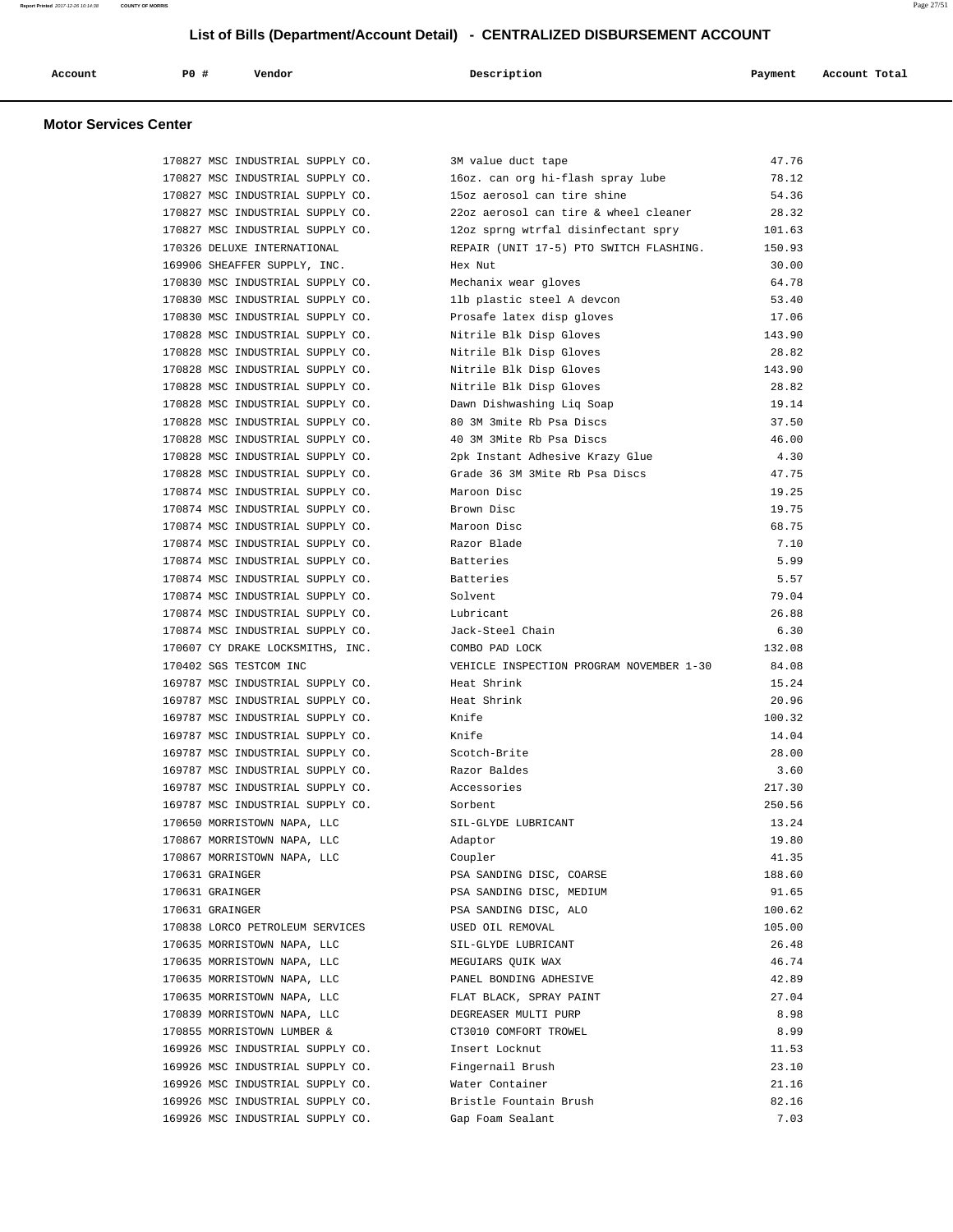# List of Bills (Department/Account Detail) - CENTRALIZED DISBURSEMENT ACCOUNT

## Motor Services Center

| Account | PO # | Vendor | Description | Payment | Account Total |
|---|---|---|---|---|---|
| | 170827 | MSC INDUSTRIAL SUPPLY CO. | 3M value duct tape | 47.76 | |
| | 170827 | MSC INDUSTRIAL SUPPLY CO. | 16oz. can org hi-flash spray lube | 78.12 | |
| | 170827 | MSC INDUSTRIAL SUPPLY CO. | 15oz aerosol can tire shine | 54.36 | |
| | 170827 | MSC INDUSTRIAL SUPPLY CO. | 22oz aerosol can tire & wheel cleaner | 28.32 | |
| | 170827 | MSC INDUSTRIAL SUPPLY CO. | 12oz sprng wtrfal disinfectant spry | 101.63 | |
| | 170326 | DELUXE INTERNATIONAL | REPAIR (UNIT 17-5) PTO SWITCH FLASHING. | 150.93 | |
| | 169906 | SHEAFFER SUPPLY, INC. | Hex Nut | 30.00 | |
| | 170830 | MSC INDUSTRIAL SUPPLY CO. | Mechanix wear gloves | 64.78 | |
| | 170830 | MSC INDUSTRIAL SUPPLY CO. | 1lb plastic steel A devcon | 53.40 | |
| | 170830 | MSC INDUSTRIAL SUPPLY CO. | Prosafe latex disp gloves | 17.06 | |
| | 170828 | MSC INDUSTRIAL SUPPLY CO. | Nitrile Blk Disp Gloves | 143.90 | |
| | 170828 | MSC INDUSTRIAL SUPPLY CO. | Nitrile Blk Disp Gloves | 28.82 | |
| | 170828 | MSC INDUSTRIAL SUPPLY CO. | Nitrile Blk Disp Gloves | 143.90 | |
| | 170828 | MSC INDUSTRIAL SUPPLY CO. | Nitrile Blk Disp Gloves | 28.82 | |
| | 170828 | MSC INDUSTRIAL SUPPLY CO. | Dawn Dishwashing Liq Soap | 19.14 | |
| | 170828 | MSC INDUSTRIAL SUPPLY CO. | 80 3M 3mite Rb Psa Discs | 37.50 | |
| | 170828 | MSC INDUSTRIAL SUPPLY CO. | 40 3M 3Mite Rb Psa Discs | 46.00 | |
| | 170828 | MSC INDUSTRIAL SUPPLY CO. | 2pk Instant Adhesive Krazy Glue | 4.30 | |
| | 170828 | MSC INDUSTRIAL SUPPLY CO. | Grade 36 3M 3Mite Rb Psa Discs | 47.75 | |
| | 170874 | MSC INDUSTRIAL SUPPLY CO. | Maroon Disc | 19.25 | |
| | 170874 | MSC INDUSTRIAL SUPPLY CO. | Brown Disc | 19.75 | |
| | 170874 | MSC INDUSTRIAL SUPPLY CO. | Maroon Disc | 68.75 | |
| | 170874 | MSC INDUSTRIAL SUPPLY CO. | Razor Blade | 7.10 | |
| | 170874 | MSC INDUSTRIAL SUPPLY CO. | Batteries | 5.99 | |
| | 170874 | MSC INDUSTRIAL SUPPLY CO. | Batteries | 5.57 | |
| | 170874 | MSC INDUSTRIAL SUPPLY CO. | Solvent | 79.04 | |
| | 170874 | MSC INDUSTRIAL SUPPLY CO. | Lubricant | 26.88 | |
| | 170874 | MSC INDUSTRIAL SUPPLY CO. | Jack-Steel Chain | 6.30 | |
| | 170607 | CY DRAKE LOCKSMITHS, INC. | COMBO PAD LOCK | 132.08 | |
| | 170402 | SGS TESTCOM INC | VEHICLE INSPECTION PROGRAM NOVEMBER 1-30 | 84.08 | |
| | 169787 | MSC INDUSTRIAL SUPPLY CO. | Heat Shrink | 15.24 | |
| | 169787 | MSC INDUSTRIAL SUPPLY CO. | Heat Shrink | 20.96 | |
| | 169787 | MSC INDUSTRIAL SUPPLY CO. | Knife | 100.32 | |
| | 169787 | MSC INDUSTRIAL SUPPLY CO. | Knife | 14.04 | |
| | 169787 | MSC INDUSTRIAL SUPPLY CO. | Scotch-Brite | 28.00 | |
| | 169787 | MSC INDUSTRIAL SUPPLY CO. | Razor Baldes | 3.60 | |
| | 169787 | MSC INDUSTRIAL SUPPLY CO. | Accessories | 217.30 | |
| | 169787 | MSC INDUSTRIAL SUPPLY CO. | Sorbent | 250.56 | |
| | 170650 | MORRISTOWN NAPA, LLC | SIL-GLYDE LUBRICANT | 13.24 | |
| | 170867 | MORRISTOWN NAPA, LLC | Adaptor | 19.80 | |
| | 170867 | MORRISTOWN NAPA, LLC | Coupler | 41.35 | |
| | 170631 | GRAINGER | PSA SANDING DISC, COARSE | 188.60 | |
| | 170631 | GRAINGER | PSA SANDING DISC, MEDIUM | 91.65 | |
| | 170631 | GRAINGER | PSA SANDING DISC, ALO | 100.62 | |
| | 170838 | LORCO PETROLEUM SERVICES | USED OIL REMOVAL | 105.00 | |
| | 170635 | MORRISTOWN NAPA, LLC | SIL-GLYDE LUBRICANT | 26.48 | |
| | 170635 | MORRISTOWN NAPA, LLC | MEGUIARS QUIK WAX | 46.74 | |
| | 170635 | MORRISTOWN NAPA, LLC | PANEL BONDING ADHESIVE | 42.89 | |
| | 170635 | MORRISTOWN NAPA, LLC | FLAT BLACK, SPRAY PAINT | 27.04 | |
| | 170839 | MORRISTOWN NAPA, LLC | DEGREASER MULTI PURP | 8.98 | |
| | 170855 | MORRISTOWN LUMBER & | CT3010 COMFORT TROWEL | 8.99 | |
| | 169926 | MSC INDUSTRIAL SUPPLY CO. | Insert Locknut | 11.53 | |
| | 169926 | MSC INDUSTRIAL SUPPLY CO. | Fingernail Brush | 23.10 | |
| | 169926 | MSC INDUSTRIAL SUPPLY CO. | Water Container | 21.16 | |
| | 169926 | MSC INDUSTRIAL SUPPLY CO. | Bristle Fountain Brush | 82.16 | |
| | 169926 | MSC INDUSTRIAL SUPPLY CO. | Gap Foam Sealant | 7.03 | |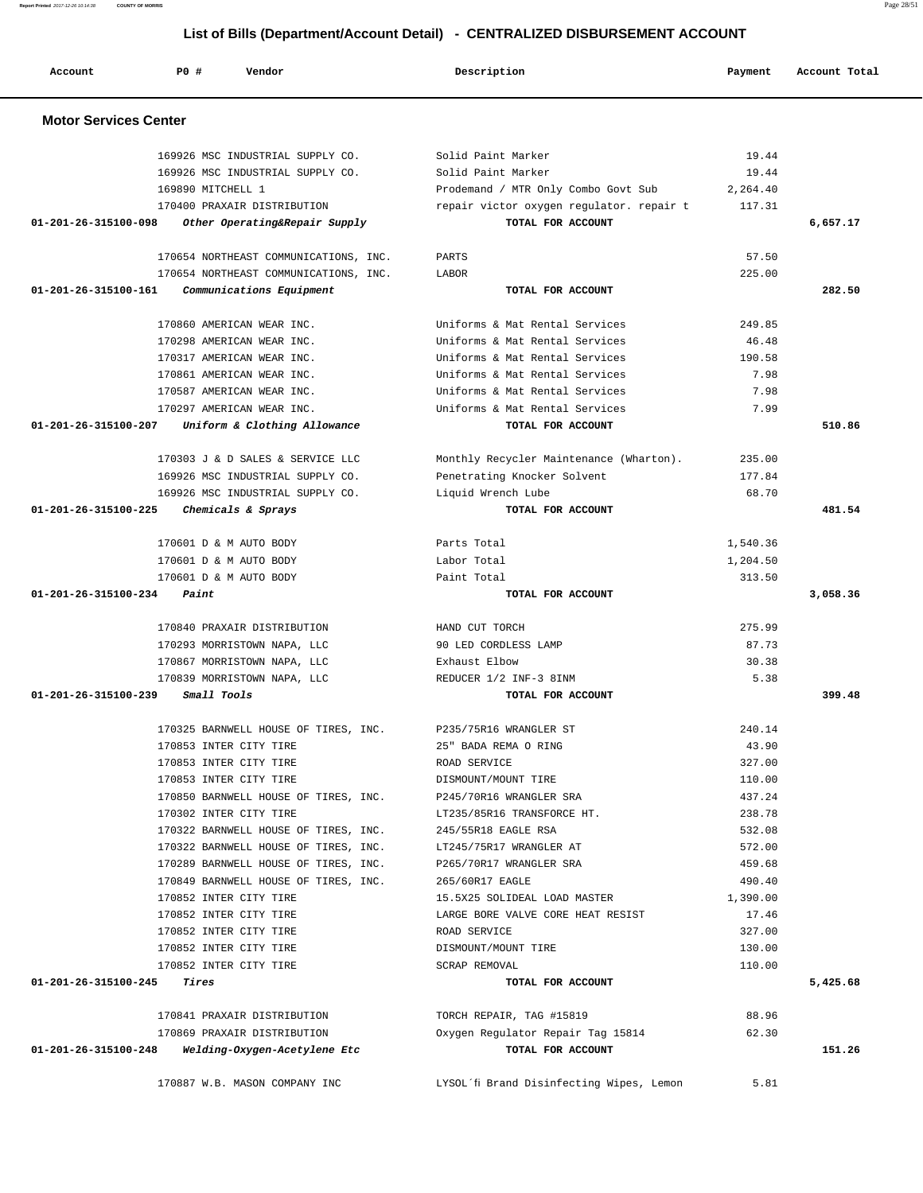## List of Bills (Department/Account Detail) - CENTRALIZED DISBURSEMENT ACCOUNT

| Account | PO # | Vendor | Description | Payment | Account Total |
|---|---|---|---|---|---|

### Motor Services Center

| Account | PO # | Vendor | Description | Payment | Account Total |
|---|---|---|---|---|---|
| | 169926 | MSC INDUSTRIAL SUPPLY CO. | Solid Paint Marker | 19.44 | |
| | 169926 | MSC INDUSTRIAL SUPPLY CO. | Solid Paint Marker | 19.44 | |
| | 169890 | MITCHELL 1 | Prodemand / MTR Only Combo Govt Sub | 2,264.40 | |
| | 170400 | PRAXAIR DISTRIBUTION | repair victor oxygen regulator. repair t | 117.31 | |
| 01-201-26-315100-098 | | *Other Operating&Repair Supply* | TOTAL FOR ACCOUNT | | 6,657.17 |
| | 170654 | NORTHEAST COMMUNICATIONS, INC. | PARTS | 57.50 | |
| | 170654 | NORTHEAST COMMUNICATIONS, INC. | LABOR | 225.00 | |
| 01-201-26-315100-161 | | *Communications Equipment* | TOTAL FOR ACCOUNT | | 282.50 |
| | 170860 | AMERICAN WEAR INC. | Uniforms & Mat Rental Services | 249.85 | |
| | 170298 | AMERICAN WEAR INC. | Uniforms & Mat Rental Services | 46.48 | |
| | 170317 | AMERICAN WEAR INC. | Uniforms & Mat Rental Services | 190.58 | |
| | 170861 | AMERICAN WEAR INC. | Uniforms & Mat Rental Services | 7.98 | |
| | 170587 | AMERICAN WEAR INC. | Uniforms & Mat Rental Services | 7.98 | |
| | 170297 | AMERICAN WEAR INC. | Uniforms & Mat Rental Services | 7.99 | |
| 01-201-26-315100-207 | | *Uniform & Clothing Allowance* | TOTAL FOR ACCOUNT | | 510.86 |
| | 170303 | J & D SALES & SERVICE LLC | Monthly Recycler Maintenance (Wharton). | 235.00 | |
| | 169926 | MSC INDUSTRIAL SUPPLY CO. | Penetrating Knocker Solvent | 177.84 | |
| | 169926 | MSC INDUSTRIAL SUPPLY CO. | Liquid Wrench Lube | 68.70 | |
| 01-201-26-315100-225 | | *Chemicals & Sprays* | TOTAL FOR ACCOUNT | | 481.54 |
| | 170601 | D & M AUTO BODY | Parts Total | 1,540.36 | |
| | 170601 | D & M AUTO BODY | Labor Total | 1,204.50 | |
| | 170601 | D & M AUTO BODY | Paint Total | 313.50 | |
| 01-201-26-315100-234 | | *Paint* | TOTAL FOR ACCOUNT | | 3,058.36 |
| | 170840 | PRAXAIR DISTRIBUTION | HAND CUT TORCH | 275.99 | |
| | 170293 | MORRISTOWN NAPA, LLC | 90 LED CORDLESS LAMP | 87.73 | |
| | 170867 | MORRISTOWN NAPA, LLC | Exhaust Elbow | 30.38 | |
| | 170839 | MORRISTOWN NAPA, LLC | REDUCER 1/2 INF-3 8INM | 5.38 | |
| 01-201-26-315100-239 | | *Small Tools* | TOTAL FOR ACCOUNT | | 399.48 |
| | 170325 | BARNWELL HOUSE OF TIRES, INC. | P235/75R16 WRANGLER ST | 240.14 | |
| | 170853 | INTER CITY TIRE | 25" BADA REMA O RING | 43.90 | |
| | 170853 | INTER CITY TIRE | ROAD SERVICE | 327.00 | |
| | 170853 | INTER CITY TIRE | DISMOUNT/MOUNT TIRE | 110.00 | |
| | 170850 | BARNWELL HOUSE OF TIRES, INC. | P245/70R16 WRANGLER SRA | 437.24 | |
| | 170302 | INTER CITY TIRE | LT235/85R16 TRANSFORCE HT. | 238.78 | |
| | 170322 | BARNWELL HOUSE OF TIRES, INC. | 245/55R18 EAGLE RSA | 532.08 | |
| | 170322 | BARNWELL HOUSE OF TIRES, INC. | LT245/75R17 WRANGLER AT | 572.00 | |
| | 170289 | BARNWELL HOUSE OF TIRES, INC. | P265/70R17 WRANGLER SRA | 459.68 | |
| | 170849 | BARNWELL HOUSE OF TIRES, INC. | 265/60R17 EAGLE | 490.40 | |
| | 170852 | INTER CITY TIRE | 15.5X25 SOLIDEAL LOAD MASTER | 1,390.00 | |
| | 170852 | INTER CITY TIRE | LARGE BORE VALVE CORE HEAT RESIST | 17.46 | |
| | 170852 | INTER CITY TIRE | ROAD SERVICE | 327.00 | |
| | 170852 | INTER CITY TIRE | DISMOUNT/MOUNT TIRE | 130.00 | |
| | 170852 | INTER CITY TIRE | SCRAP REMOVAL | 110.00 | |
| 01-201-26-315100-245 | | *Tires* | TOTAL FOR ACCOUNT | | 5,425.68 |
| | 170841 | PRAXAIR DISTRIBUTION | TORCH REPAIR, TAG #15819 | 88.96 | |
| | 170869 | PRAXAIR DISTRIBUTION | Oxygen Regulator Repair Tag 15814 | 62.30 | |
| 01-201-26-315100-248 | | *Welding-Oxygen-Acetylene Etc* | TOTAL FOR ACCOUNT | | 151.26 |
| | 170887 | W.B. MASON COMPANY INC | LYSOL´fi Brand Disinfecting Wipes, Lemon | 5.81 | |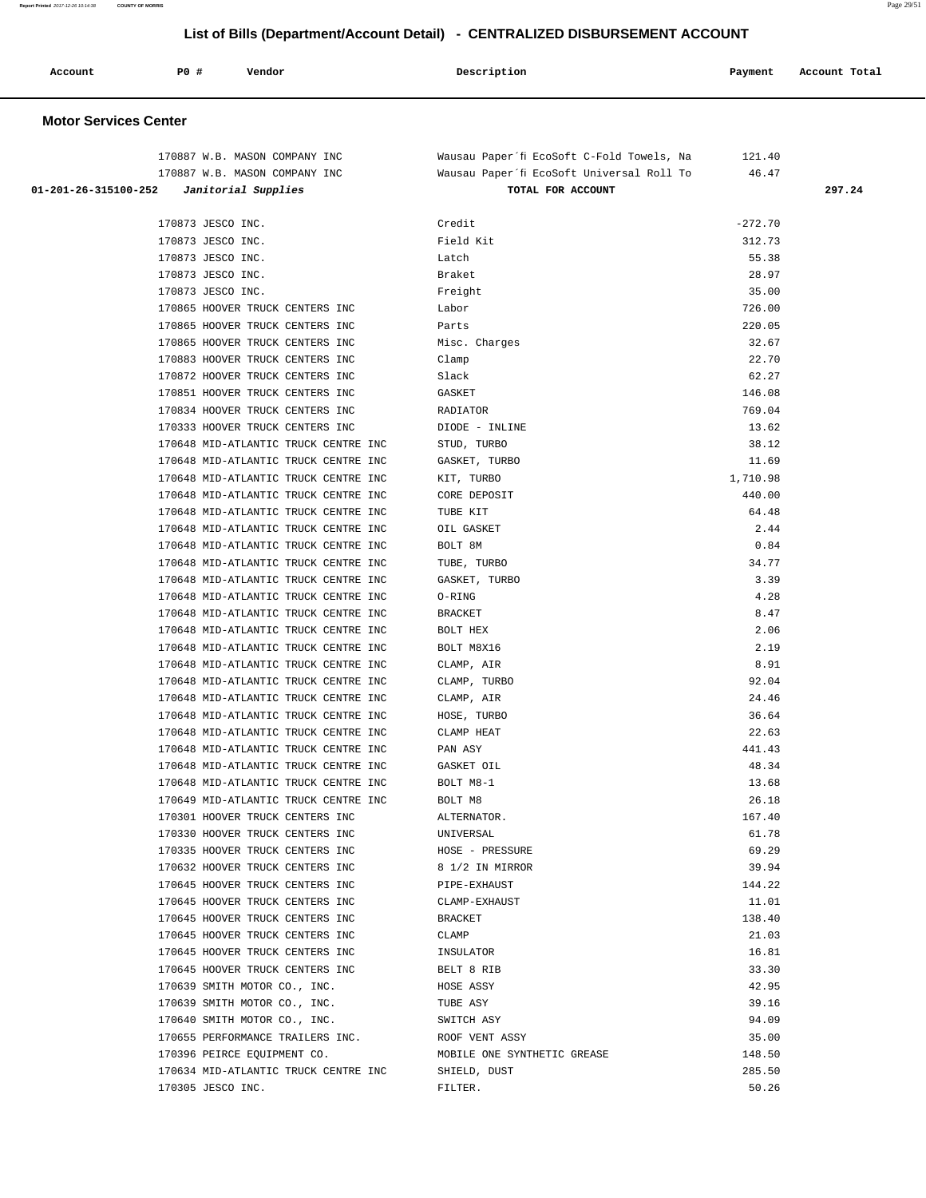## List of Bills (Department/Account Detail) - CENTRALIZED DISBURSEMENT ACCOUNT

| Account | PO # | Vendor | Description | Payment | Account Total |
|---|---|---|---|---|---|

### Motor Services Center

| Account | PO # | Vendor | Description | Payment | Account Total |
|---|---|---|---|---|---|
| | 170887 | W.B. MASON COMPANY INC | Wausau Paper´fi EcoSoft C-Fold Towels, Na | 121.40 | |
| | 170887 | W.B. MASON COMPANY INC | Wausau Paper´fi EcoSoft Universal Roll To | 46.47 | |
| 01-201-26-315100-252 | | *Janitorial Supplies* | TOTAL FOR ACCOUNT | | 297.24 |
| | 170873 | JESCO INC. | Credit | -272.70 | |
| | 170873 | JESCO INC. | Field Kit | 312.73 | |
| | 170873 | JESCO INC. | Latch | 55.38 | |
| | 170873 | JESCO INC. | Braket | 28.97 | |
| | 170873 | JESCO INC. | Freight | 35.00 | |
| | 170865 | HOOVER TRUCK CENTERS INC | Labor | 726.00 | |
| | 170865 | HOOVER TRUCK CENTERS INC | Parts | 220.05 | |
| | 170865 | HOOVER TRUCK CENTERS INC | Misc. Charges | 32.67 | |
| | 170883 | HOOVER TRUCK CENTERS INC | Clamp | 22.70 | |
| | 170872 | HOOVER TRUCK CENTERS INC | Slack | 62.27 | |
| | 170851 | HOOVER TRUCK CENTERS INC | GASKET | 146.08 | |
| | 170834 | HOOVER TRUCK CENTERS INC | RADIATOR | 769.04 | |
| | 170333 | HOOVER TRUCK CENTERS INC | DIODE - INLINE | 13.62 | |
| | 170648 | MID-ATLANTIC TRUCK CENTRE INC | STUD, TURBO | 38.12 | |
| | 170648 | MID-ATLANTIC TRUCK CENTRE INC | GASKET, TURBO | 11.69 | |
| | 170648 | MID-ATLANTIC TRUCK CENTRE INC | KIT, TURBO | 1,710.98 | |
| | 170648 | MID-ATLANTIC TRUCK CENTRE INC | CORE DEPOSIT | 440.00 | |
| | 170648 | MID-ATLANTIC TRUCK CENTRE INC | TUBE KIT | 64.48 | |
| | 170648 | MID-ATLANTIC TRUCK CENTRE INC | OIL GASKET | 2.44 | |
| | 170648 | MID-ATLANTIC TRUCK CENTRE INC | BOLT 8M | 0.84 | |
| | 170648 | MID-ATLANTIC TRUCK CENTRE INC | TUBE, TURBO | 34.77 | |
| | 170648 | MID-ATLANTIC TRUCK CENTRE INC | GASKET, TURBO | 3.39 | |
| | 170648 | MID-ATLANTIC TRUCK CENTRE INC | O-RING | 4.28 | |
| | 170648 | MID-ATLANTIC TRUCK CENTRE INC | BRACKET | 8.47 | |
| | 170648 | MID-ATLANTIC TRUCK CENTRE INC | BOLT HEX | 2.06 | |
| | 170648 | MID-ATLANTIC TRUCK CENTRE INC | BOLT M8X16 | 2.19 | |
| | 170648 | MID-ATLANTIC TRUCK CENTRE INC | CLAMP, AIR | 8.91 | |
| | 170648 | MID-ATLANTIC TRUCK CENTRE INC | CLAMP, TURBO | 92.04 | |
| | 170648 | MID-ATLANTIC TRUCK CENTRE INC | CLAMP, AIR | 24.46 | |
| | 170648 | MID-ATLANTIC TRUCK CENTRE INC | HOSE, TURBO | 36.64 | |
| | 170648 | MID-ATLANTIC TRUCK CENTRE INC | CLAMP HEAT | 22.63 | |
| | 170648 | MID-ATLANTIC TRUCK CENTRE INC | PAN ASY | 441.43 | |
| | 170648 | MID-ATLANTIC TRUCK CENTRE INC | GASKET OIL | 48.34 | |
| | 170648 | MID-ATLANTIC TRUCK CENTRE INC | BOLT M8-1 | 13.68 | |
| | 170649 | MID-ATLANTIC TRUCK CENTRE INC | BOLT M8 | 26.18 | |
| | 170301 | HOOVER TRUCK CENTERS INC | ALTERNATOR. | 167.40 | |
| | 170330 | HOOVER TRUCK CENTERS INC | UNIVERSAL | 61.78 | |
| | 170335 | HOOVER TRUCK CENTERS INC | HOSE - PRESSURE | 69.29 | |
| | 170632 | HOOVER TRUCK CENTERS INC | 8 1/2 IN MIRROR | 39.94 | |
| | 170645 | HOOVER TRUCK CENTERS INC | PIPE-EXHAUST | 144.22 | |
| | 170645 | HOOVER TRUCK CENTERS INC | CLAMP-EXHAUST | 11.01 | |
| | 170645 | HOOVER TRUCK CENTERS INC | BRACKET | 138.40 | |
| | 170645 | HOOVER TRUCK CENTERS INC | CLAMP | 21.03 | |
| | 170645 | HOOVER TRUCK CENTERS INC | INSULATOR | 16.81 | |
| | 170645 | HOOVER TRUCK CENTERS INC | BELT 8 RIB | 33.30 | |
| | 170639 | SMITH MOTOR CO., INC. | HOSE ASSY | 42.95 | |
| | 170639 | SMITH MOTOR CO., INC. | TUBE ASY | 39.16 | |
| | 170640 | SMITH MOTOR CO., INC. | SWITCH ASY | 94.09 | |
| | 170655 | PERFORMANCE TRAILERS INC. | ROOF VENT ASSY | 35.00 | |
| | 170396 | PEIRCE EQUIPMENT CO. | MOBILE ONE SYNTHETIC GREASE | 148.50 | |
| | 170634 | MID-ATLANTIC TRUCK CENTRE INC | SHIELD, DUST | 285.50 | |
| | 170305 | JESCO INC. | FILTER. | 50.26 | |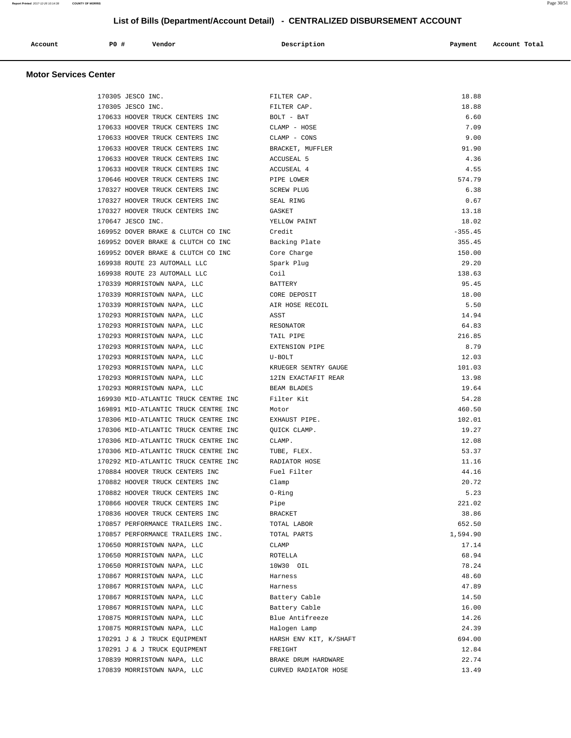## List of Bills (Department/Account Detail) - CENTRALIZED DISBURSEMENT ACCOUNT

### Motor Services Center

| Account | PO # | Vendor | Description | Payment | Account Total |
|---|---|---|---|---|---|
| | 170305 | JESCO INC. | FILTER CAP. | 18.88 | |
| | 170305 | JESCO INC. | FILTER CAP. | 18.88 | |
| | 170633 | HOOVER TRUCK CENTERS INC | BOLT - BAT | 6.60 | |
| | 170633 | HOOVER TRUCK CENTERS INC | CLAMP - HOSE | 7.09 | |
| | 170633 | HOOVER TRUCK CENTERS INC | CLAMP - CONS | 9.00 | |
| | 170633 | HOOVER TRUCK CENTERS INC | BRACKET, MUFFLER | 91.90 | |
| | 170633 | HOOVER TRUCK CENTERS INC | ACCUSEAL 5 | 4.36 | |
| | 170633 | HOOVER TRUCK CENTERS INC | ACCUSEAL 4 | 4.55 | |
| | 170646 | HOOVER TRUCK CENTERS INC | PIPE LOWER | 574.79 | |
| | 170327 | HOOVER TRUCK CENTERS INC | SCREW PLUG | 6.38 | |
| | 170327 | HOOVER TRUCK CENTERS INC | SEAL RING | 0.67 | |
| | 170327 | HOOVER TRUCK CENTERS INC | GASKET | 13.18 | |
| | 170647 | JESCO INC. | YELLOW PAINT | 18.02 | |
| | 169952 | DOVER BRAKE & CLUTCH CO INC | Credit | -355.45 | |
| | 169952 | DOVER BRAKE & CLUTCH CO INC | Backing Plate | 355.45 | |
| | 169952 | DOVER BRAKE & CLUTCH CO INC | Core Charge | 150.00 | |
| | 169938 | ROUTE 23 AUTOMALL LLC | Spark Plug | 29.20 | |
| | 169938 | ROUTE 23 AUTOMALL LLC | Coil | 138.63 | |
| | 170339 | MORRISTOWN NAPA, LLC | BATTERY | 95.45 | |
| | 170339 | MORRISTOWN NAPA, LLC | CORE DEPOSIT | 18.00 | |
| | 170339 | MORRISTOWN NAPA, LLC | AIR HOSE RECOIL | 5.50 | |
| | 170293 | MORRISTOWN NAPA, LLC | ASST | 14.94 | |
| | 170293 | MORRISTOWN NAPA, LLC | RESONATOR | 64.83 | |
| | 170293 | MORRISTOWN NAPA, LLC | TAIL PIPE | 216.85 | |
| | 170293 | MORRISTOWN NAPA, LLC | EXTENSION PIPE | 8.79 | |
| | 170293 | MORRISTOWN NAPA, LLC | U-BOLT | 12.03 | |
| | 170293 | MORRISTOWN NAPA, LLC | KRUEGER SENTRY GAUGE | 101.03 | |
| | 170293 | MORRISTOWN NAPA, LLC | 12IN EXACTAFIT REAR | 13.98 | |
| | 170293 | MORRISTOWN NAPA, LLC | BEAM BLADES | 19.64 | |
| | 169930 | MID-ATLANTIC TRUCK CENTRE INC | Filter Kit | 54.28 | |
| | 169891 | MID-ATLANTIC TRUCK CENTRE INC | Motor | 460.50 | |
| | 170306 | MID-ATLANTIC TRUCK CENTRE INC | EXHAUST PIPE. | 102.01 | |
| | 170306 | MID-ATLANTIC TRUCK CENTRE INC | QUICK CLAMP. | 19.27 | |
| | 170306 | MID-ATLANTIC TRUCK CENTRE INC | CLAMP. | 12.08 | |
| | 170306 | MID-ATLANTIC TRUCK CENTRE INC | TUBE, FLEX. | 53.37 | |
| | 170292 | MID-ATLANTIC TRUCK CENTRE INC | RADIATOR HOSE | 11.16 | |
| | 170884 | HOOVER TRUCK CENTERS INC | Fuel Filter | 44.16 | |
| | 170882 | HOOVER TRUCK CENTERS INC | Clamp | 20.72 | |
| | 170882 | HOOVER TRUCK CENTERS INC | O-Ring | 5.23 | |
| | 170866 | HOOVER TRUCK CENTERS INC | Pipe | 221.02 | |
| | 170836 | HOOVER TRUCK CENTERS INC | BRACKET | 38.86 | |
| | 170857 | PERFORMANCE TRAILERS INC. | TOTAL LABOR | 652.50 | |
| | 170857 | PERFORMANCE TRAILERS INC. | TOTAL PARTS | 1,594.90 | |
| | 170650 | MORRISTOWN NAPA, LLC | CLAMP | 17.14 | |
| | 170650 | MORRISTOWN NAPA, LLC | ROTELLA | 68.94 | |
| | 170650 | MORRISTOWN NAPA, LLC | 10W30 OIL | 78.24 | |
| | 170867 | MORRISTOWN NAPA, LLC | Harness | 48.60 | |
| | 170867 | MORRISTOWN NAPA, LLC | Harness | 47.89 | |
| | 170867 | MORRISTOWN NAPA, LLC | Battery Cable | 14.50 | |
| | 170867 | MORRISTOWN NAPA, LLC | Battery Cable | 16.00 | |
| | 170875 | MORRISTOWN NAPA, LLC | Blue Antifreeze | 14.26 | |
| | 170875 | MORRISTOWN NAPA, LLC | Halogen Lamp | 24.39 | |
| | 170291 | J & J TRUCK EQUIPMENT | HARSH ENV KIT, K/SHAFT | 694.00 | |
| | 170291 | J & J TRUCK EQUIPMENT | FREIGHT | 12.84 | |
| | 170839 | MORRISTOWN NAPA, LLC | BRAKE DRUM HARDWARE | 22.74 | |
| | 170839 | MORRISTOWN NAPA, LLC | CURVED RADIATOR HOSE | 13.49 | |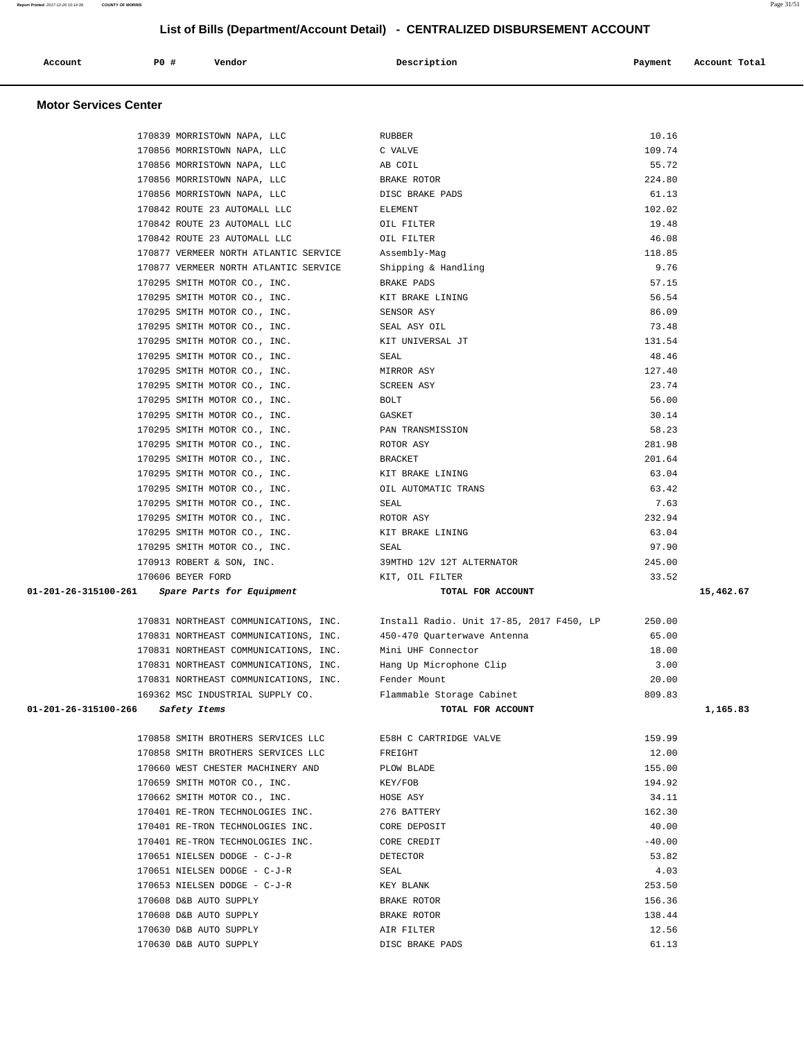# List of Bills (Department/Account Detail) - CENTRALIZED DISBURSEMENT ACCOUNT

| Account | PO # | Vendor | Description | Payment | Account Total |
|---|---|---|---|---|---|

## Motor Services Center

| Account | PO # | Vendor | Description | Payment | Account Total |
|---|---|---|---|---|---|
| | 170839 | MORRISTOWN NAPA, LLC | RUBBER | 10.16 | |
| | 170856 | MORRISTOWN NAPA, LLC | C VALVE | 109.74 | |
| | 170856 | MORRISTOWN NAPA, LLC | AB COIL | 55.72 | |
| | 170856 | MORRISTOWN NAPA, LLC | BRAKE ROTOR | 224.80 | |
| | 170856 | MORRISTOWN NAPA, LLC | DISC BRAKE PADS | 61.13 | |
| | 170842 | ROUTE 23 AUTOMALL LLC | ELEMENT | 102.02 | |
| | 170842 | ROUTE 23 AUTOMALL LLC | OIL FILTER | 19.48 | |
| | 170842 | ROUTE 23 AUTOMALL LLC | OIL FILTER | 46.08 | |
| | 170877 | VERMEER NORTH ATLANTIC SERVICE | Assembly-Mag | 118.85 | |
| | 170877 | VERMEER NORTH ATLANTIC SERVICE | Shipping & Handling | 9.76 | |
| | 170295 | SMITH MOTOR CO., INC. | BRAKE PADS | 57.15 | |
| | 170295 | SMITH MOTOR CO., INC. | KIT BRAKE LINING | 56.54 | |
| | 170295 | SMITH MOTOR CO., INC. | SENSOR ASY | 86.09 | |
| | 170295 | SMITH MOTOR CO., INC. | SEAL ASY OIL | 73.48 | |
| | 170295 | SMITH MOTOR CO., INC. | KIT UNIVERSAL JT | 131.54 | |
| | 170295 | SMITH MOTOR CO., INC. | SEAL | 48.46 | |
| | 170295 | SMITH MOTOR CO., INC. | MIRROR ASY | 127.40 | |
| | 170295 | SMITH MOTOR CO., INC. | SCREEN ASY | 23.74 | |
| | 170295 | SMITH MOTOR CO., INC. | BOLT | 56.00 | |
| | 170295 | SMITH MOTOR CO., INC. | GASKET | 30.14 | |
| | 170295 | SMITH MOTOR CO., INC. | PAN TRANSMISSION | 58.23 | |
| | 170295 | SMITH MOTOR CO., INC. | ROTOR ASY | 281.98 | |
| | 170295 | SMITH MOTOR CO., INC. | BRACKET | 201.64 | |
| | 170295 | SMITH MOTOR CO., INC. | KIT BRAKE LINING | 63.04 | |
| | 170295 | SMITH MOTOR CO., INC. | OIL AUTOMATIC TRANS | 63.42 | |
| | 170295 | SMITH MOTOR CO., INC. | SEAL | 7.63 | |
| | 170295 | SMITH MOTOR CO., INC. | ROTOR ASY | 232.94 | |
| | 170295 | SMITH MOTOR CO., INC. | KIT BRAKE LINING | 63.04 | |
| | 170295 | SMITH MOTOR CO., INC. | SEAL | 97.90 | |
| | 170913 | ROBERT & SON, INC. | 39MTHD 12V 12T ALTERNATOR | 245.00 | |
| | 170606 | BEYER FORD | KIT, OIL FILTER | 33.52 | |
| **01-201-26-315100-261** | | ***Spare Parts for Equipment*** | **TOTAL FOR ACCOUNT** | | **15,462.67** |
| | 170831 | NORTHEAST COMMUNICATIONS, INC. | Install Radio. Unit 17-85, 2017 F450, LP | 250.00 | |
| | 170831 | NORTHEAST COMMUNICATIONS, INC. | 450-470 Quarterwave Antenna | 65.00 | |
| | 170831 | NORTHEAST COMMUNICATIONS, INC. | Mini UHF Connector | 18.00 | |
| | 170831 | NORTHEAST COMMUNICATIONS, INC. | Hang Up Microphone Clip | 3.00 | |
| | 170831 | NORTHEAST COMMUNICATIONS, INC. | Fender Mount | 20.00 | |
| | 169362 | MSC INDUSTRIAL SUPPLY CO. | Flammable Storage Cabinet | 809.83 | |
| **01-201-26-315100-266** | | ***Safety Items*** | **TOTAL FOR ACCOUNT** | | **1,165.83** |
| | 170858 | SMITH BROTHERS SERVICES LLC | E58H C CARTRIDGE VALVE | 159.99 | |
| | 170858 | SMITH BROTHERS SERVICES LLC | FREIGHT | 12.00 | |
| | 170660 | WEST CHESTER MACHINERY AND | PLOW BLADE | 155.00 | |
| | 170659 | SMITH MOTOR CO., INC. | KEY/FOB | 194.92 | |
| | 170662 | SMITH MOTOR CO., INC. | HOSE ASY | 34.11 | |
| | 170401 | RE-TRON TECHNOLOGIES INC. | 276 BATTERY | 162.30 | |
| | 170401 | RE-TRON TECHNOLOGIES INC. | CORE DEPOSIT | 40.00 | |
| | 170401 | RE-TRON TECHNOLOGIES INC. | CORE CREDIT | -40.00 | |
| | 170651 | NIELSEN DODGE - C-J-R | DETECTOR | 53.82 | |
| | 170651 | NIELSEN DODGE - C-J-R | SEAL | 4.03 | |
| | 170653 | NIELSEN DODGE - C-J-R | KEY BLANK | 253.50 | |
| | 170608 | D&B AUTO SUPPLY | BRAKE ROTOR | 156.36 | |
| | 170608 | D&B AUTO SUPPLY | BRAKE ROTOR | 138.44 | |
| | 170630 | D&B AUTO SUPPLY | AIR FILTER | 12.56 | |
| | 170630 | D&B AUTO SUPPLY | DISC BRAKE PADS | 61.13 | |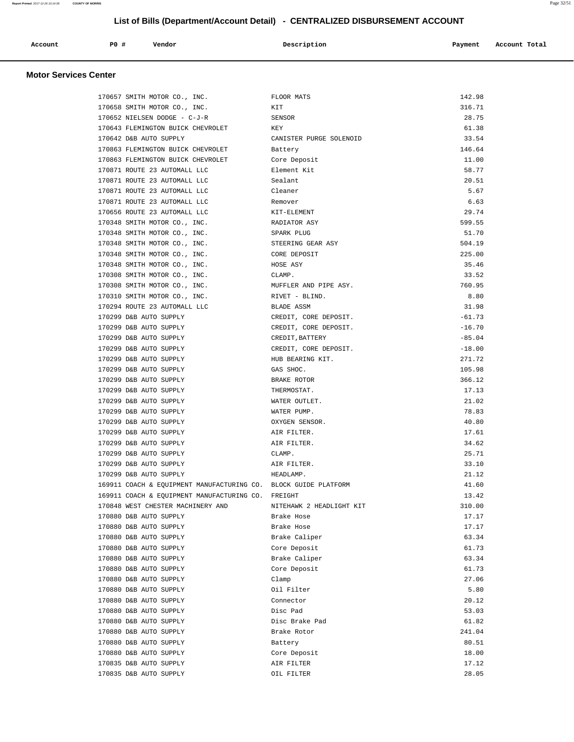## List of Bills (Department/Account Detail) - CENTRALIZED DISBURSEMENT ACCOUNT

| Account | PO # | Vendor | Description | Payment | Account Total |
|---|---|---|---|---|---|

### Motor Services Center

| Account | PO # | Vendor | Description | Payment | Account Total |
|---|---|---|---|---|---|
| | 170657 | SMITH MOTOR CO., INC. | FLOOR MATS | 142.98 | |
| | 170658 | SMITH MOTOR CO., INC. | KIT | 316.71 | |
| | 170652 | NIELSEN DODGE - C-J-R | SENSOR | 28.75 | |
| | 170643 | FLEMINGTON BUICK CHEVROLET | KEY | 61.38 | |
| | 170642 | D&B AUTO SUPPLY | CANISTER PURGE SOLENOID | 33.54 | |
| | 170863 | FLEMINGTON BUICK CHEVROLET | Battery | 146.64 | |
| | 170863 | FLEMINGTON BUICK CHEVROLET | Core Deposit | 11.00 | |
| | 170871 | ROUTE 23 AUTOMALL LLC | Element Kit | 58.77 | |
| | 170871 | ROUTE 23 AUTOMALL LLC | Sealant | 20.51 | |
| | 170871 | ROUTE 23 AUTOMALL LLC | Cleaner | 5.67 | |
| | 170871 | ROUTE 23 AUTOMALL LLC | Remover | 6.63 | |
| | 170656 | ROUTE 23 AUTOMALL LLC | KIT-ELEMENT | 29.74 | |
| | 170348 | SMITH MOTOR CO., INC. | RADIATOR ASY | 599.55 | |
| | 170348 | SMITH MOTOR CO., INC. | SPARK PLUG | 51.70 | |
| | 170348 | SMITH MOTOR CO., INC. | STEERING GEAR ASY | 504.19 | |
| | 170348 | SMITH MOTOR CO., INC. | CORE DEPOSIT | 225.00 | |
| | 170348 | SMITH MOTOR CO., INC. | HOSE ASY | 35.46 | |
| | 170308 | SMITH MOTOR CO., INC. | CLAMP. | 33.52 | |
| | 170308 | SMITH MOTOR CO., INC. | MUFFLER AND PIPE ASY. | 760.95 | |
| | 170310 | SMITH MOTOR CO., INC. | RIVET - BLIND. | 8.80 | |
| | 170294 | ROUTE 23 AUTOMALL LLC | BLADE ASSM | 31.98 | |
| | 170299 | D&B AUTO SUPPLY | CREDIT, CORE DEPOSIT. | -61.73 | |
| | 170299 | D&B AUTO SUPPLY | CREDIT, CORE DEPOSIT. | -16.70 | |
| | 170299 | D&B AUTO SUPPLY | CREDIT,BATTERY | -85.04 | |
| | 170299 | D&B AUTO SUPPLY | CREDIT, CORE DEPOSIT. | -18.00 | |
| | 170299 | D&B AUTO SUPPLY | HUB BEARING KIT. | 271.72 | |
| | 170299 | D&B AUTO SUPPLY | GAS SHOC. | 105.98 | |
| | 170299 | D&B AUTO SUPPLY | BRAKE ROTOR | 366.12 | |
| | 170299 | D&B AUTO SUPPLY | THERMOSTAT. | 17.13 | |
| | 170299 | D&B AUTO SUPPLY | WATER OUTLET. | 21.02 | |
| | 170299 | D&B AUTO SUPPLY | WATER PUMP. | 78.83 | |
| | 170299 | D&B AUTO SUPPLY | OXYGEN SENSOR. | 40.80 | |
| | 170299 | D&B AUTO SUPPLY | AIR FILTER. | 17.61 | |
| | 170299 | D&B AUTO SUPPLY | AIR FILTER. | 34.62 | |
| | 170299 | D&B AUTO SUPPLY | CLAMP. | 25.71 | |
| | 170299 | D&B AUTO SUPPLY | AIR FILTER. | 33.10 | |
| | 170299 | D&B AUTO SUPPLY | HEADLAMP. | 21.12 | |
| | 169911 | COACH & EQUIPMENT MANUFACTURING CO. | BLOCK GUIDE PLATFORM | 41.60 | |
| | 169911 | COACH & EQUIPMENT MANUFACTURING CO. | FREIGHT | 13.42 | |
| | 170848 | WEST CHESTER MACHINERY AND | NITEHAWK 2 HEADLIGHT KIT | 310.00 | |
| | 170880 | D&B AUTO SUPPLY | Brake Hose | 17.17 | |
| | 170880 | D&B AUTO SUPPLY | Brake Hose | 17.17 | |
| | 170880 | D&B AUTO SUPPLY | Brake Caliper | 63.34 | |
| | 170880 | D&B AUTO SUPPLY | Core Deposit | 61.73 | |
| | 170880 | D&B AUTO SUPPLY | Brake Caliper | 63.34 | |
| | 170880 | D&B AUTO SUPPLY | Core Deposit | 61.73 | |
| | 170880 | D&B AUTO SUPPLY | Clamp | 27.06 | |
| | 170880 | D&B AUTO SUPPLY | Oil Filter | 5.80 | |
| | 170880 | D&B AUTO SUPPLY | Connector | 20.12 | |
| | 170880 | D&B AUTO SUPPLY | Disc Pad | 53.03 | |
| | 170880 | D&B AUTO SUPPLY | Disc Brake Pad | 61.82 | |
| | 170880 | D&B AUTO SUPPLY | Brake Rotor | 241.04 | |
| | 170880 | D&B AUTO SUPPLY | Battery | 80.51 | |
| | 170880 | D&B AUTO SUPPLY | Core Deposit | 18.00 | |
| | 170835 | D&B AUTO SUPPLY | AIR FILTER | 17.12 | |
| | 170835 | D&B AUTO SUPPLY | OIL FILTER | 28.05 | |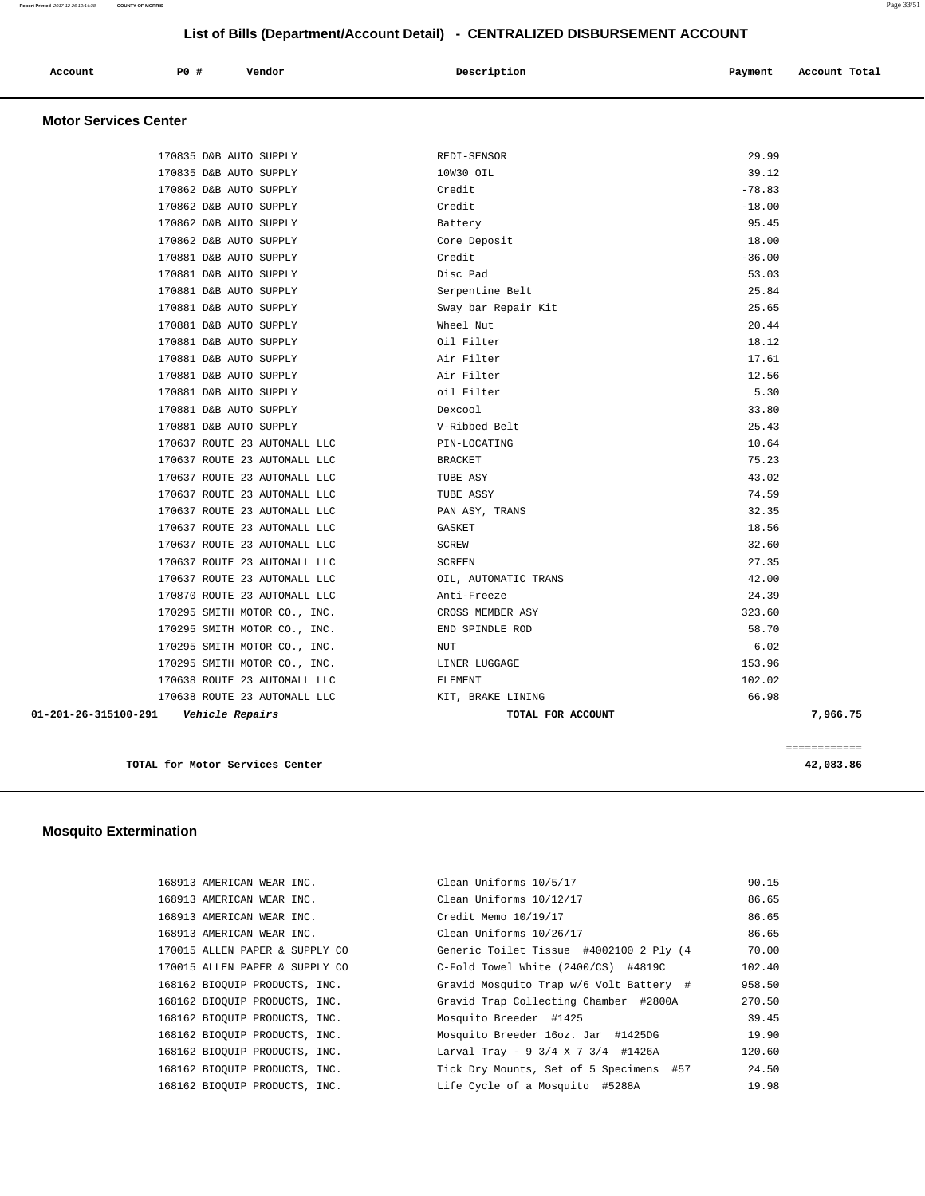## List of Bills (Department/Account Detail) - CENTRALIZED DISBURSEMENT ACCOUNT

| Account | PO # | Vendor | Description | Payment | Account Total |
|---|---|---|---|---|---|

### Motor Services Center

| Account | PO # | Vendor | Description | Payment | Account Total |
|---|---|---|---|---|---|
| | 170835 | D&B AUTO SUPPLY | REDI-SENSOR | 29.99 | |
| | 170835 | D&B AUTO SUPPLY | 10W30 OIL | 39.12 | |
| | 170862 | D&B AUTO SUPPLY | Credit | -78.83 | |
| | 170862 | D&B AUTO SUPPLY | Credit | -18.00 | |
| | 170862 | D&B AUTO SUPPLY | Battery | 95.45 | |
| | 170862 | D&B AUTO SUPPLY | Core Deposit | 18.00 | |
| | 170881 | D&B AUTO SUPPLY | Credit | -36.00 | |
| | 170881 | D&B AUTO SUPPLY | Disc Pad | 53.03 | |
| | 170881 | D&B AUTO SUPPLY | Serpentine Belt | 25.84 | |
| | 170881 | D&B AUTO SUPPLY | Sway bar Repair Kit | 25.65 | |
| | 170881 | D&B AUTO SUPPLY | Wheel Nut | 20.44 | |
| | 170881 | D&B AUTO SUPPLY | Oil Filter | 18.12 | |
| | 170881 | D&B AUTO SUPPLY | Air Filter | 17.61 | |
| | 170881 | D&B AUTO SUPPLY | Air Filter | 12.56 | |
| | 170881 | D&B AUTO SUPPLY | oil Filter | 5.30 | |
| | 170881 | D&B AUTO SUPPLY | Dexcool | 33.80 | |
| | 170881 | D&B AUTO SUPPLY | V-Ribbed Belt | 25.43 | |
| | 170637 | ROUTE 23 AUTOMALL LLC | PIN-LOCATING | 10.64 | |
| | 170637 | ROUTE 23 AUTOMALL LLC | BRACKET | 75.23 | |
| | 170637 | ROUTE 23 AUTOMALL LLC | TUBE ASY | 43.02 | |
| | 170637 | ROUTE 23 AUTOMALL LLC | TUBE ASSY | 74.59 | |
| | 170637 | ROUTE 23 AUTOMALL LLC | PAN ASY, TRANS | 32.35 | |
| | 170637 | ROUTE 23 AUTOMALL LLC | GASKET | 18.56 | |
| | 170637 | ROUTE 23 AUTOMALL LLC | SCREW | 32.60 | |
| | 170637 | ROUTE 23 AUTOMALL LLC | SCREEN | 27.35 | |
| | 170637 | ROUTE 23 AUTOMALL LLC | OIL, AUTOMATIC TRANS | 42.00 | |
| | 170870 | ROUTE 23 AUTOMALL LLC | Anti-Freeze | 24.39 | |
| | 170295 | SMITH MOTOR CO., INC. | CROSS MEMBER ASY | 323.60 | |
| | 170295 | SMITH MOTOR CO., INC. | END SPINDLE ROD | 58.70 | |
| | 170295 | SMITH MOTOR CO., INC. | NUT | 6.02 | |
| | 170295 | SMITH MOTOR CO., INC. | LINER LUGGAGE | 153.96 | |
| | 170638 | ROUTE 23 AUTOMALL LLC | ELEMENT | 102.02 | |
| | 170638 | ROUTE 23 AUTOMALL LLC | KIT, BRAKE LINING | 66.98 | |
| **01-201-26-315100-291** | ***Vehicle Repairs*** | | **TOTAL FOR ACCOUNT** | | **7,966.75** |

**TOTAL for Motor Services Center** ============ **42,083.86**

### Mosquito Extermination

| Account | PO # | Vendor | Description | Payment | Account Total |
|---|---|---|---|---|---|
| | 168913 | AMERICAN WEAR INC. | Clean Uniforms 10/5/17 | 90.15 | |
| | 168913 | AMERICAN WEAR INC. | Clean Uniforms 10/12/17 | 86.65 | |
| | 168913 | AMERICAN WEAR INC. | Credit Memo 10/19/17 | 86.65 | |
| | 168913 | AMERICAN WEAR INC. | Clean Uniforms 10/26/17 | 86.65 | |
| | 170015 | ALLEN PAPER & SUPPLY CO | Generic Toilet Tissue #4002100 2 Ply (4 | 70.00 | |
| | 170015 | ALLEN PAPER & SUPPLY CO | C-Fold Towel White (2400/CS) #4819C | 102.40 | |
| | 168162 | BIOQUIP PRODUCTS, INC. | Gravid Mosquito Trap w/6 Volt Battery # | 958.50 | |
| | 168162 | BIOQUIP PRODUCTS, INC. | Gravid Trap Collecting Chamber #2800A | 270.50 | |
| | 168162 | BIOQUIP PRODUCTS, INC. | Mosquito Breeder #1425 | 39.45 | |
| | 168162 | BIOQUIP PRODUCTS, INC. | Mosquito Breeder 16oz. Jar #1425DG | 19.90 | |
| | 168162 | BIOQUIP PRODUCTS, INC. | Larval Tray - 9 3/4 X 7 3/4 #1426A | 120.60 | |
| | 168162 | BIOQUIP PRODUCTS, INC. | Tick Dry Mounts, Set of 5 Specimens #57 | 24.50 | |
| | 168162 | BIOQUIP PRODUCTS, INC. | Life Cycle of a Mosquito #5288A | 19.98 | |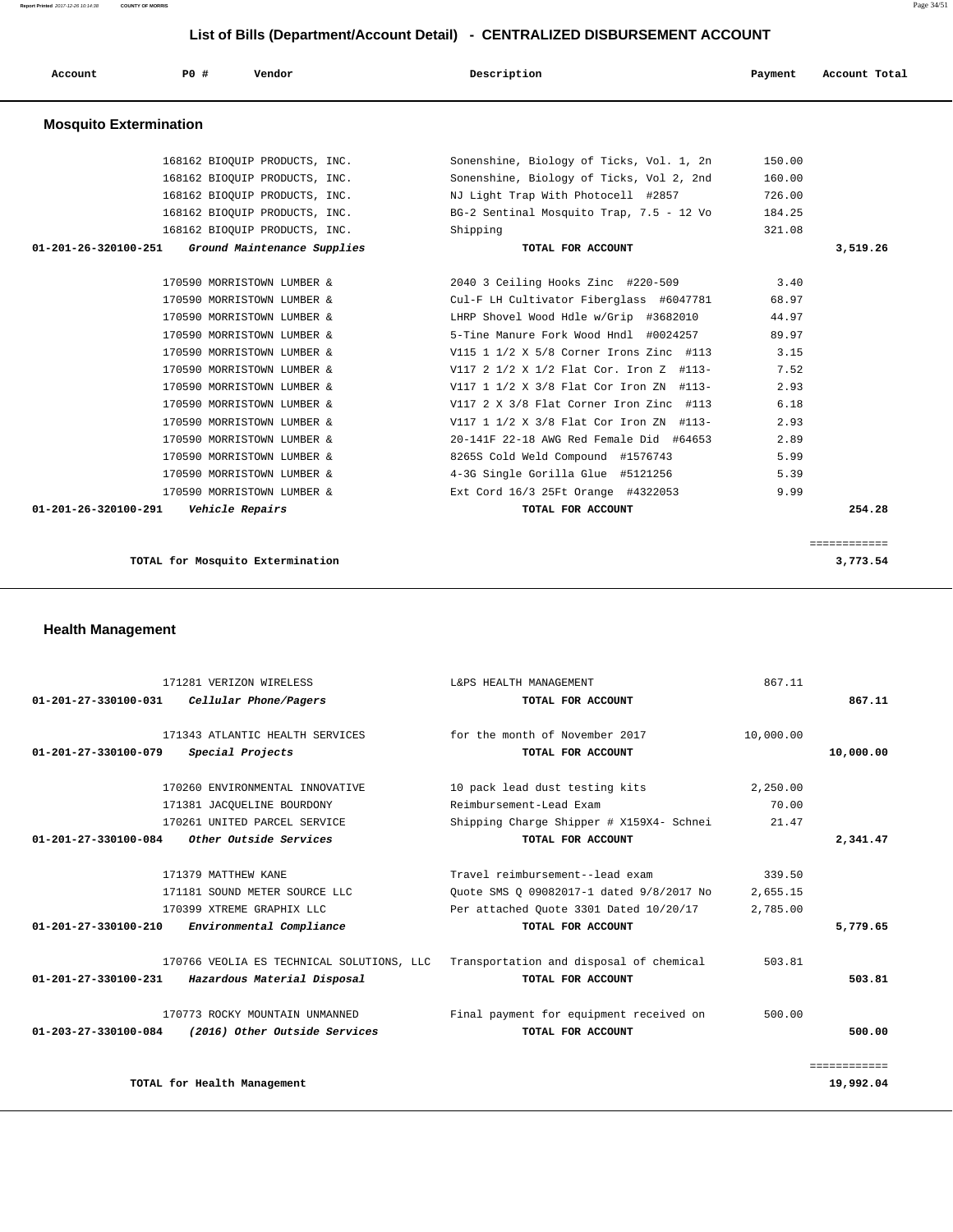# List of Bills (Department/Account Detail) - CENTRALIZED DISBURSEMENT ACCOUNT

## Mosquito Extermination

| Account | PO # | Vendor | Description | Payment | Account Total |
|---|---|---|---|---|---|
| | 168162 | BIOQUIP PRODUCTS, INC. | Sonenshine, Biology of Ticks, Vol. 1, 2n | 150.00 | |
| | 168162 | BIOQUIP PRODUCTS, INC. | Sonenshine, Biology of Ticks, Vol 2, 2nd | 160.00 | |
| | 168162 | BIOQUIP PRODUCTS, INC. | NJ Light Trap With Photocell #2857 | 726.00 | |
| | 168162 | BIOQUIP PRODUCTS, INC. | BG-2 Sentinal Mosquito Trap, 7.5 - 12 Vo | 184.25 | |
| | 168162 | BIOQUIP PRODUCTS, INC. | Shipping | 321.08 | |
| **01-201-26-320100-251** | | ***Ground Maintenance Supplies*** | **TOTAL FOR ACCOUNT** | | **3,519.26** |
| | 170590 | MORRISTOWN LUMBER & | 2040 3 Ceiling Hooks Zinc #220-509 | 3.40 | |
| | 170590 | MORRISTOWN LUMBER & | Cul-F LH Cultivator Fiberglass #6047781 | 68.97 | |
| | 170590 | MORRISTOWN LUMBER & | LHRP Shovel Wood Hdle w/Grip #3682010 | 44.97 | |
| | 170590 | MORRISTOWN LUMBER & | 5-Tine Manure Fork Wood Hndl #0024257 | 89.97 | |
| | 170590 | MORRISTOWN LUMBER & | V115 1 1/2 X 5/8 Corner Irons Zinc #113 | 3.15 | |
| | 170590 | MORRISTOWN LUMBER & | V117 2 1/2 X 1/2 Flat Cor. Iron Z #113- | 7.52 | |
| | 170590 | MORRISTOWN LUMBER & | V117 1 1/2 X 3/8 Flat Cor Iron ZN #113- | 2.93 | |
| | 170590 | MORRISTOWN LUMBER & | V117 2 X 3/8 Flat Corner Iron Zinc #113 | 6.18 | |
| | 170590 | MORRISTOWN LUMBER & | V117 1 1/2 X 3/8 Flat Cor Iron ZN #113- | 2.93 | |
| | 170590 | MORRISTOWN LUMBER & | 20-141F 22-18 AWG Red Female Did #64653 | 2.89 | |
| | 170590 | MORRISTOWN LUMBER & | 8265S Cold Weld Compound #1576743 | 5.99 | |
| | 170590 | MORRISTOWN LUMBER & | 4-3G Single Gorilla Glue #5121256 | 5.39 | |
| | 170590 | MORRISTOWN LUMBER & | Ext Cord 16/3 25Ft Orange #4322053 | 9.99 | |
| **01-201-26-320100-291** | | ***Vehicle Repairs*** | **TOTAL FOR ACCOUNT** | | **254.28** |

**TOTAL for Mosquito Extermination** ============ **3,773.54**

## Health Management

| Account | PO # | Vendor | Description | Payment | Account Total |
|---|---|---|---|---|---|
| | 171281 | VERIZON WIRELESS | L&PS HEALTH MANAGEMENT | 867.11 | |
| **01-201-27-330100-031** | | ***Cellular Phone/Pagers*** | **TOTAL FOR ACCOUNT** | | **867.11** |
| | 171343 | ATLANTIC HEALTH SERVICES | for the month of November 2017 | 10,000.00 | |
| **01-201-27-330100-079** | | ***Special Projects*** | **TOTAL FOR ACCOUNT** | | **10,000.00** |
| | 170260 | ENVIRONMENTAL INNOVATIVE | 10 pack lead dust testing kits | 2,250.00 | |
| | 171381 | JACQUELINE BOURDONY | Reimbursement-Lead Exam | 70.00 | |
| | 170261 | UNITED PARCEL SERVICE | Shipping Charge Shipper # X159X4- Schnei | 21.47 | |
| **01-201-27-330100-084** | | ***Other Outside Services*** | **TOTAL FOR ACCOUNT** | | **2,341.47** |
| | 171379 | MATTHEW KANE | Travel reimbursement--lead exam | 339.50 | |
| | 171181 | SOUND METER SOURCE LLC | Quote SMS Q 09082017-1 dated 9/8/2017 No | 2,655.15 | |
| | 170399 | XTREME GRAPHIX LLC | Per attached Quote 3301 Dated 10/20/17 | 2,785.00 | |
| **01-201-27-330100-210** | | ***Environmental Compliance*** | **TOTAL FOR ACCOUNT** | | **5,779.65** |
| | 170766 | VEOLIA ES TECHNICAL SOLUTIONS, LLC | Transportation and disposal of chemical | 503.81 | |
| **01-201-27-330100-231** | | ***Hazardous Material Disposal*** | **TOTAL FOR ACCOUNT** | | **503.81** |
| | 170773 | ROCKY MOUNTAIN UNMANNED | Final payment for equipment received on | 500.00 | |
| **01-203-27-330100-084** | | ***(2016) Other Outside Services*** | **TOTAL FOR ACCOUNT** | | **500.00** |

**TOTAL for Health Management** ============ **19,992.04**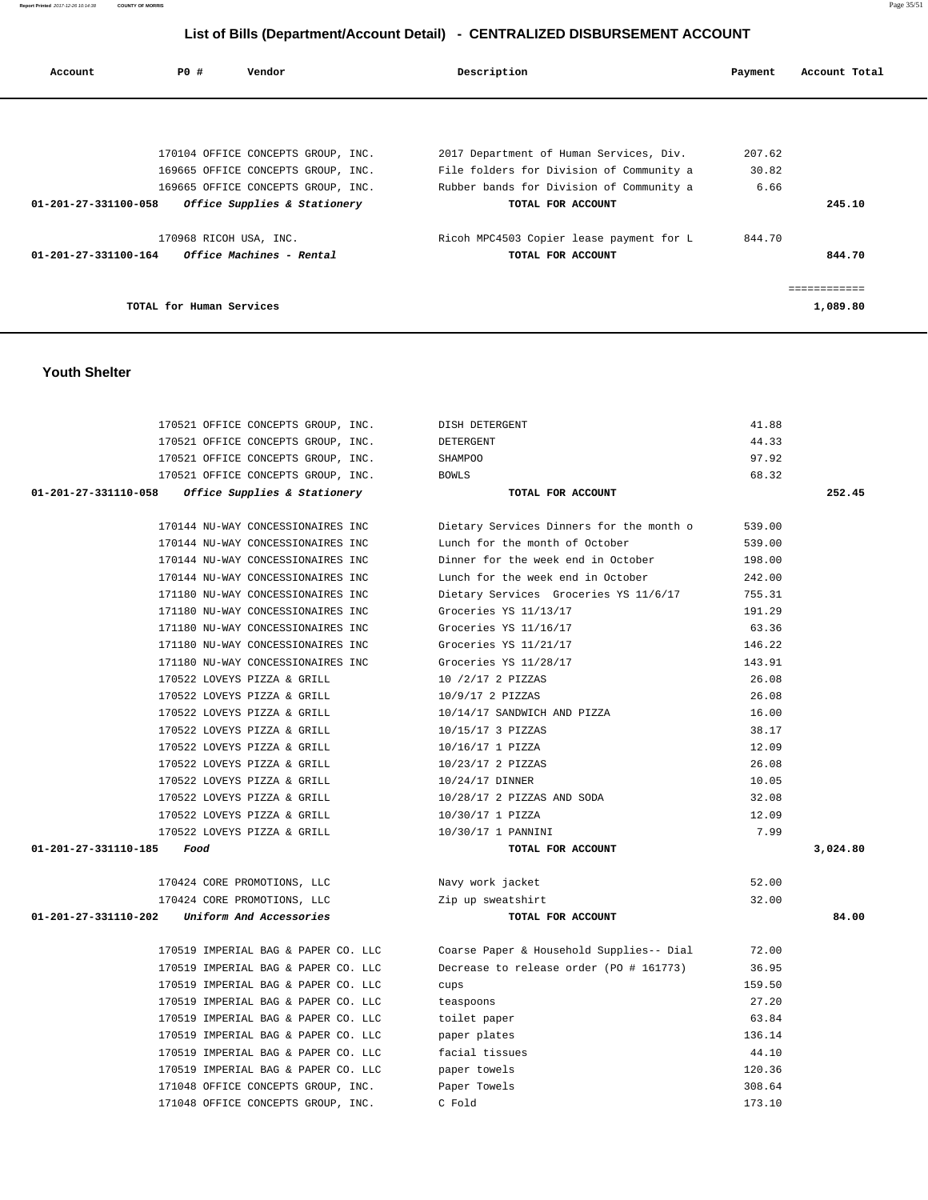## List of Bills (Department/Account Detail) - CENTRALIZED DISBURSEMENT ACCOUNT

| Account | PO # | Vendor | Description | Payment | Account Total |
|---|---|---|---|---|---|
| | 170104 | OFFICE CONCEPTS GROUP, INC. | 2017 Department of Human Services, Div. | 207.62 | |
| | 169665 | OFFICE CONCEPTS GROUP, INC. | File folders for Division of Community a | 30.82 | |
| | 169665 | OFFICE CONCEPTS GROUP, INC. | Rubber bands for Division of Community a | 6.66 | |
| **01-201-27-331100-058** | | ***Office Supplies & Stationery*** | **TOTAL FOR ACCOUNT** | | **245.10** |
| | 170968 | RICOH USA, INC. | Ricoh MPC4503 Copier lease payment for L | 844.70 | |
| **01-201-27-331100-164** | | ***Office Machines - Rental*** | **TOTAL FOR ACCOUNT** | | **844.70** |
| | | | | | ============ |
| | | **TOTAL for Human Services** | | | **1,089.80** |

### Youth Shelter

| Account | PO # | Vendor | Description | Payment | Account Total |
|---|---|---|---|---|---|
| | 170521 | OFFICE CONCEPTS GROUP, INC. | DISH DETERGENT | 41.88 | |
| | 170521 | OFFICE CONCEPTS GROUP, INC. | DETERGENT | 44.33 | |
| | 170521 | OFFICE CONCEPTS GROUP, INC. | SHAMPOO | 97.92 | |
| | 170521 | OFFICE CONCEPTS GROUP, INC. | BOWLS | 68.32 | |
| **01-201-27-331110-058** | | ***Office Supplies & Stationery*** | **TOTAL FOR ACCOUNT** | | **252.45** |
| | 170144 | NU-WAY CONCESSIONAIRES INC | Dietary Services Dinners for the month o | 539.00 | |
| | 170144 | NU-WAY CONCESSIONAIRES INC | Lunch for the month of October | 539.00 | |
| | 170144 | NU-WAY CONCESSIONAIRES INC | Dinner for the week end in October | 198.00 | |
| | 170144 | NU-WAY CONCESSIONAIRES INC | Lunch for the week end in October | 242.00 | |
| | 171180 | NU-WAY CONCESSIONAIRES INC | Dietary Services Groceries YS 11/6/17 | 755.31 | |
| | 171180 | NU-WAY CONCESSIONAIRES INC | Groceries YS 11/13/17 | 191.29 | |
| | 171180 | NU-WAY CONCESSIONAIRES INC | Groceries YS 11/16/17 | 63.36 | |
| | 171180 | NU-WAY CONCESSIONAIRES INC | Groceries YS 11/21/17 | 146.22 | |
| | 171180 | NU-WAY CONCESSIONAIRES INC | Groceries YS 11/28/17 | 143.91 | |
| | 170522 | LOVEYS PIZZA & GRILL | 10 /2/17 2 PIZZAS | 26.08 | |
| | 170522 | LOVEYS PIZZA & GRILL | 10/9/17 2 PIZZAS | 26.08 | |
| | 170522 | LOVEYS PIZZA & GRILL | 10/14/17 SANDWICH AND PIZZA | 16.00 | |
| | 170522 | LOVEYS PIZZA & GRILL | 10/15/17 3 PIZZAS | 38.17 | |
| | 170522 | LOVEYS PIZZA & GRILL | 10/16/17 1 PIZZA | 12.09 | |
| | 170522 | LOVEYS PIZZA & GRILL | 10/23/17 2 PIZZAS | 26.08 | |
| | 170522 | LOVEYS PIZZA & GRILL | 10/24/17 DINNER | 10.05 | |
| | 170522 | LOVEYS PIZZA & GRILL | 10/28/17 2 PIZZAS AND SODA | 32.08 | |
| | 170522 | LOVEYS PIZZA & GRILL | 10/30/17 1 PIZZA | 12.09 | |
| | 170522 | LOVEYS PIZZA & GRILL | 10/30/17 1 PANNINI | 7.99 | |
| **01-201-27-331110-185** | | ***Food*** | **TOTAL FOR ACCOUNT** | | **3,024.80** |
| | 170424 | CORE PROMOTIONS, LLC | Navy work jacket | 52.00 | |
| | 170424 | CORE PROMOTIONS, LLC | Zip up sweatshirt | 32.00 | |
| **01-201-27-331110-202** | | ***Uniform And Accessories*** | **TOTAL FOR ACCOUNT** | | **84.00** |
| | 170519 | IMPERIAL BAG & PAPER CO. LLC | Coarse Paper & Household Supplies-- Dial | 72.00 | |
| | 170519 | IMPERIAL BAG & PAPER CO. LLC | Decrease to release order (PO # 161773) | 36.95 | |
| | 170519 | IMPERIAL BAG & PAPER CO. LLC | cups | 159.50 | |
| | 170519 | IMPERIAL BAG & PAPER CO. LLC | teaspoons | 27.20 | |
| | 170519 | IMPERIAL BAG & PAPER CO. LLC | toilet paper | 63.84 | |
| | 170519 | IMPERIAL BAG & PAPER CO. LLC | paper plates | 136.14 | |
| | 170519 | IMPERIAL BAG & PAPER CO. LLC | facial tissues | 44.10 | |
| | 170519 | IMPERIAL BAG & PAPER CO. LLC | paper towels | 120.36 | |
| | 171048 | OFFICE CONCEPTS GROUP, INC. | Paper Towels | 308.64 | |
| | 171048 | OFFICE CONCEPTS GROUP, INC. | C Fold | 173.10 | |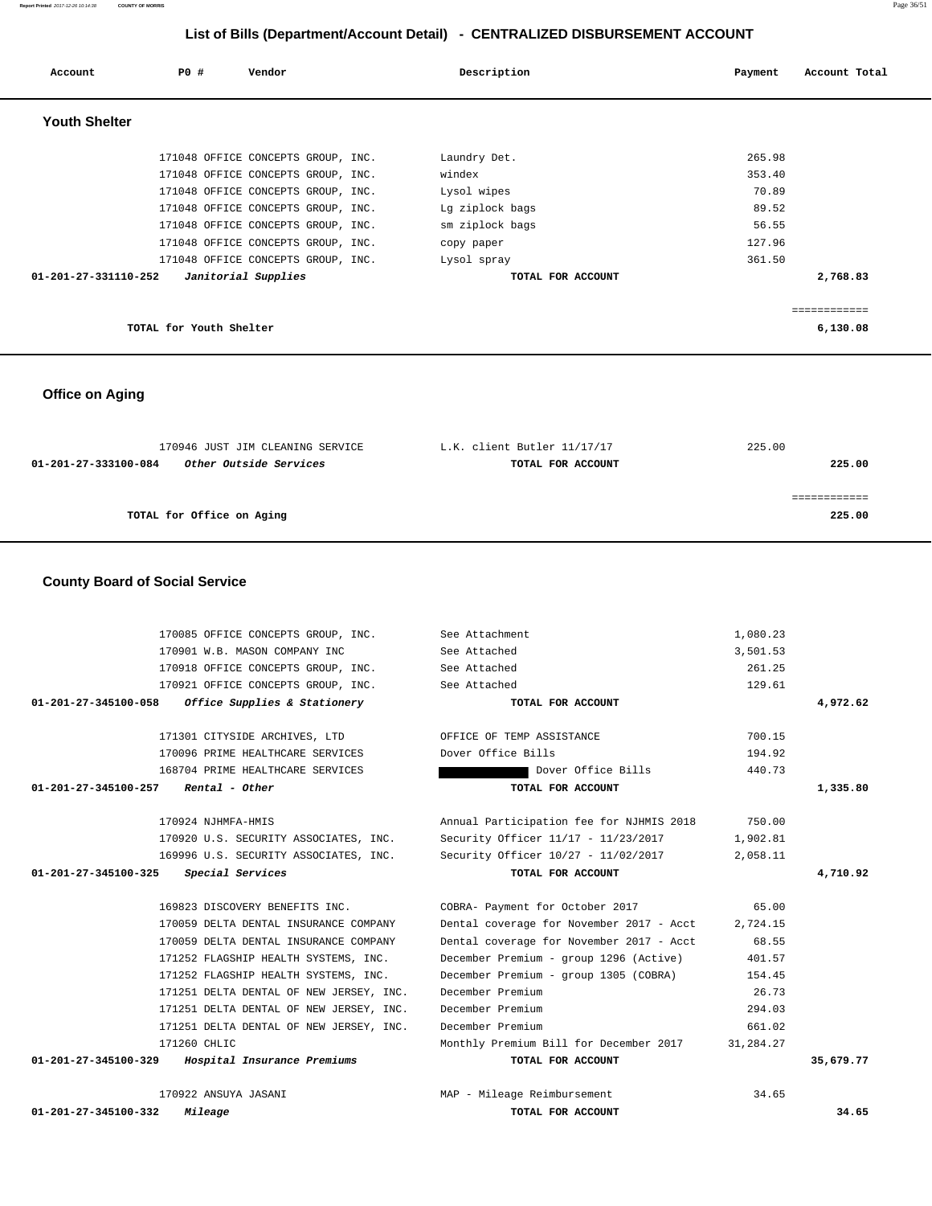## List of Bills (Department/Account Detail) - CENTRALIZED DISBURSEMENT ACCOUNT

| Account | PO # | Vendor | Description | Payment | Account Total |
|---|---|---|---|---|---|

### Youth Shelter

| Account | PO # | Vendor | Description | Payment | Account Total |
|---|---|---|---|---|---|
| | 171048 | OFFICE CONCEPTS GROUP, INC. | Laundry Det. | 265.98 | |
| | 171048 | OFFICE CONCEPTS GROUP, INC. | windex | 353.40 | |
| | 171048 | OFFICE CONCEPTS GROUP, INC. | Lysol wipes | 70.89 | |
| | 171048 | OFFICE CONCEPTS GROUP, INC. | Lg ziplock bags | 89.52 | |
| | 171048 | OFFICE CONCEPTS GROUP, INC. | sm ziplock bags | 56.55 | |
| | 171048 | OFFICE CONCEPTS GROUP, INC. | copy paper | 127.96 | |
| | 171048 | OFFICE CONCEPTS GROUP, INC. | Lysol spray | 361.50 | |
| **01-201-27-331110-252** | | *Janitorial Supplies* | **TOTAL FOR ACCOUNT** | | **2,768.83** |
| | | | | | ============ |
| | **TOTAL for Youth Shelter** | | | | **6,130.08** |

### Office on Aging

| Account | PO # | Vendor | Description | Payment | Account Total |
|---|---|---|---|---|---|
| | 170946 | JUST JIM CLEANING SERVICE | L.K. client Butler 11/17/17 | 225.00 | |
| **01-201-27-333100-084** | | *Other Outside Services* | **TOTAL FOR ACCOUNT** | | **225.00** |
| | | | | | ============ |
| | **TOTAL for Office on Aging** | | | | **225.00** |

### County Board of Social Service

| Account | PO # | Vendor | Description | Payment | Account Total |
|---|---|---|---|---|---|
| | 170085 | OFFICE CONCEPTS GROUP, INC. | See Attachment | 1,080.23 | |
| | 170901 | W.B. MASON COMPANY INC | See Attached | 3,501.53 | |
| | 170918 | OFFICE CONCEPTS GROUP, INC. | See Attached | 261.25 | |
| | 170921 | OFFICE CONCEPTS GROUP, INC. | See Attached | 129.61 | |
| **01-201-27-345100-058** | | *Office Supplies & Stationery* | **TOTAL FOR ACCOUNT** | | **4,972.62** |
| | 171301 | CITYSIDE ARCHIVES, LTD | OFFICE OF TEMP ASSISTANCE | 700.15 | |
| | 170096 | PRIME HEALTHCARE SERVICES | Dover Office Bills | 194.92 | |
| | 168704 | PRIME HEALTHCARE SERVICES | Dover Office Bills | 440.73 | |
| **01-201-27-345100-257** | | *Rental - Other* | **TOTAL FOR ACCOUNT** | | **1,335.80** |
| | 170924 | NJHMFA-HMIS | Annual Participation fee for NJHMIS 2018 | 750.00 | |
| | 170920 | U.S. SECURITY ASSOCIATES, INC. | Security Officer 11/17 - 11/23/2017 | 1,902.81 | |
| | 169996 | U.S. SECURITY ASSOCIATES, INC. | Security Officer 10/27 - 11/02/2017 | 2,058.11 | |
| **01-201-27-345100-325** | | *Special Services* | **TOTAL FOR ACCOUNT** | | **4,710.92** |
| | 169823 | DISCOVERY BENEFITS INC. | COBRA- Payment for October 2017 | 65.00 | |
| | 170059 | DELTA DENTAL INSURANCE COMPANY | Dental coverage for November 2017 - Acct | 2,724.15 | |
| | 170059 | DELTA DENTAL INSURANCE COMPANY | Dental coverage for November 2017 - Acct | 68.55 | |
| | 171252 | FLAGSHIP HEALTH SYSTEMS, INC. | December Premium - group 1296 (Active) | 401.57 | |
| | 171252 | FLAGSHIP HEALTH SYSTEMS, INC. | December Premium - group 1305 (COBRA) | 154.45 | |
| | 171251 | DELTA DENTAL OF NEW JERSEY, INC. | December Premium | 26.73 | |
| | 171251 | DELTA DENTAL OF NEW JERSEY, INC. | December Premium | 294.03 | |
| | 171251 | DELTA DENTAL OF NEW JERSEY, INC. | December Premium | 661.02 | |
| | 171260 | CHLIC | Monthly Premium Bill for December 2017 | 31,284.27 | |
| **01-201-27-345100-329** | | *Hospital Insurance Premiums* | **TOTAL FOR ACCOUNT** | | **35,679.77** |
| | 170922 | ANSUYA JASANI | MAP - Mileage Reimbursement | 34.65 | |
| **01-201-27-345100-332** | | *Mileage* | **TOTAL FOR ACCOUNT** | | **34.65** |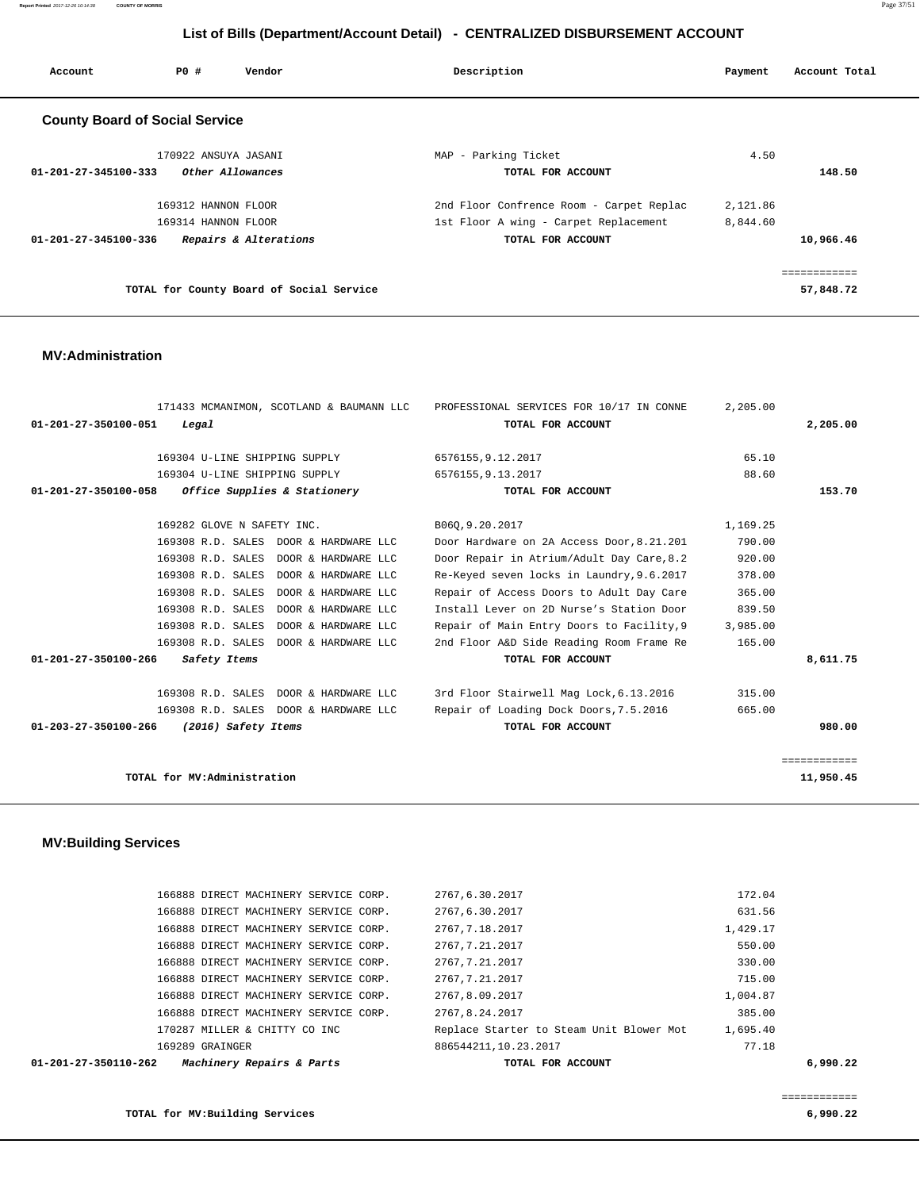## List of Bills (Department/Account Detail) - CENTRALIZED DISBURSEMENT ACCOUNT

| Account | PO # | Vendor | Description | Payment | Account Total |
|---|---|---|---|---|---|

### County Board of Social Service

| Account | PO # | Vendor | Description | Payment | Account Total |
|---|---|---|---|---|---|
| | 170922 | ANSUYA JASANI | MAP - Parking Ticket | 4.50 | |
| 01-201-27-345100-333 | | *Other Allowances* | TOTAL FOR ACCOUNT | | 148.50 |
| | 169312 | HANNON FLOOR | 2nd Floor Confrence Room - Carpet Replac | 2,121.86 | |
| | 169314 | HANNON FLOOR | 1st Floor A wing - Carpet Replacement | 8,844.60 | |
| 01-201-27-345100-336 | | *Repairs & Alterations* | TOTAL FOR ACCOUNT | | 10,966.46 |
| | | | | | ============ |
| | | TOTAL for County Board of Social Service | | | 57,848.72 |

### MV:Administration

| Account | PO # | Vendor | Description | Payment | Account Total |
|---|---|---|---|---|---|
| | 171433 | MCMANIMON, SCOTLAND & BAUMANN LLC | PROFESSIONAL SERVICES FOR 10/17 IN CONNE | 2,205.00 | |
| 01-201-27-350100-051 | | *Legal* | TOTAL FOR ACCOUNT | | 2,205.00 |
| | 169304 | U-LINE SHIPPING SUPPLY | 6576155,9.12.2017 | 65.10 | |
| | 169304 | U-LINE SHIPPING SUPPLY | 6576155,9.13.2017 | 88.60 | |
| 01-201-27-350100-058 | | *Office Supplies & Stationery* | TOTAL FOR ACCOUNT | | 153.70 |
| | 169282 | GLOVE N SAFETY INC. | B06Q,9.20.2017 | 1,169.25 | |
| | 169308 | R.D. SALES DOOR & HARDWARE LLC | Door Hardware on 2A Access Door,8.21.201 | 790.00 | |
| | 169308 | R.D. SALES DOOR & HARDWARE LLC | Door Repair in Atrium/Adult Day Care,8.2 | 920.00 | |
| | 169308 | R.D. SALES DOOR & HARDWARE LLC | Re-Keyed seven locks in Laundry,9.6.2017 | 378.00 | |
| | 169308 | R.D. SALES DOOR & HARDWARE LLC | Repair of Access Doors to Adult Day Care | 365.00 | |
| | 169308 | R.D. SALES DOOR & HARDWARE LLC | Install Lever on 2D Nurse's Station Door | 839.50 | |
| | 169308 | R.D. SALES DOOR & HARDWARE LLC | Repair of Main Entry Doors to Facility,9 | 3,985.00 | |
| | 169308 | R.D. SALES DOOR & HARDWARE LLC | 2nd Floor A&D Side Reading Room Frame Re | 165.00 | |
| 01-201-27-350100-266 | | *Safety Items* | TOTAL FOR ACCOUNT | | 8,611.75 |
| | 169308 | R.D. SALES DOOR & HARDWARE LLC | 3rd Floor Stairwell Mag Lock,6.13.2016 | 315.00 | |
| | 169308 | R.D. SALES DOOR & HARDWARE LLC | Repair of Loading Dock Doors,7.5.2016 | 665.00 | |
| 01-203-27-350100-266 | | *(2016) Safety Items* | TOTAL FOR ACCOUNT | | 980.00 |
| | | | | | ============ |
| | | TOTAL for MV:Administration | | | 11,950.45 |

### MV:Building Services

| Account | PO # | Vendor | Description | Payment | Account Total |
|---|---|---|---|---|---|
| | 166888 | DIRECT MACHINERY SERVICE CORP. | 2767,6.30.2017 | 172.04 | |
| | 166888 | DIRECT MACHINERY SERVICE CORP. | 2767,6.30.2017 | 631.56 | |
| | 166888 | DIRECT MACHINERY SERVICE CORP. | 2767,7.18.2017 | 1,429.17 | |
| | 166888 | DIRECT MACHINERY SERVICE CORP. | 2767,7.21.2017 | 550.00 | |
| | 166888 | DIRECT MACHINERY SERVICE CORP. | 2767,7.21.2017 | 330.00 | |
| | 166888 | DIRECT MACHINERY SERVICE CORP. | 2767,7.21.2017 | 715.00 | |
| | 166888 | DIRECT MACHINERY SERVICE CORP. | 2767,8.09.2017 | 1,004.87 | |
| | 166888 | DIRECT MACHINERY SERVICE CORP. | 2767,8.24.2017 | 385.00 | |
| | 170287 | MILLER & CHITTY CO INC | Replace Starter to Steam Unit Blower Mot | 1,695.40 | |
| | 169289 | GRAINGER | 886544211,10.23.2017 | 77.18 | |
| 01-201-27-350110-262 | | *Machinery Repairs & Parts* | TOTAL FOR ACCOUNT | | 6,990.22 |
| | | | | | ============ |
| | | TOTAL for MV:Building Services | | | 6,990.22 |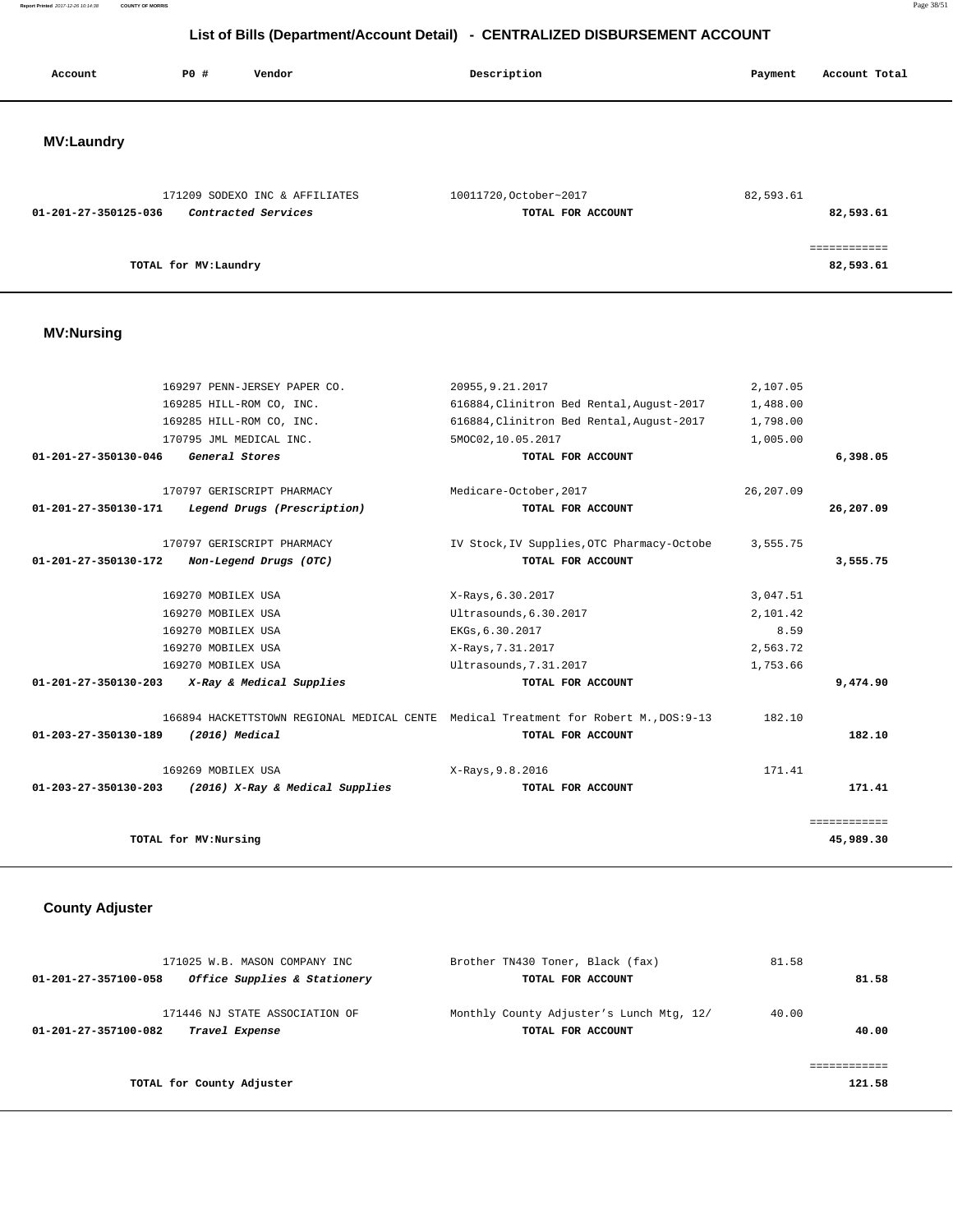# List of Bills (Department/Account Detail) - CENTRALIZED DISBURSEMENT ACCOUNT

| Account | PO # | Vendor | Description | Payment | Account Total |
|---|---|---|---|---|---|

## MV:Laundry

| Account | PO # | Vendor | Description | Payment | Account Total |
|---|---|---|---|---|---|
| | 171209 | SODEXO INC & AFFILIATES | 10011720,October~2017 | 82,593.61 | |
| 01-201-27-350125-036 | | *Contracted Services* | TOTAL FOR ACCOUNT | | 82,593.61 |
| | | | | | ============ |
| | | TOTAL for MV:Laundry | | | 82,593.61 |

## MV:Nursing

| Account | PO # | Vendor | Description | Payment | Account Total |
|---|---|---|---|---|---|
| | 169297 | PENN-JERSEY PAPER CO. | 20955,9.21.2017 | 2,107.05 | |
| | 169285 | HILL-ROM CO, INC. | 616884,Clinitron Bed Rental,August-2017 | 1,488.00 | |
| | 169285 | HILL-ROM CO, INC. | 616884,Clinitron Bed Rental,August-2017 | 1,798.00 | |
| | 170795 | JML MEDICAL INC. | 5MOC02,10.05.2017 | 1,005.00 | |
| 01-201-27-350130-046 | | *General Stores* | TOTAL FOR ACCOUNT | | 6,398.05 |
| | 170797 | GERISCRIPT PHARMACY | Medicare-October,2017 | 26,207.09 | |
| 01-201-27-350130-171 | | *Legend Drugs (Prescription)* | TOTAL FOR ACCOUNT | | 26,207.09 |
| | 170797 | GERISCRIPT PHARMACY | IV Stock,IV Supplies,OTC Pharmacy-Octobe | 3,555.75 | |
| 01-201-27-350130-172 | | *Non-Legend Drugs (OTC)* | TOTAL FOR ACCOUNT | | 3,555.75 |
| | 169270 | MOBILEX USA | X-Rays,6.30.2017 | 3,047.51 | |
| | 169270 | MOBILEX USA | Ultrasounds,6.30.2017 | 2,101.42 | |
| | 169270 | MOBILEX USA | EKGs,6.30.2017 | 8.59 | |
| | 169270 | MOBILEX USA | X-Rays,7.31.2017 | 2,563.72 | |
| | 169270 | MOBILEX USA | Ultrasounds,7.31.2017 | 1,753.66 | |
| 01-201-27-350130-203 | | *X-Ray & Medical Supplies* | TOTAL FOR ACCOUNT | | 9,474.90 |
| | 166894 | HACKETTSTOWN REGIONAL MEDICAL CENTE | Medical Treatment for Robert M.,DOS:9-13 | 182.10 | |
| 01-203-27-350130-189 | | *(2016) Medical* | TOTAL FOR ACCOUNT | | 182.10 |
| | 169269 | MOBILEX USA | X-Rays,9.8.2016 | 171.41 | |
| 01-203-27-350130-203 | | *(2016) X-Ray & Medical Supplies* | TOTAL FOR ACCOUNT | | 171.41 |
| | | | | | ============ |
| | | TOTAL for MV:Nursing | | | 45,989.30 |

## County Adjuster

| Account | PO # | Vendor | Description | Payment | Account Total |
|---|---|---|---|---|---|
| | 171025 | W.B. MASON COMPANY INC | Brother TN430 Toner, Black (fax) | 81.58 | |
| 01-201-27-357100-058 | | *Office Supplies & Stationery* | TOTAL FOR ACCOUNT | | 81.58 |
| | 171446 | NJ STATE ASSOCIATION OF | Monthly County Adjuster's Lunch Mtg, 12/ | 40.00 | |
| 01-201-27-357100-082 | | *Travel Expense* | TOTAL FOR ACCOUNT | | 40.00 |
| | | | | | ============ |
| | | TOTAL for County Adjuster | | | 121.58 |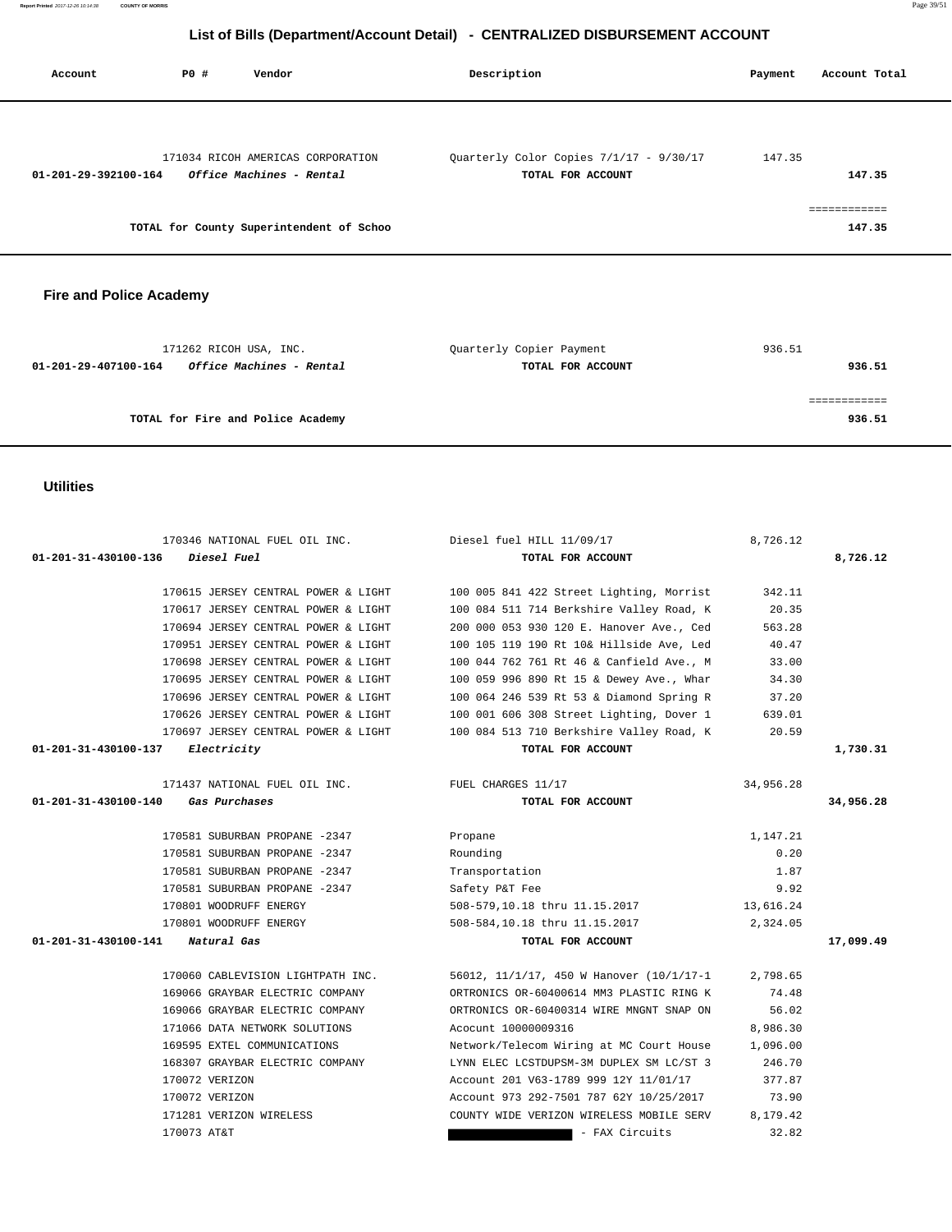# List of Bills (Department/Account Detail) - CENTRALIZED DISBURSEMENT ACCOUNT

| Account | PO # | Vendor | Description | Payment | Account Total |
|---|---|---|---|---|---|
| | 171034 | RICOH AMERICAS CORPORATION | Quarterly Color Copies 7/1/17 - 9/30/17 | 147.35 | |
| 01-201-29-392100-164 | | *Office Machines - Rental* | TOTAL FOR ACCOUNT | | 147.35 |
| | | | | | ============ |
| | | TOTAL for County Superintendent of Schoo | | | 147.35 |

## Fire and Police Academy

| Account | PO # | Vendor | Description | Payment | Account Total |
|---|---|---|---|---|---|
| | 171262 | RICOH USA, INC. | Quarterly Copier Payment | 936.51 | |
| 01-201-29-407100-164 | | *Office Machines - Rental* | TOTAL FOR ACCOUNT | | 936.51 |
| | | | | | ============ |
| | | TOTAL for Fire and Police Academy | | | 936.51 |

## Utilities

| Account | PO # | Vendor | Description | Payment | Account Total |
|---|---|---|---|---|---|
| | 170346 | NATIONAL FUEL OIL INC. | Diesel fuel HILL 11/09/17 | 8,726.12 | |
| 01-201-31-430100-136 | | *Diesel Fuel* | TOTAL FOR ACCOUNT | | 8,726.12 |
| | 170615 | JERSEY CENTRAL POWER & LIGHT | 100 005 841 422 Street Lighting, Morrist | 342.11 | |
| | 170617 | JERSEY CENTRAL POWER & LIGHT | 100 084 511 714 Berkshire Valley Road, K | 20.35 | |
| | 170694 | JERSEY CENTRAL POWER & LIGHT | 200 000 053 930 120 E. Hanover Ave., Ced | 563.28 | |
| | 170951 | JERSEY CENTRAL POWER & LIGHT | 100 105 119 190 Rt 10& Hillside Ave, Led | 40.47 | |
| | 170698 | JERSEY CENTRAL POWER & LIGHT | 100 044 762 761 Rt 46 & Canfield Ave., M | 33.00 | |
| | 170695 | JERSEY CENTRAL POWER & LIGHT | 100 059 996 890 Rt 15 & Dewey Ave., Whar | 34.30 | |
| | 170696 | JERSEY CENTRAL POWER & LIGHT | 100 064 246 539 Rt 53 & Diamond Spring R | 37.20 | |
| | 170626 | JERSEY CENTRAL POWER & LIGHT | 100 001 606 308 Street Lighting, Dover 1 | 639.01 | |
| | 170697 | JERSEY CENTRAL POWER & LIGHT | 100 084 513 710 Berkshire Valley Road, K | 20.59 | |
| 01-201-31-430100-137 | | *Electricity* | TOTAL FOR ACCOUNT | | 1,730.31 |
| | 171437 | NATIONAL FUEL OIL INC. | FUEL CHARGES 11/17 | 34,956.28 | |
| 01-201-31-430100-140 | | *Gas Purchases* | TOTAL FOR ACCOUNT | | 34,956.28 |
| | 170581 | SUBURBAN PROPANE -2347 | Propane | 1,147.21 | |
| | 170581 | SUBURBAN PROPANE -2347 | Rounding | 0.20 | |
| | 170581 | SUBURBAN PROPANE -2347 | Transportation | 1.87 | |
| | 170581 | SUBURBAN PROPANE -2347 | Safety P&T Fee | 9.92 | |
| | 170801 | WOODRUFF ENERGY | 508-579,10.18 thru 11.15.2017 | 13,616.24 | |
| | 170801 | WOODRUFF ENERGY | 508-584,10.18 thru 11.15.2017 | 2,324.05 | |
| 01-201-31-430100-141 | | *Natural Gas* | TOTAL FOR ACCOUNT | | 17,099.49 |
| | 170060 | CABLEVISION LIGHTPATH INC. | 56012, 11/1/17, 450 W Hanover (10/1/17-1 | 2,798.65 | |
| | 169066 | GRAYBAR ELECTRIC COMPANY | ORTRONICS OR-60400614 MM3 PLASTIC RING K | 74.48 | |
| | 169066 | GRAYBAR ELECTRIC COMPANY | ORTRONICS OR-60400314 WIRE MNGNT SNAP ON | 56.02 | |
| | 171066 | DATA NETWORK SOLUTIONS | Acocunt 10000009316 | 8,986.30 | |
| | 169595 | EXTEL COMMUNICATIONS | Network/Telecom Wiring at MC Court House | 1,096.00 | |
| | 168307 | GRAYBAR ELECTRIC COMPANY | LYNN ELEC LCSTDUPSM-3M DUPLEX SM LC/ST 3 | 246.70 | |
| | 170072 | VERIZON | Account 201 V63-1789 999 12Y 11/01/17 | 377.87 | |
| | 170072 | VERIZON | Account 973 292-7501 787 62Y 10/25/2017 | 73.90 | |
| | 171281 | VERIZON WIRELESS | COUNTY WIDE VERIZON WIRELESS MOBILE SERV | 8,179.42 | |
| | 170073 | AT&T | [REDACTED] - FAX Circuits | 32.82 | |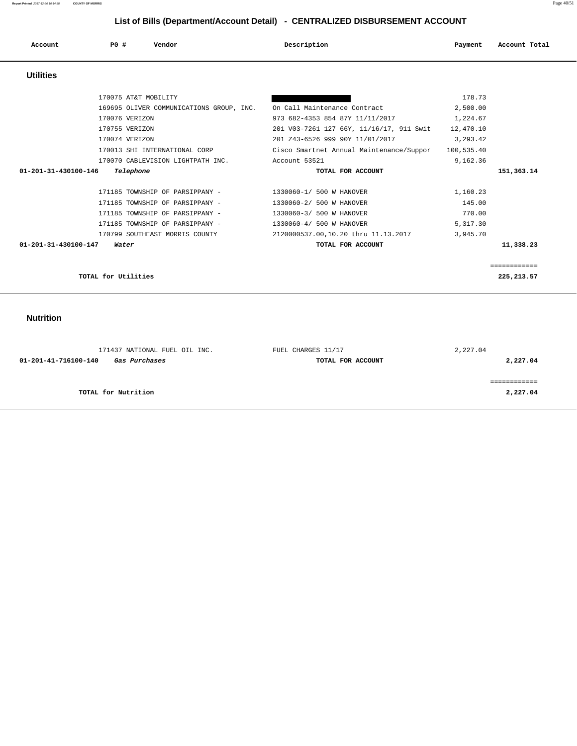# List of Bills (Department/Account Detail) - CENTRALIZED DISBURSEMENT ACCOUNT

| Account | PO # | Vendor | Description | Payment | Account Total |
|---|---|---|---|---|---|

## Utilities

| Account | PO # | Vendor | Description | Payment | Account Total |
|---|---|---|---|---|---|
| | 170075 | AT&T MOBILITY | | 178.73 | |
| | 169695 | OLIVER COMMUNICATIONS GROUP, INC. | On Call Maintenance Contract | 2,500.00 | |
| | 170076 | VERIZON | 973 682-4353 854 87Y 11/11/2017 | 1,224.67 | |
| | 170755 | VERIZON | 201 V03-7261 127 66Y, 11/16/17, 911 Swit | 12,470.10 | |
| | 170074 | VERIZON | 201 Z43-6526 999 90Y 11/01/2017 | 3,293.42 | |
| | 170013 | SHI INTERNATIONAL CORP | Cisco Smartnet Annual Maintenance/Suppor | 100,535.40 | |
| | 170070 | CABLEVISION LIGHTPATH INC. | Account 53521 | 9,162.36 | |
| **01-201-31-430100-146** | | ***Telephone*** | **TOTAL FOR ACCOUNT** | | **151,363.14** |
| | 171185 | TOWNSHIP OF PARSIPPANY - | 1330060-1/ 500 W HANOVER | 1,160.23 | |
| | 171185 | TOWNSHIP OF PARSIPPANY - | 1330060-2/ 500 W HANOVER | 145.00 | |
| | 171185 | TOWNSHIP OF PARSIPPANY - | 1330060-3/ 500 W HANOVER | 770.00 | |
| | 171185 | TOWNSHIP OF PARSIPPANY - | 1330060-4/ 500 W HANOVER | 5,317.30 | |
| | 170799 | SOUTHEAST MORRIS COUNTY | 2120000537.00,10.20 thru 11.13.2017 | 3,945.70 | |
| **01-201-31-430100-147** | | ***Water*** | **TOTAL FOR ACCOUNT** | | **11,338.23** |

**TOTAL for Utilities** ============ **225,213.57**

## Nutrition

| Account | PO # | Vendor | Description | Payment | Account Total |
|---|---|---|---|---|---|
| | 171437 | NATIONAL FUEL OIL INC. | FUEL CHARGES 11/17 | 2,227.04 | |
| **01-201-41-716100-140** | | ***Gas Purchases*** | **TOTAL FOR ACCOUNT** | | **2,227.04** |

**TOTAL for Nutrition** ============ **2,227.04**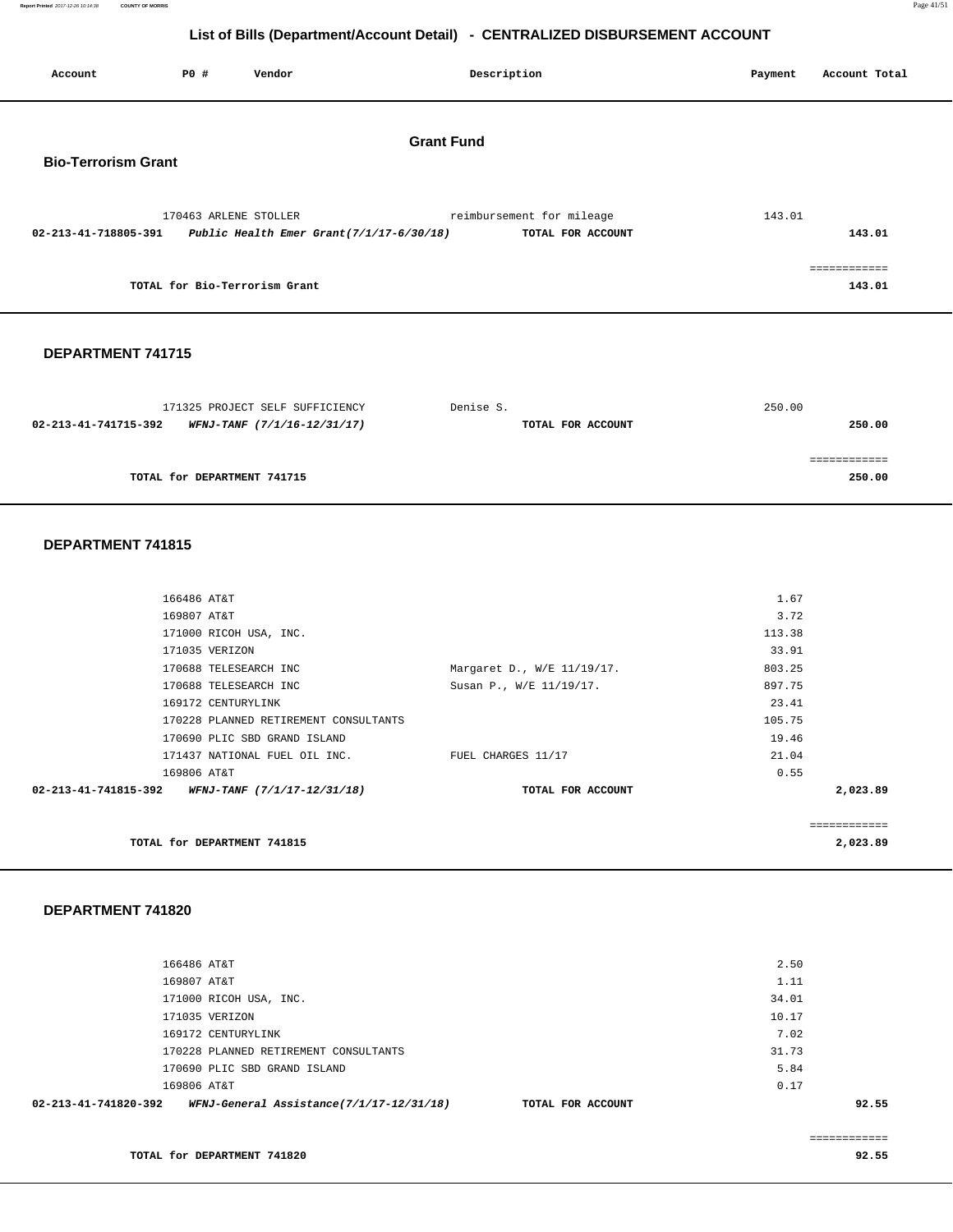## List of Bills (Department/Account Detail) - CENTRALIZED DISBURSEMENT ACCOUNT

| Account | PO # | Vendor | Description | Payment | Account Total |
|---|---|---|---|---|---|

# Grant Fund

### Bio-Terrorism Grant

| Account | PO # | Vendor | Description | Payment | Account Total |
|---|---|---|---|---|---|
| | 170463 | ARLENE STOLLER | reimbursement for mileage | 143.01 | |
| **02-213-41-718805-391** | | ***Public Health Emer Grant(7/1/17-6/30/18)*** | **TOTAL FOR ACCOUNT** | | **143.01** |
| | | | | | ============ |
| | **TOTAL for Bio-Terrorism Grant** | | | | **143.01** |

### DEPARTMENT 741715

| Account | PO # | Vendor | Description | Payment | Account Total |
|---|---|---|---|---|---|
| | 171325 | PROJECT SELF SUFFICIENCY | Denise S. | 250.00 | |
| **02-213-41-741715-392** | | ***WFNJ-TANF (7/1/16-12/31/17)*** | **TOTAL FOR ACCOUNT** | | **250.00** |
| | | | | | ============ |
| | **TOTAL for DEPARTMENT 741715** | | | | **250.00** |

### DEPARTMENT 741815

| Account | PO # | Vendor | Description | Payment | Account Total |
|---|---|---|---|---|---|
| | 166486 | AT&T | | 1.67 | |
| | 169807 | AT&T | | 3.72 | |
| | 171000 | RICOH USA, INC. | | 113.38 | |
| | 171035 | VERIZON | | 33.91 | |
| | 170688 | TELESEARCH INC | Margaret D., W/E 11/19/17. | 803.25 | |
| | 170688 | TELESEARCH INC | Susan P., W/E 11/19/17. | 897.75 | |
| | 169172 | CENTURYLINK | | 23.41 | |
| | 170228 | PLANNED RETIREMENT CONSULTANTS | | 105.75 | |
| | 170690 | PLIC SBD GRAND ISLAND | | 19.46 | |
| | 171437 | NATIONAL FUEL OIL INC. | FUEL CHARGES 11/17 | 21.04 | |
| | 169806 | AT&T | | 0.55 | |
| **02-213-41-741815-392** | | ***WFNJ-TANF (7/1/17-12/31/18)*** | **TOTAL FOR ACCOUNT** | | **2,023.89** |
| | | | | | ============ |
| | **TOTAL for DEPARTMENT 741815** | | | | **2,023.89** |

### DEPARTMENT 741820

| Account | PO # | Vendor | Description | Payment | Account Total |
|---|---|---|---|---|---|
| | 166486 | AT&T | | 2.50 | |
| | 169807 | AT&T | | 1.11 | |
| | 171000 | RICOH USA, INC. | | 34.01 | |
| | 171035 | VERIZON | | 10.17 | |
| | 169172 | CENTURYLINK | | 7.02 | |
| | 170228 | PLANNED RETIREMENT CONSULTANTS | | 31.73 | |
| | 170690 | PLIC SBD GRAND ISLAND | | 5.84 | |
| | 169806 | AT&T | | 0.17 | |
| **02-213-41-741820-392** | | ***WFNJ-General Assistance(7/1/17-12/31/18)*** | **TOTAL FOR ACCOUNT** | | **92.55** |
| | | | | | ============ |
| | **TOTAL for DEPARTMENT 741820** | | | | **92.55** |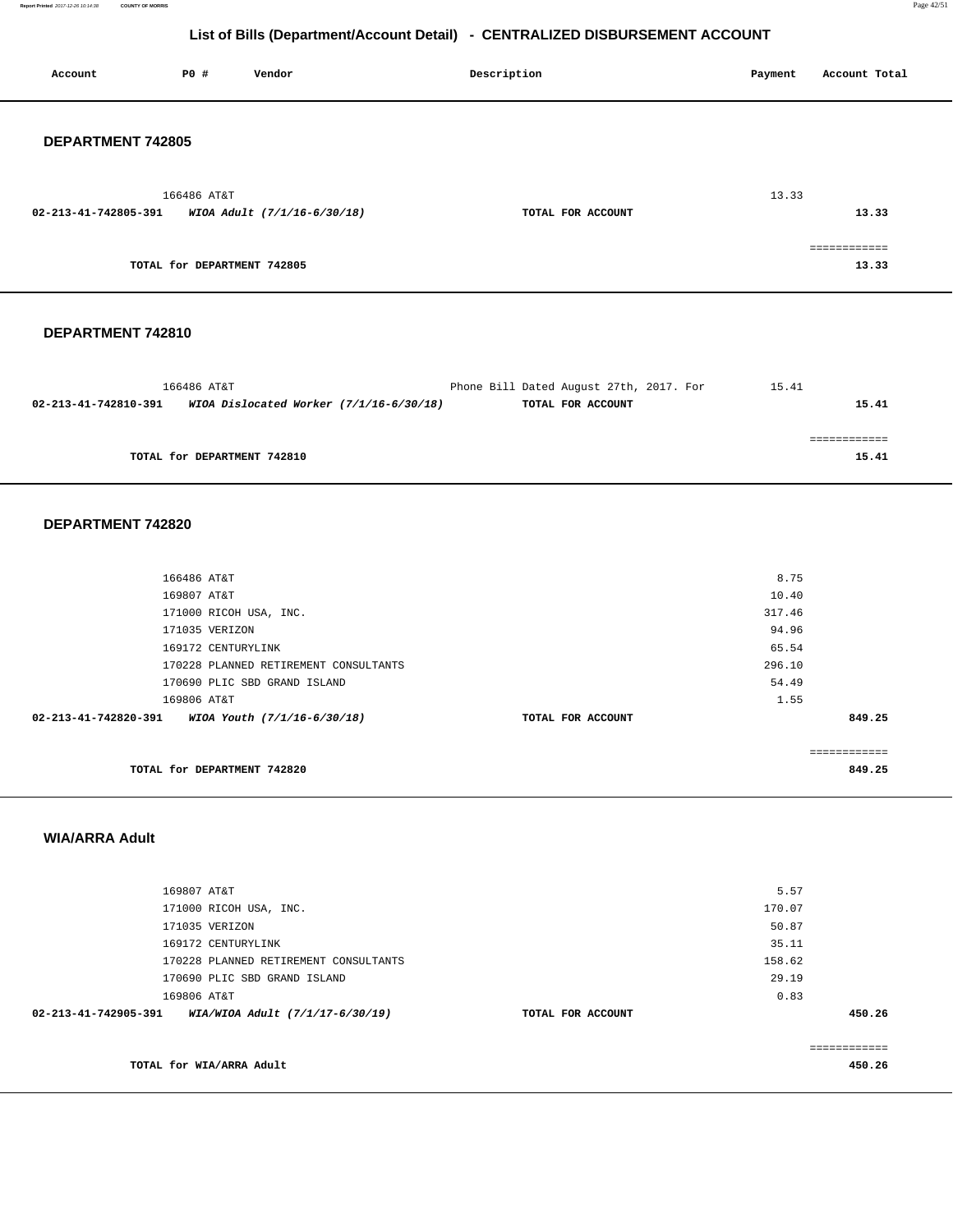# List of Bills (Department/Account Detail) - CENTRALIZED DISBURSEMENT ACCOUNT

| Account | PO # | Vendor | Description | Payment | Account Total |
|---|---|---|---|---|---|

## DEPARTMENT 742805

| Account | PO # | Vendor | Description | Payment | Account Total |
|---|---|---|---|---|---|
| | 166486 | AT&T | | 13.33 | |
| **02-213-41-742805-391** | | ***WIOA Adult (7/1/16-6/30/18)*** | **TOTAL FOR ACCOUNT** | | **13.33** |
| | | | | | ============ |
| | | **TOTAL for DEPARTMENT 742805** | | | **13.33** |

## DEPARTMENT 742810

| Account | PO # | Vendor | Description | Payment | Account Total |
|---|---|---|---|---|---|
| | 166486 | AT&T | Phone Bill Dated August 27th, 2017. For | 15.41 | |
| **02-213-41-742810-391** | | ***WIOA Dislocated Worker (7/1/16-6/30/18)*** | **TOTAL FOR ACCOUNT** | | **15.41** |
| | | | | | ============ |
| | | **TOTAL for DEPARTMENT 742810** | | | **15.41** |

## DEPARTMENT 742820

| Account | PO # | Vendor | Description | Payment | Account Total |
|---|---|---|---|---|---|
| | 166486 | AT&T | | 8.75 | |
| | 169807 | AT&T | | 10.40 | |
| | 171000 | RICOH USA, INC. | | 317.46 | |
| | 171035 | VERIZON | | 94.96 | |
| | 169172 | CENTURYLINK | | 65.54 | |
| | 170228 | PLANNED RETIREMENT CONSULTANTS | | 296.10 | |
| | 170690 | PLIC SBD GRAND ISLAND | | 54.49 | |
| | 169806 | AT&T | | 1.55 | |
| **02-213-41-742820-391** | | ***WIOA Youth (7/1/16-6/30/18)*** | **TOTAL FOR ACCOUNT** | | **849.25** |
| | | | | | ============ |
| | | **TOTAL for DEPARTMENT 742820** | | | **849.25** |

## WIA/ARRA Adult

| Account | PO # | Vendor | Description | Payment | Account Total |
|---|---|---|---|---|---|
| | 169807 | AT&T | | 5.57 | |
| | 171000 | RICOH USA, INC. | | 170.07 | |
| | 171035 | VERIZON | | 50.87 | |
| | 169172 | CENTURYLINK | | 35.11 | |
| | 170228 | PLANNED RETIREMENT CONSULTANTS | | 158.62 | |
| | 170690 | PLIC SBD GRAND ISLAND | | 29.19 | |
| | 169806 | AT&T | | 0.83 | |
| **02-213-41-742905-391** | | ***WIA/WIOA Adult (7/1/17-6/30/19)*** | **TOTAL FOR ACCOUNT** | | **450.26** |
| | | | | | ============ |
| | | **TOTAL for WIA/ARRA Adult** | | | **450.26** |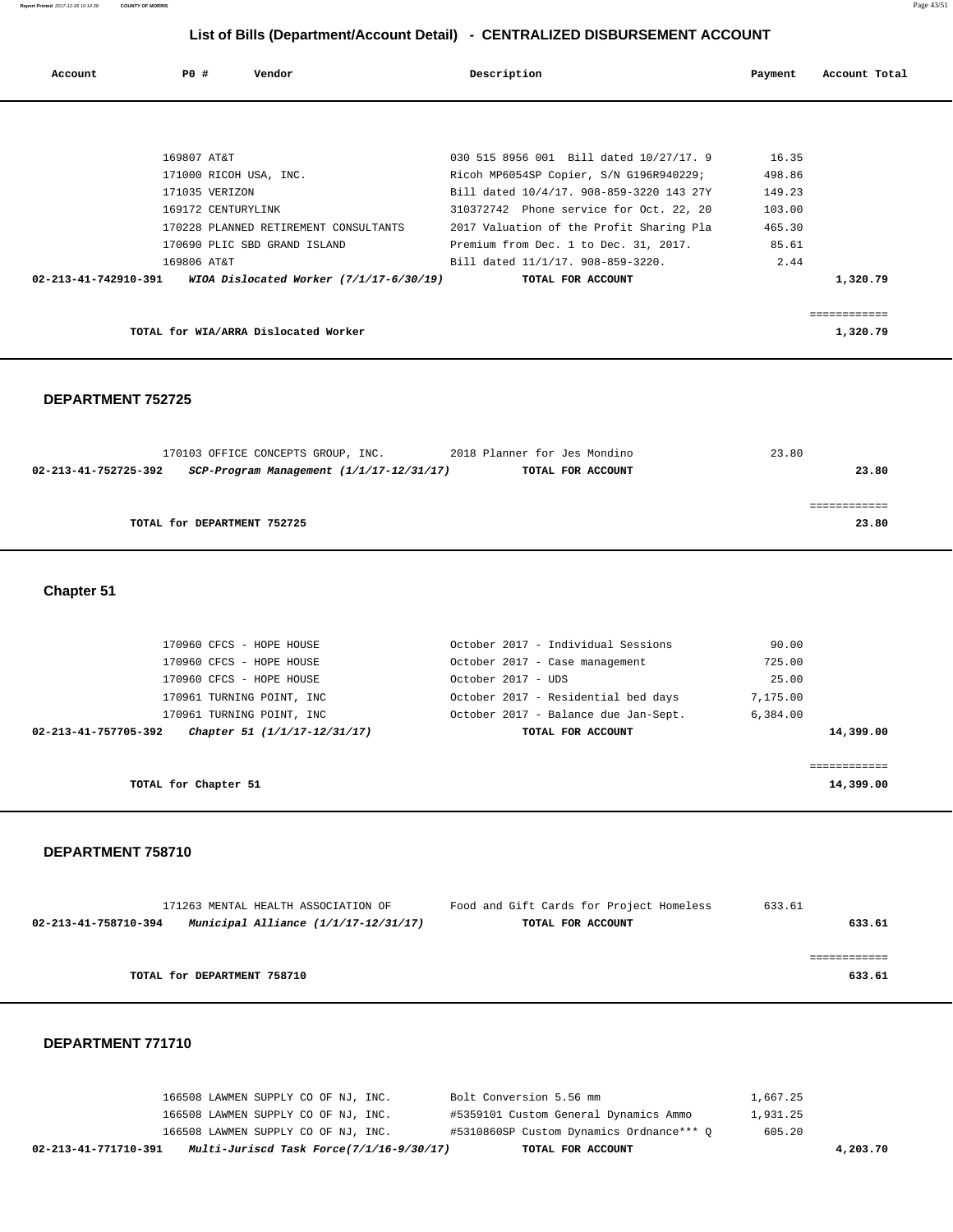## List of Bills (Department/Account Detail) - CENTRALIZED DISBURSEMENT ACCOUNT

| Account | PO # | Vendor | Description | Payment | Account Total |
|---|---|---|---|---|---|
| | 169807 | AT&T | 030 515 8956 001 Bill dated 10/27/17. 9 | 16.35 | |
| | 171000 | RICOH USA, INC. | Ricoh MP6054SP Copier, S/N G196R940229; | 498.86 | |
| | 171035 | VERIZON | Bill dated 10/4/17. 908-859-3220 143 27Y | 149.23 | |
| | 169172 | CENTURYLINK | 310372742 Phone service for Oct. 22, 20 | 103.00 | |
| | 170228 | PLANNED RETIREMENT CONSULTANTS | 2017 Valuation of the Profit Sharing Pla | 465.30 | |
| | 170690 | PLIC SBD GRAND ISLAND | Premium from Dec. 1 to Dec. 31, 2017. | 85.61 | |
| | 169806 | AT&T | Bill dated 11/1/17. 908-859-3220. | 2.44 | |
| **02-213-41-742910-391** | | ***WIOA Dislocated Worker (7/1/17-6/30/19)*** | **TOTAL FOR ACCOUNT** | | **1,320.79** |

**TOTAL for WIA/ARRA Dislocated Worker** **1,320.79**

### DEPARTMENT 752725

| Account | PO # | Vendor | Description | Payment | Account Total |
|---|---|---|---|---|---|
| | 170103 | OFFICE CONCEPTS GROUP, INC. | 2018 Planner for Jes Mondino | 23.80 | |
| **02-213-41-752725-392** | | ***SCP-Program Management (1/1/17-12/31/17)*** | **TOTAL FOR ACCOUNT** | | **23.80** |

**TOTAL for DEPARTMENT 752725** **23.80**

### Chapter 51

| Account | PO # | Vendor | Description | Payment | Account Total |
|---|---|---|---|---|---|
| | 170960 | CFCS - HOPE HOUSE | October 2017 - Individual Sessions | 90.00 | |
| | 170960 | CFCS - HOPE HOUSE | October 2017 - Case management | 725.00 | |
| | 170960 | CFCS - HOPE HOUSE | October 2017 - UDS | 25.00 | |
| | 170961 | TURNING POINT, INC | October 2017 - Residential bed days | 7,175.00 | |
| | 170961 | TURNING POINT, INC | October 2017 - Balance due Jan-Sept. | 6,384.00 | |
| **02-213-41-757705-392** | | ***Chapter 51 (1/1/17-12/31/17)*** | **TOTAL FOR ACCOUNT** | | **14,399.00** |

**TOTAL for Chapter 51** **14,399.00**

### DEPARTMENT 758710

| Account | PO # | Vendor | Description | Payment | Account Total |
|---|---|---|---|---|---|
| | 171263 | MENTAL HEALTH ASSOCIATION OF | Food and Gift Cards for Project Homeless | 633.61 | |
| **02-213-41-758710-394** | | ***Municipal Alliance (1/1/17-12/31/17)*** | **TOTAL FOR ACCOUNT** | | **633.61** |

**TOTAL for DEPARTMENT 758710** **633.61**

### DEPARTMENT 771710

| Account | PO # | Vendor | Description | Payment | Account Total |
|---|---|---|---|---|---|
| | 166508 | LAWMEN SUPPLY CO OF NJ, INC. | Bolt Conversion 5.56 mm | 1,667.25 | |
| | 166508 | LAWMEN SUPPLY CO OF NJ, INC. | #5359101 Custom General Dynamics Ammo | 1,931.25 | |
| | 166508 | LAWMEN SUPPLY CO OF NJ, INC. | #5310860SP Custom Dynamics Ordnance*** Q | 605.20 | |
| **02-213-41-771710-391** | | ***Multi-Juriscd Task Force(7/1/16-9/30/17)*** | **TOTAL FOR ACCOUNT** | | **4,203.70** |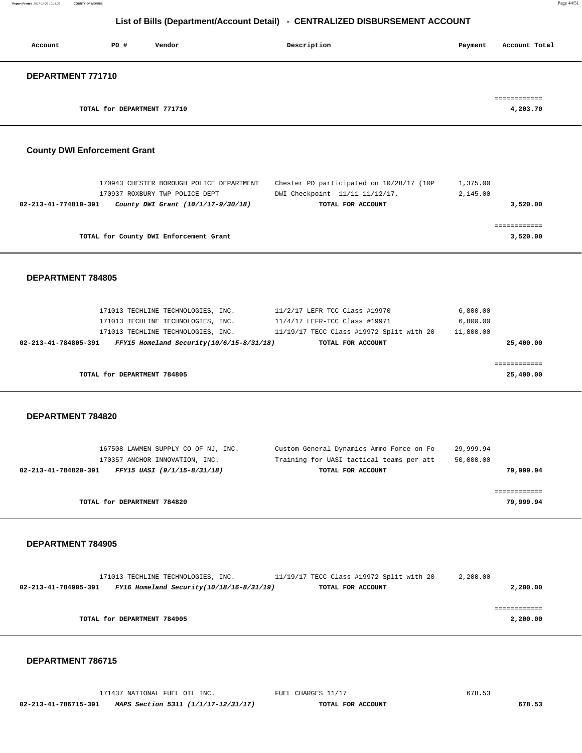## List of Bills (Department/Account Detail) - CENTRALIZED DISBURSEMENT ACCOUNT

| Account | PO # | Vendor | Description | Payment | Account Total |
|---|---|---|---|---|---|

### DEPARTMENT 771710

| | | | | | |
|---|---|---|---|---|---|
| | TOTAL for DEPARTMENT 771710 | | | | 4,203.70 |

### County DWI Enforcement Grant

| Account | PO # | Vendor | Description | Payment | Account Total |
|---|---|---|---|---|---|
| | 170943 | CHESTER BOROUGH POLICE DEPARTMENT | Chester PD participated on 10/28/17 (10P | 1,375.00 | |
| | 170937 | ROXBURY TWP POLICE DEPT | DWI Checkpoint- 11/11-11/12/17. | 2,145.00 | |
| 02-213-41-774810-391 | | *County DWI Grant (10/1/17-9/30/18)* | TOTAL FOR ACCOUNT | | 3,520.00 |
| | TOTAL for County DWI Enforcement Grant | | | | 3,520.00 |

### DEPARTMENT 784805

| Account | PO # | Vendor | Description | Payment | Account Total |
|---|---|---|---|---|---|
| | 171013 | TECHLINE TECHNOLOGIES, INC. | 11/2/17 LEFR-TCC Class #19970 | 6,800.00 | |
| | 171013 | TECHLINE TECHNOLOGIES, INC. | 11/4/17 LEFR-TCC Class #19971 | 6,800.00 | |
| | 171013 | TECHLINE TECHNOLOGIES, INC. | 11/19/17 TECC Class #19972 Split with 20 | 11,800.00 | |
| 02-213-41-784805-391 | | *FFY15 Homeland Security(10/6/15-8/31/18)* | TOTAL FOR ACCOUNT | | 25,400.00 |
| | TOTAL for DEPARTMENT 784805 | | | | 25,400.00 |

### DEPARTMENT 784820

| Account | PO # | Vendor | Description | Payment | Account Total |
|---|---|---|---|---|---|
| | 167508 | LAWMEN SUPPLY CO OF NJ, INC. | Custom General Dynamics Ammo Force-on-Fo | 29,999.94 | |
| | 170357 | ANCHOR INNOVATION, INC. | Training for UASI tactical teams per att | 50,000.00 | |
| 02-213-41-784820-391 | | *FFY15 UASI (9/1/15-8/31/18)* | TOTAL FOR ACCOUNT | | 79,999.94 |
| | TOTAL for DEPARTMENT 784820 | | | | 79,999.94 |

### DEPARTMENT 784905

| Account | PO # | Vendor | Description | Payment | Account Total |
|---|---|---|---|---|---|
| | 171013 | TECHLINE TECHNOLOGIES, INC. | 11/19/17 TECC Class #19972 Split with 20 | 2,200.00 | |
| 02-213-41-784905-391 | | *FFY16 Homeland Security(10/18/16-8/31/19)* | TOTAL FOR ACCOUNT | | 2,200.00 |
| | TOTAL for DEPARTMENT 784905 | | | | 2,200.00 |

### DEPARTMENT 786715

| Account | PO # | Vendor | Description | Payment | Account Total |
|---|---|---|---|---|---|
| | 171437 | NATIONAL FUEL OIL INC. | FUEL CHARGES 11/17 | 678.53 | |
| 02-213-41-786715-391 | | *MAPS Section 5311 (1/1/17-12/31/17)* | TOTAL FOR ACCOUNT | | 678.53 |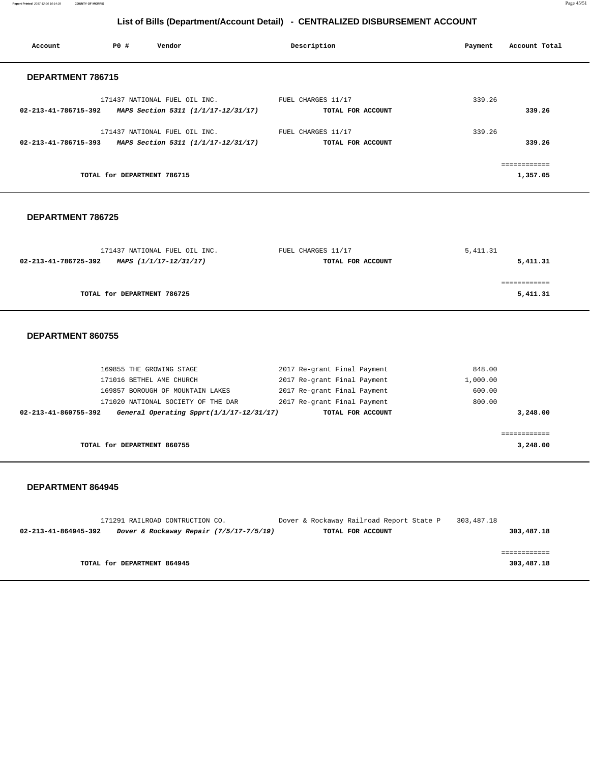# List of Bills (Department/Account Detail) - CENTRALIZED DISBURSEMENT ACCOUNT

| Account | PO # | Vendor | Description | Payment | Account Total |
|---|---|---|---|---|---|

## DEPARTMENT 786715

| Account | PO # | Vendor | Description | Payment | Account Total |
|---|---|---|---|---|---|
| | 171437 | NATIONAL FUEL OIL INC. | FUEL CHARGES 11/17 | 339.26 | |
| **02-213-41-786715-392** | | ***MAPS Section 5311 (1/1/17-12/31/17)*** | **TOTAL FOR ACCOUNT** | | **339.26** |
| | 171437 | NATIONAL FUEL OIL INC. | FUEL CHARGES 11/17 | 339.26 | |
| **02-213-41-786715-393** | | ***MAPS Section 5311 (1/1/17-12/31/17)*** | **TOTAL FOR ACCOUNT** | | **339.26** |

**TOTAL for DEPARTMENT 786715** — **1,357.05**

## DEPARTMENT 786725

| Account | PO # | Vendor | Description | Payment | Account Total |
|---|---|---|---|---|---|
| | 171437 | NATIONAL FUEL OIL INC. | FUEL CHARGES 11/17 | 5,411.31 | |
| **02-213-41-786725-392** | | ***MAPS (1/1/17-12/31/17)*** | **TOTAL FOR ACCOUNT** | | **5,411.31** |

**TOTAL for DEPARTMENT 786725** — **5,411.31**

## DEPARTMENT 860755

| Account | PO # | Vendor | Description | Payment | Account Total |
|---|---|---|---|---|---|
| | 169855 | THE GROWING STAGE | 2017 Re-grant Final Payment | 848.00 | |
| | 171016 | BETHEL AME CHURCH | 2017 Re-grant Final Payment | 1,000.00 | |
| | 169857 | BOROUGH OF MOUNTAIN LAKES | 2017 Re-grant Final Payment | 600.00 | |
| | 171020 | NATIONAL SOCIETY OF THE DAR | 2017 Re-grant Final Payment | 800.00 | |
| **02-213-41-860755-392** | | ***General Operating Spprt(1/1/17-12/31/17)*** | **TOTAL FOR ACCOUNT** | | **3,248.00** |

**TOTAL for DEPARTMENT 860755** — **3,248.00**

## DEPARTMENT 864945

| Account | PO # | Vendor | Description | Payment | Account Total |
|---|---|---|---|---|---|
| | 171291 | RAILROAD CONTRUCTION CO. | Dover & Rockaway Railroad Report State P | 303,487.18 | |
| **02-213-41-864945-392** | | ***Dover & Rockaway Repair (7/5/17-7/5/19)*** | **TOTAL FOR ACCOUNT** | | **303,487.18** |

**TOTAL for DEPARTMENT 864945** — **303,487.18**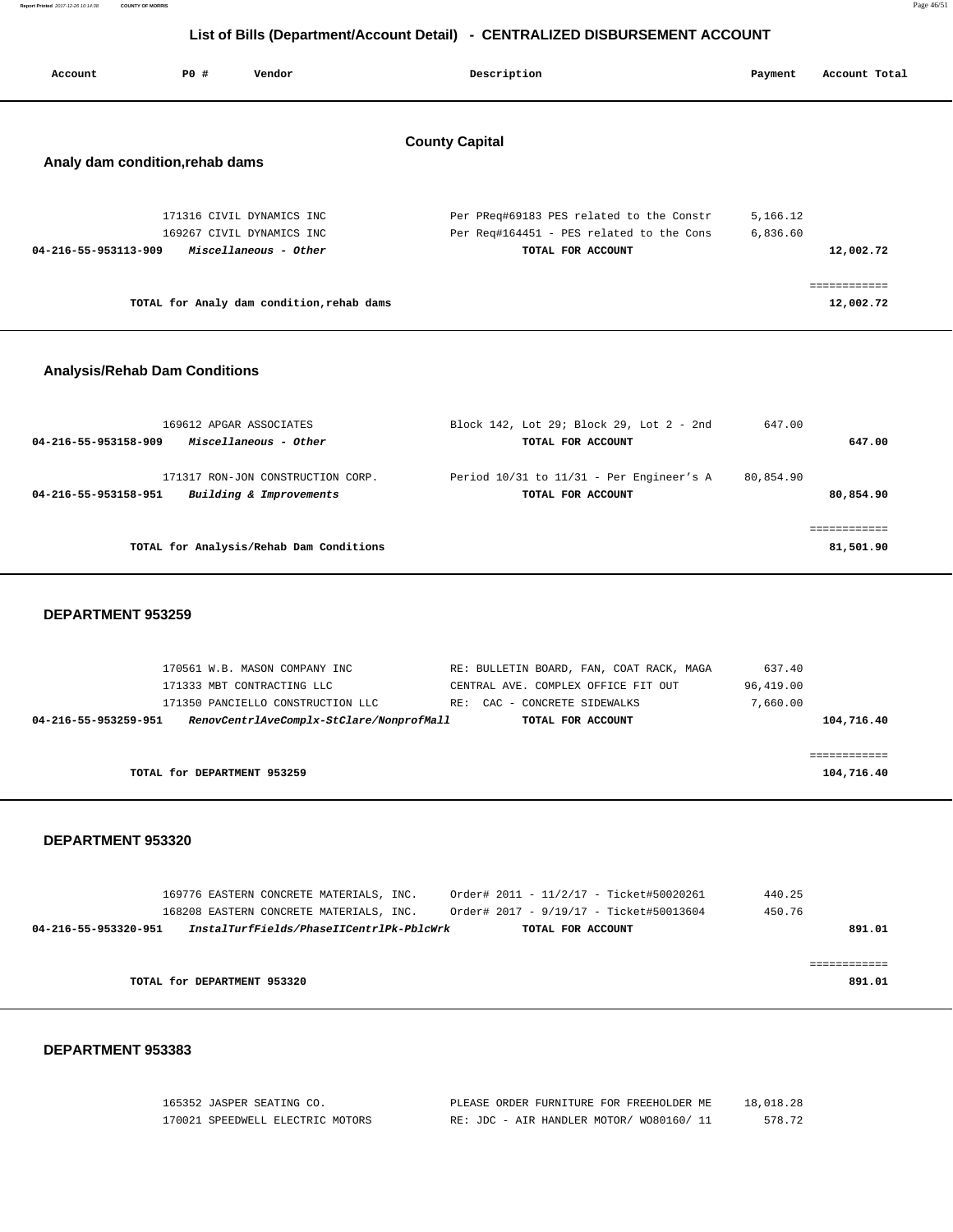# List of Bills (Department/Account Detail) - CENTRALIZED DISBURSEMENT ACCOUNT

| Account | PO # | Vendor | Description | Payment | Account Total |
|---|---|---|---|---|---|

## County Capital

### Analy dam condition,rehab dams

| Account | PO # | Vendor | Description | Payment | Account Total |
|---|---|---|---|---|---|
| | 171316 | CIVIL DYNAMICS INC | Per PReq#69183 PES related to the Constr | 5,166.12 | |
| | 169267 | CIVIL DYNAMICS INC | Per Req#164451 - PES related to the Cons | 6,836.60 | |
| 04-216-55-953113-909 | | *Miscellaneous - Other* | TOTAL FOR ACCOUNT | | 12,002.72 |
| | | | | | ============ |
| | | TOTAL for Analy dam condition,rehab dams | | | 12,002.72 |

### Analysis/Rehab Dam Conditions

| Account | PO # | Vendor | Description | Payment | Account Total |
|---|---|---|---|---|---|
| | 169612 | APGAR ASSOCIATES | Block 142, Lot 29; Block 29, Lot 2 - 2nd | 647.00 | |
| 04-216-55-953158-909 | | *Miscellaneous - Other* | TOTAL FOR ACCOUNT | | 647.00 |
| | 171317 | RON-JON CONSTRUCTION CORP. | Period 10/31 to 11/31 - Per Engineer's A | 80,854.90 | |
| 04-216-55-953158-951 | | *Building & Improvements* | TOTAL FOR ACCOUNT | | 80,854.90 |
| | | | | | ============ |
| | | TOTAL for Analysis/Rehab Dam Conditions | | | 81,501.90 |

### DEPARTMENT 953259

| Account | PO # | Vendor | Description | Payment | Account Total |
|---|---|---|---|---|---|
| | 170561 | W.B. MASON COMPANY INC | RE: BULLETIN BOARD, FAN, COAT RACK, MAGA | 637.40 | |
| | 171333 | MBT CONTRACTING LLC | CENTRAL AVE. COMPLEX OFFICE FIT OUT | 96,419.00 | |
| | 171350 | PANCIELLO CONSTRUCTION LLC | RE: CAC - CONCRETE SIDEWALKS | 7,660.00 | |
| 04-216-55-953259-951 | | *RenovCentrlAveComplx-StClare/NonprofMall* | TOTAL FOR ACCOUNT | | 104,716.40 |
| | | | | | ============ |
| | | TOTAL for DEPARTMENT 953259 | | | 104,716.40 |

### DEPARTMENT 953320

| Account | PO # | Vendor | Description | Payment | Account Total |
|---|---|---|---|---|---|
| | 169776 | EASTERN CONCRETE MATERIALS, INC. | Order# 2011 - 11/2/17 - Ticket#50020261 | 440.25 | |
| | 168208 | EASTERN CONCRETE MATERIALS, INC. | Order# 2017 - 9/19/17 - Ticket#50013604 | 450.76 | |
| 04-216-55-953320-951 | | *InstalTurfFields/PhaseIICentrlPk-PblcWrk* | TOTAL FOR ACCOUNT | | 891.01 |
| | | | | | ============ |
| | | TOTAL for DEPARTMENT 953320 | | | 891.01 |

### DEPARTMENT 953383

| Account | PO # | Vendor | Description | Payment | Account Total |
|---|---|---|---|---|---|
| | 165352 | JASPER SEATING CO. | PLEASE ORDER FURNITURE FOR FREEHOLDER ME | 18,018.28 | |
| | 170021 | SPEEDWELL ELECTRIC MOTORS | RE: JDC - AIR HANDLER MOTOR/ WO80160/ 11 | 578.72 | |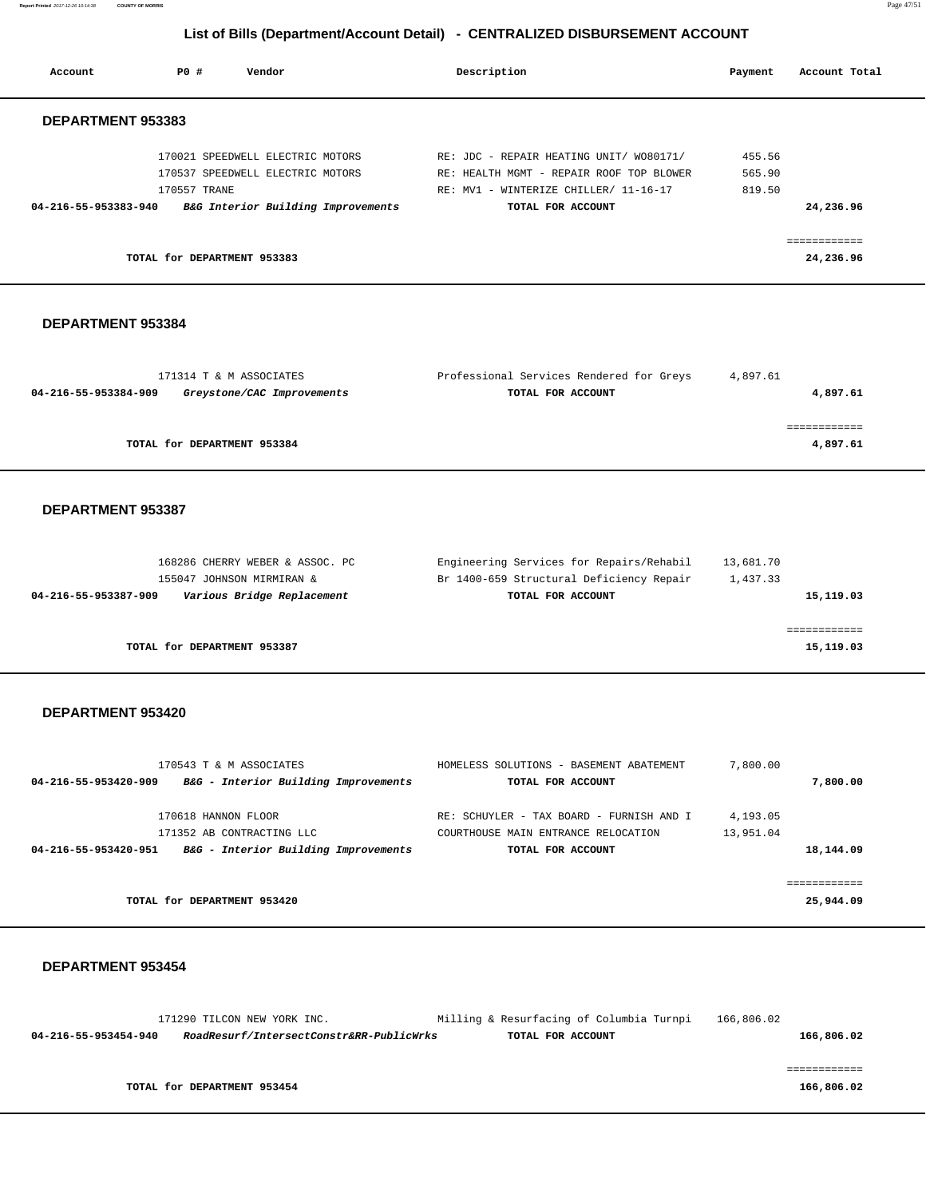# List of Bills (Department/Account Detail) - CENTRALIZED DISBURSEMENT ACCOUNT

| Account | PO # | Vendor | Description | Payment | Account Total |
|---|---|---|---|---|---|

## DEPARTMENT 953383

| Account | PO # | Vendor | Description | Payment | Account Total |
|---|---|---|---|---|---|
| | 170021 | SPEEDWELL ELECTRIC MOTORS | RE: JDC - REPAIR HEATING UNIT/ WO80171/ | 455.56 | |
| | 170537 | SPEEDWELL ELECTRIC MOTORS | RE: HEALTH MGMT - REPAIR ROOF TOP BLOWER | 565.90 | |
| | 170557 | TRANE | RE: MV1 - WINTERIZE CHILLER/ 11-16-17 | 819.50 | |
| **04-216-55-953383-940** | | ***B&G Interior Building Improvements*** | **TOTAL FOR ACCOUNT** | | **24,236.96** |
| | | **TOTAL for DEPARTMENT 953383** | | | **24,236.96** |

## DEPARTMENT 953384

| Account | PO # | Vendor | Description | Payment | Account Total |
|---|---|---|---|---|---|
| | 171314 | T & M ASSOCIATES | Professional Services Rendered for Greys | 4,897.61 | |
| **04-216-55-953384-909** | | ***Greystone/CAC Improvements*** | **TOTAL FOR ACCOUNT** | | **4,897.61** |
| | | **TOTAL for DEPARTMENT 953384** | | | **4,897.61** |

## DEPARTMENT 953387

| Account | PO # | Vendor | Description | Payment | Account Total |
|---|---|---|---|---|---|
| | 168286 | CHERRY WEBER & ASSOC. PC | Engineering Services for Repairs/Rehabil | 13,681.70 | |
| | 155047 | JOHNSON MIRMIRAN & | Br 1400-659 Structural Deficiency Repair | 1,437.33 | |
| **04-216-55-953387-909** | | ***Various Bridge Replacement*** | **TOTAL FOR ACCOUNT** | | **15,119.03** |
| | | **TOTAL for DEPARTMENT 953387** | | | **15,119.03** |

## DEPARTMENT 953420

| Account | PO # | Vendor | Description | Payment | Account Total |
|---|---|---|---|---|---|
| | 170543 | T & M ASSOCIATES | HOMELESS SOLUTIONS - BASEMENT ABATEMENT | 7,800.00 | |
| **04-216-55-953420-909** | | ***B&G - Interior Building Improvements*** | **TOTAL FOR ACCOUNT** | | **7,800.00** |
| | 170618 | HANNON FLOOR | RE: SCHUYLER - TAX BOARD - FURNISH AND I | 4,193.05 | |
| | 171352 | AB CONTRACTING LLC | COURTHOUSE MAIN ENTRANCE RELOCATION | 13,951.04 | |
| **04-216-55-953420-951** | | ***B&G - Interior Building Improvements*** | **TOTAL FOR ACCOUNT** | | **18,144.09** |
| | | **TOTAL for DEPARTMENT 953420** | | | **25,944.09** |

## DEPARTMENT 953454

| Account | PO # | Vendor | Description | Payment | Account Total |
|---|---|---|---|---|---|
| | 171290 | TILCON NEW YORK INC. | Milling & Resurfacing of Columbia Turnpi | 166,806.02 | |
| **04-216-55-953454-940** | | ***RoadResurf/IntersectConstr&RR-PublicWrks*** | **TOTAL FOR ACCOUNT** | | **166,806.02** |
| | | **TOTAL for DEPARTMENT 953454** | | | **166,806.02** |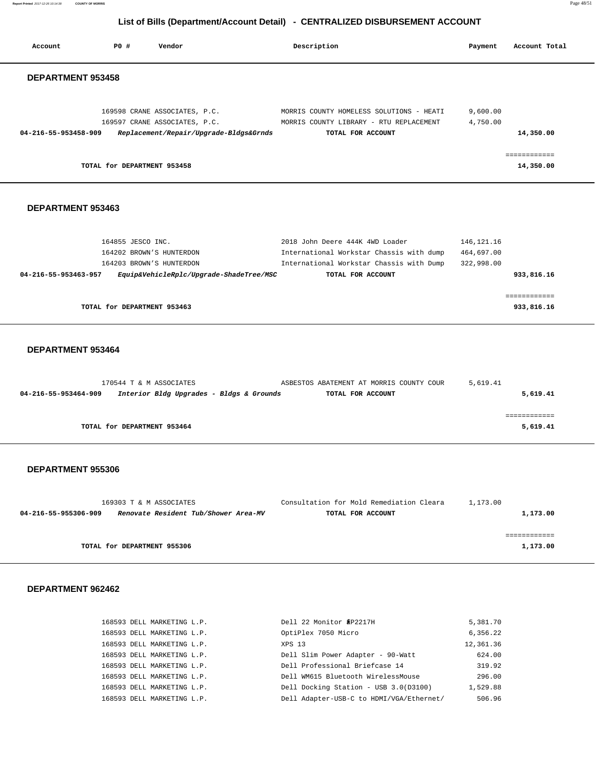## List of Bills (Department/Account Detail) - CENTRALIZED DISBURSEMENT ACCOUNT

| Account | PO # | Vendor | Description | Payment | Account Total |
|---|---|---|---|---|---|

### DEPARTMENT 953458

| Account | PO # | Vendor | Description | Payment | Account Total |
|---|---|---|---|---|---|
| | 169598 | CRANE ASSOCIATES, P.C. | MORRIS COUNTY HOMELESS SOLUTIONS - HEATI | 9,600.00 | |
| | 169597 | CRANE ASSOCIATES, P.C. | MORRIS COUNTY LIBRARY - RTU REPLACEMENT | 4,750.00 | |
| **04-216-55-953458-909** | | ***Replacement/Repair/Upgrade-Bldgs&Grnds*** | **TOTAL FOR ACCOUNT** | | **14,350.00** |

**TOTAL for DEPARTMENT 953458** ============ **14,350.00**

### DEPARTMENT 953463

| Account | PO # | Vendor | Description | Payment | Account Total |
|---|---|---|---|---|---|
| | 164855 | JESCO INC. | 2018 John Deere 444K 4WD Loader | 146,121.16 | |
| | 164202 | BROWN'S HUNTERDON | International Workstar Chassis with dump | 464,697.00 | |
| | 164203 | BROWN'S HUNTERDON | International Workstar Chassis with Dump | 322,998.00 | |
| **04-216-55-953463-957** | | ***Equip&VehicleRplc/Upgrade-ShadeTree/MSC*** | **TOTAL FOR ACCOUNT** | | **933,816.16** |

**TOTAL for DEPARTMENT 953463** ============ **933,816.16**

### DEPARTMENT 953464

| Account | PO # | Vendor | Description | Payment | Account Total |
|---|---|---|---|---|---|
| | 170544 | T & M ASSOCIATES | ASBESTOS ABATEMENT AT MORRIS COUNTY COUR | 5,619.41 | |
| **04-216-55-953464-909** | | ***Interior Bldg Upgrades - Bldgs & Grounds*** | **TOTAL FOR ACCOUNT** | | **5,619.41** |

**TOTAL for DEPARTMENT 953464** ============ **5,619.41**

### DEPARTMENT 955306

| Account | PO # | Vendor | Description | Payment | Account Total |
|---|---|---|---|---|---|
| | 169303 | T & M ASSOCIATES | Consultation for Mold Remediation Cleara | 1,173.00 | |
| **04-216-55-955306-909** | | ***Renovate Resident Tub/Shower Area-MV*** | **TOTAL FOR ACCOUNT** | | **1,173.00** |

**TOTAL for DEPARTMENT 955306** ============ **1,173.00**

### DEPARTMENT 962462

| Account | PO # | Vendor | Description | Payment | Account Total |
|---|---|---|---|---|---|
| | 168593 | DELL MARKETING L.P. | Dell 22 Monitor P2217H | 5,381.70 | |
| | 168593 | DELL MARKETING L.P. | OptiPlex 7050 Micro | 6,356.22 | |
| | 168593 | DELL MARKETING L.P. | XPS 13 | 12,361.36 | |
| | 168593 | DELL MARKETING L.P. | Dell Slim Power Adapter - 90-Watt | 624.00 | |
| | 168593 | DELL MARKETING L.P. | Dell Professional Briefcase 14 | 319.92 | |
| | 168593 | DELL MARKETING L.P. | Dell WM615 Bluetooth WirelessMouse | 296.00 | |
| | 168593 | DELL MARKETING L.P. | Dell Docking Station - USB 3.0(D3100) | 1,529.88 | |
| | 168593 | DELL MARKETING L.P. | Dell Adapter-USB-C to HDMI/VGA/Ethernet/ | 506.96 | |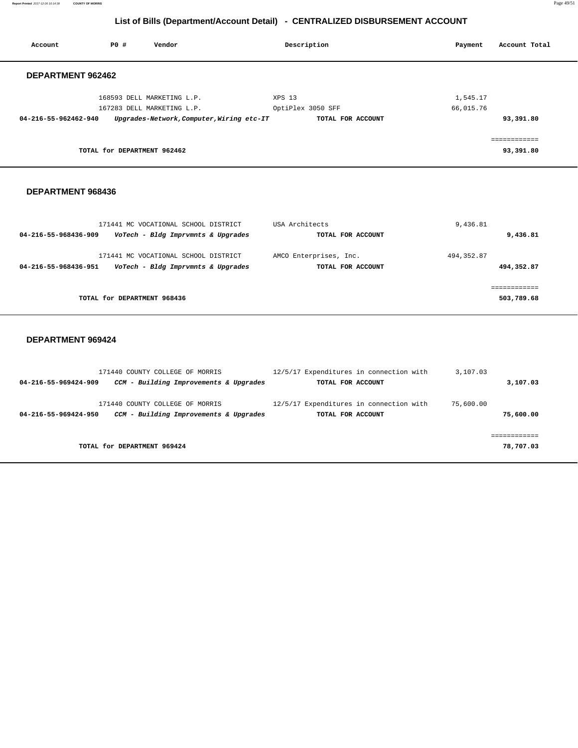# List of Bills (Department/Account Detail) - CENTRALIZED DISBURSEMENT ACCOUNT

| Account | PO # | Vendor | Description | Payment | Account Total |
|---|---|---|---|---|---|

## DEPARTMENT 962462

| Account | PO # | Vendor | Description | Payment | Account Total |
|---|---|---|---|---|---|
| | 168593 | DELL MARKETING L.P. | XPS 13 | 1,545.17 | |
| | 167283 | DELL MARKETING L.P. | OptiPlex 3050 SFF | 66,015.76 | |
| **04-216-55-962462-940** | | ***Upgrades-Network,Computer,Wiring etc-IT*** | **TOTAL FOR ACCOUNT** | | **93,391.80** |
| | | | | | ============ |
| | **TOTAL for DEPARTMENT 962462** | | | | **93,391.80** |

## DEPARTMENT 968436

| Account | PO # | Vendor | Description | Payment | Account Total |
|---|---|---|---|---|---|
| | 171441 | MC VOCATIONAL SCHOOL DISTRICT | USA Architects | 9,436.81 | |
| **04-216-55-968436-909** | | ***VoTech - Bldg Imprvmnts & Upgrades*** | **TOTAL FOR ACCOUNT** | | **9,436.81** |
| | 171441 | MC VOCATIONAL SCHOOL DISTRICT | AMCO Enterprises, Inc. | 494,352.87 | |
| **04-216-55-968436-951** | | ***VoTech - Bldg Imprvmnts & Upgrades*** | **TOTAL FOR ACCOUNT** | | **494,352.87** |
| | | | | | ============ |
| | **TOTAL for DEPARTMENT 968436** | | | | **503,789.68** |

## DEPARTMENT 969424

| Account | PO # | Vendor | Description | Payment | Account Total |
|---|---|---|---|---|---|
| | 171440 | COUNTY COLLEGE OF MORRIS | 12/5/17 Expenditures in connection with | 3,107.03 | |
| **04-216-55-969424-909** | | ***CCM - Building Improvements & Upgrades*** | **TOTAL FOR ACCOUNT** | | **3,107.03** |
| | 171440 | COUNTY COLLEGE OF MORRIS | 12/5/17 Expenditures in connection with | 75,600.00 | |
| **04-216-55-969424-950** | | ***CCM - Building Improvements & Upgrades*** | **TOTAL FOR ACCOUNT** | | **75,600.00** |
| | | | | | ============ |
| | **TOTAL for DEPARTMENT 969424** | | | | **78,707.03** |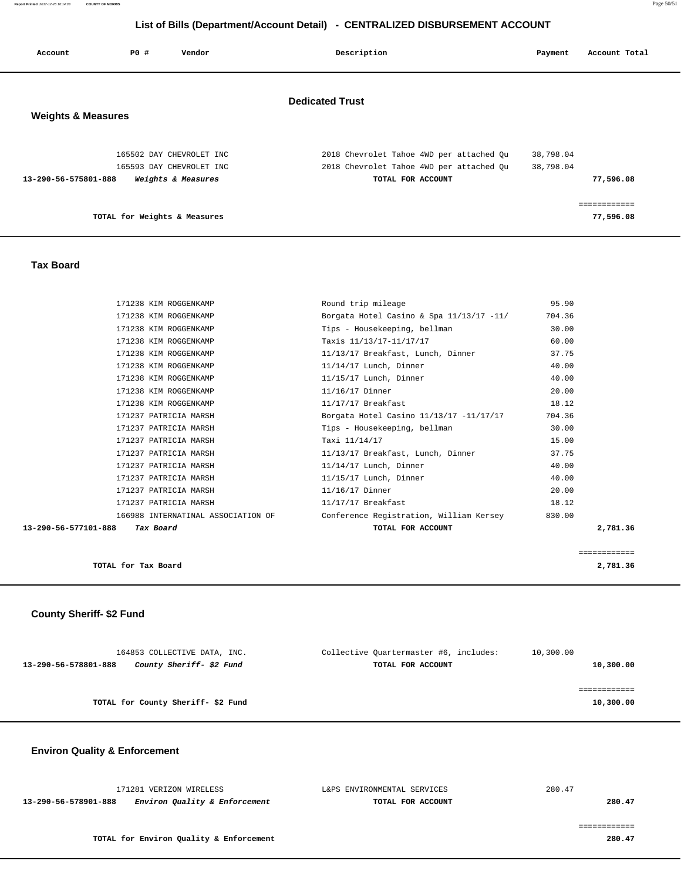# List of Bills (Department/Account Detail) - CENTRALIZED DISBURSEMENT ACCOUNT

| Account | PO # | Vendor | Description | Payment | Account Total |
|---|---|---|---|---|---|

## Dedicated Trust

### Weights & Measures

| Account | PO # | Vendor | Description | Payment | Account Total |
|---|---|---|---|---|---|
| | 165502 | DAY CHEVROLET INC | 2018 Chevrolet Tahoe 4WD per attached Qu | 38,798.04 | |
| | 165593 | DAY CHEVROLET INC | 2018 Chevrolet Tahoe 4WD per attached Qu | 38,798.04 | |
| **13-290-56-575801-888** | | ***Weights & Measures*** | **TOTAL FOR ACCOUNT** | | **77,596.08** |
| | | **TOTAL for Weights & Measures** | | | **77,596.08** |

### Tax Board

| Account | PO # | Vendor | Description | Payment | Account Total |
|---|---|---|---|---|---|
| | 171238 | KIM ROGGENKAMP | Round trip mileage | 95.90 | |
| | 171238 | KIM ROGGENKAMP | Borgata Hotel Casino & Spa 11/13/17 -11/ | 704.36 | |
| | 171238 | KIM ROGGENKAMP | Tips - Housekeeping, bellman | 30.00 | |
| | 171238 | KIM ROGGENKAMP | Taxis 11/13/17-11/17/17 | 60.00 | |
| | 171238 | KIM ROGGENKAMP | 11/13/17 Breakfast, Lunch, Dinner | 37.75 | |
| | 171238 | KIM ROGGENKAMP | 11/14/17 Lunch, Dinner | 40.00 | |
| | 171238 | KIM ROGGENKAMP | 11/15/17 Lunch, Dinner | 40.00 | |
| | 171238 | KIM ROGGENKAMP | 11/16/17 Dinner | 20.00 | |
| | 171238 | KIM ROGGENKAMP | 11/17/17 Breakfast | 18.12 | |
| | 171237 | PATRICIA MARSH | Borgata Hotel Casino 11/13/17 -11/17/17 | 704.36 | |
| | 171237 | PATRICIA MARSH | Tips - Housekeeping, bellman | 30.00 | |
| | 171237 | PATRICIA MARSH | Taxi 11/14/17 | 15.00 | |
| | 171237 | PATRICIA MARSH | 11/13/17 Breakfast, Lunch, Dinner | 37.75 | |
| | 171237 | PATRICIA MARSH | 11/14/17 Lunch, Dinner | 40.00 | |
| | 171237 | PATRICIA MARSH | 11/15/17 Lunch, Dinner | 40.00 | |
| | 171237 | PATRICIA MARSH | 11/16/17 Dinner | 20.00 | |
| | 171237 | PATRICIA MARSH | 11/17/17 Breakfast | 18.12 | |
| | 166988 | INTERNATINAL ASSOCIATION OF | Conference Registration, William Kersey | 830.00 | |
| **13-290-56-577101-888** | | ***Tax Board*** | **TOTAL FOR ACCOUNT** | | **2,781.36** |
| | | **TOTAL for Tax Board** | | | **2,781.36** |

### County Sheriff- $2 Fund

| Account | PO # | Vendor | Description | Payment | Account Total |
|---|---|---|---|---|---|
| | 164853 | COLLECTIVE DATA, INC. | Collective Quartermaster #6, includes: | 10,300.00 | |
| **13-290-56-578801-888** | | ***County Sheriff- $2 Fund*** | **TOTAL FOR ACCOUNT** | | **10,300.00** |
| | | **TOTAL for County Sheriff- $2 Fund** | | | **10,300.00** |

### Environ Quality & Enforcement

| Account | PO # | Vendor | Description | Payment | Account Total |
|---|---|---|---|---|---|
| | 171281 | VERIZON WIRELESS | L&PS ENVIRONMENTAL SERVICES | 280.47 | |
| **13-290-56-578901-888** | | ***Environ Quality & Enforcement*** | **TOTAL FOR ACCOUNT** | | **280.47** |
| | | **TOTAL for Environ Quality & Enforcement** | | | **280.47** |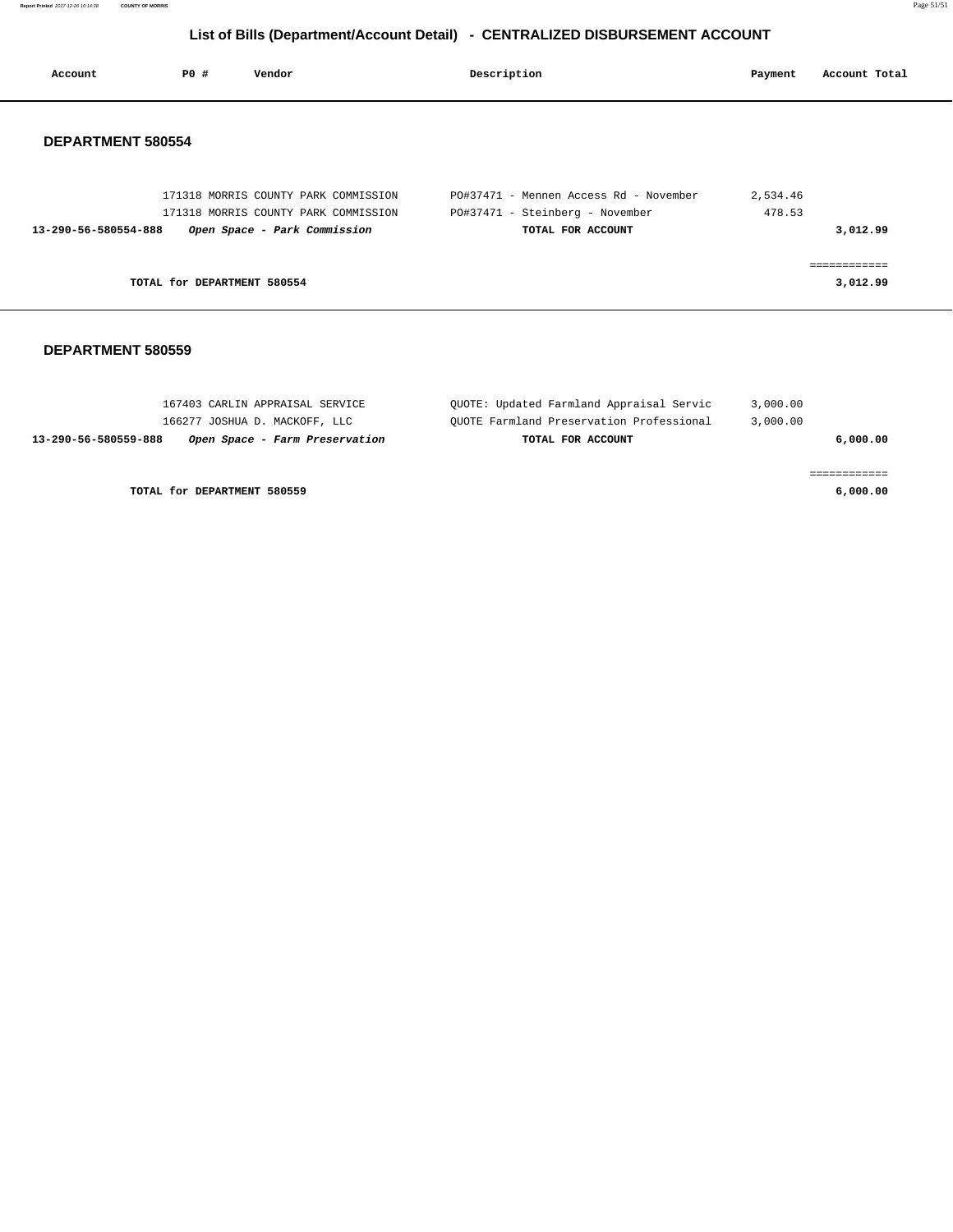# List of Bills (Department/Account Detail) - CENTRALIZED DISBURSEMENT ACCOUNT

| Account | PO # | Vendor | Description | Payment | Account Total |
|---|---|---|---|---|---|

## DEPARTMENT 580554

| | | | | | |
|---|---|---|---|---|---|
| | 171318 | MORRIS COUNTY PARK COMMISSION | PO#37471 - Mennen Access Rd - November | 2,534.46 | |
| | 171318 | MORRIS COUNTY PARK COMMISSION | PO#37471 - Steinberg - November | 478.53 | |
| **13-290-56-580554-888** | | ***Open Space - Park Commission*** | **TOTAL FOR ACCOUNT** | | **3,012.99** |

============

**TOTAL for DEPARTMENT 580554** **3,012.99**

## DEPARTMENT 580559

| | | | | | |
|---|---|---|---|---|---|
| | 167403 | CARLIN APPRAISAL SERVICE | QUOTE: Updated Farmland Appraisal Servic | 3,000.00 | |
| | 166277 | JOSHUA D. MACKOFF, LLC | QUOTE Farmland Preservation Professional | 3,000.00 | |
| **13-290-56-580559-888** | | ***Open Space - Farm Preservation*** | **TOTAL FOR ACCOUNT** | | **6,000.00** |

============

**TOTAL for DEPARTMENT 580559** **6,000.00**